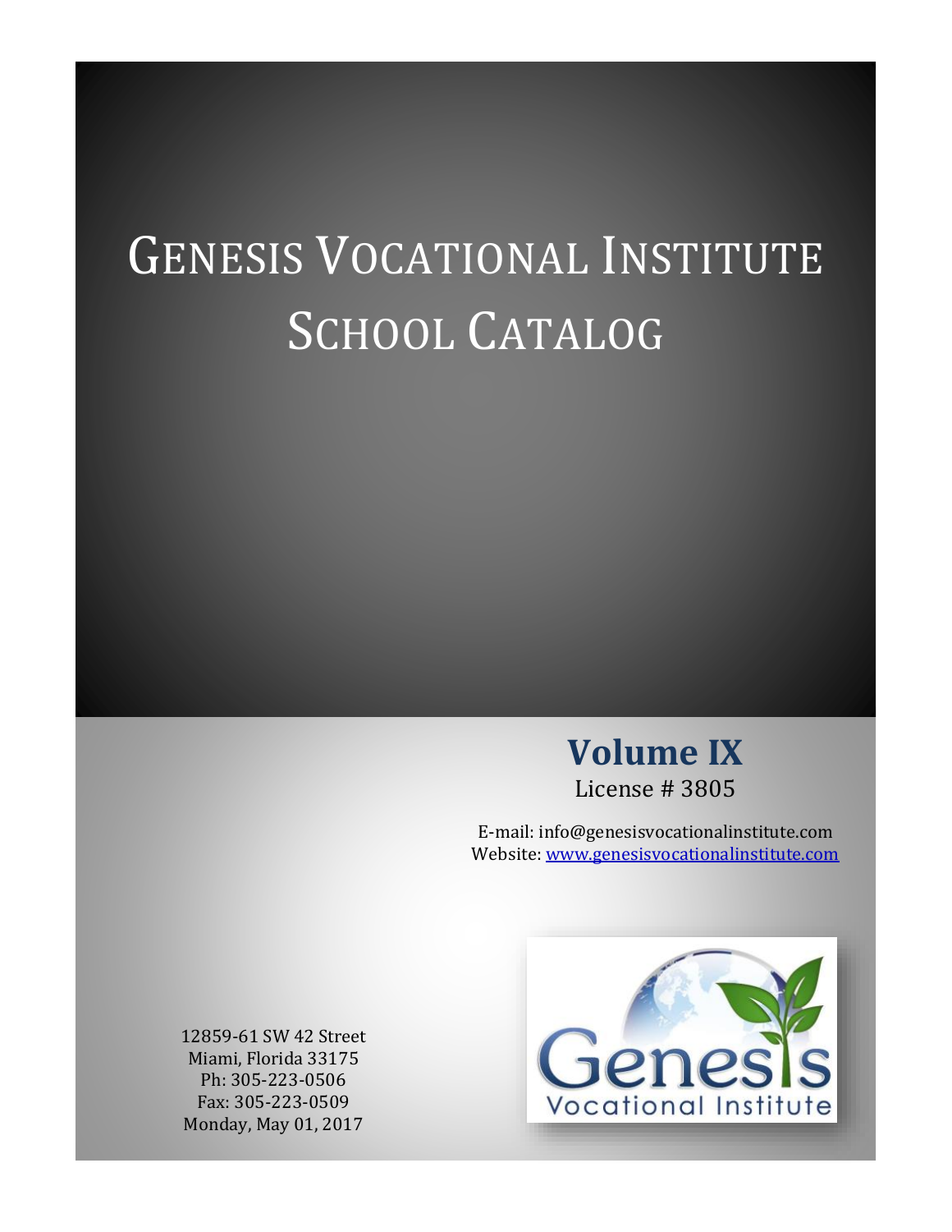# Genesis Vocational Institute School Catalog

## Volume IX

License # 3805

E-mail: info@genesisvocationalinstitute.com
Website: www.genesisvocationalinstitute.com

12859-61 SW 42 Street
Miami, Florida 33175
Ph: 305-223-0506
Fax: 305-223-0509
Monday, May 01, 2017

Genesis Vocational Institute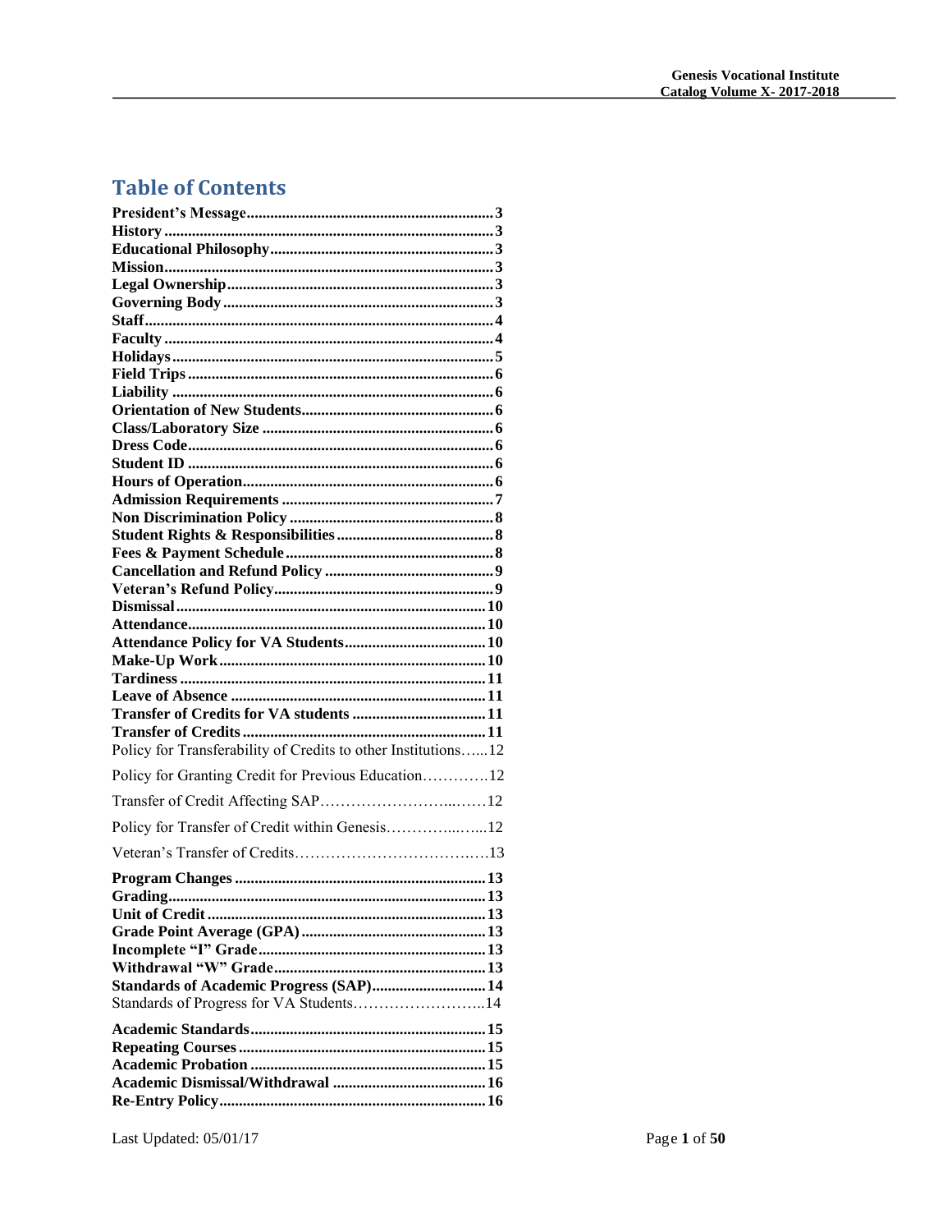## Table of Contents

**President's Message** ........ 3
**History** ........ 3
**Educational Philosophy** ........ 3
**Mission** ........ 3
**Legal Ownership** ........ 3
**Governing Body** ........ 3
**Staff** ........ 4
**Faculty** ........ 4
**Holidays** ........ 5
**Field Trips** ........ 6
**Liability** ........ 6
**Orientation of New Students** ........ 6
**Class/Laboratory Size** ........ 6
**Dress Code** ........ 6
**Student ID** ........ 6
**Hours of Operation** ........ 6
**Admission Requirements** ........ 7
**Non Discrimination Policy** ........ 8
**Student Rights & Responsibilities** ........ 8
**Fees & Payment Schedule** ........ 8
**Cancellation and Refund Policy** ........ 9
**Veteran's Refund Policy** ........ 9
**Dismissal** ........ 10
**Attendance** ........ 10
**Attendance Policy for VA Students** ........ 10
**Make-Up Work** ........ 10
**Tardiness** ........ 11
**Leave of Absence** ........ 11
**Transfer of Credits for VA students** ........ 11
**Transfer of Credits** ........ 11
Policy for Transferability of Credits to other Institutions ........ 12
Policy for Granting Credit for Previous Education ........ 12
Transfer of Credit Affecting SAP ........ 12
Policy for Transfer of Credit within Genesis ........ 12
Veteran's Transfer of Credits ........ 13
**Program Changes** ........ 13
**Grading** ........ 13
**Unit of Credit** ........ 13
**Grade Point Average (GPA)** ........ 13
**Incomplete "I" Grade** ........ 13
**Withdrawal "W" Grade** ........ 13
**Standards of Academic Progress (SAP)** ........ 14
Standards of Progress for VA Students ........ 14
**Academic Standards** ........ 15
**Repeating Courses** ........ 15
**Academic Probation** ........ 15
**Academic Dismissal/Withdrawal** ........ 16
**Re-Entry Policy** ........ 16

Last Updated: 05/01/17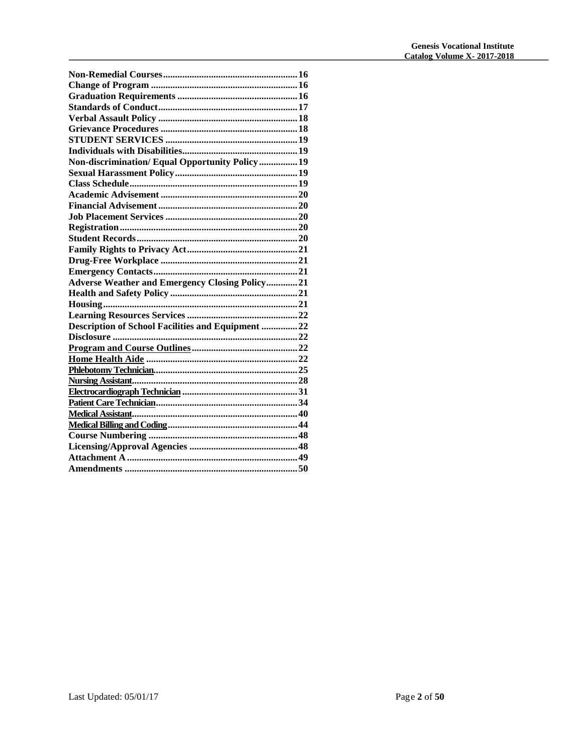**Non-Remedial Courses........................................................ 16**
**Change of Program ............................................................ 16**
**Graduation Requirements .................................................. 16**
**Standards of Conduct.......................................................... 17**
**Verbal Assault Policy .......................................................... 18**
**Grievance Procedures ........................................................ 18**
**STUDENT SERVICES ....................................................... 19**
**Individuals with Disabilities............................................... 19**
**Non-discrimination/ Equal Opportunity Policy ................ 19**
**Sexual Harassment Policy................................................... 19**
**Class Schedule..................................................................... 19**
**Academic Advisement ........................................................ 20**
**Financial Advisement ......................................................... 20**
**Job Placement Services ....................................................... 20**
**Registration......................................................................... 20**
**Student Records.................................................................. 20**
**Family Rights to Privacy Act............................................. 21**
**Drug-Free Workplace ........................................................ 21**
**Emergency Contacts........................................................... 21**
**Adverse Weather and Emergency Closing Policy............. 21**
**Health and Safety Policy .................................................... 21**
**Housing................................................................................ 21**
**Learning Resources Services ............................................. 22**
**Description of School Facilities and Equipment ............... 22**
**Disclosure ............................................................................ 22**
**Program and Course Outlines........................................... 22**
**Home Health Aide .............................................................. 22**
**Phlebotomy Technician........................................................... 25**
**Nursing Assistant.................................................................... 28**
**Electrocardiograph Technician ............................................... 31**
**Patient Care Technician.......................................................... 34**
**Medical Assistant.................................................................... 40**
**Medical Billing and Coding..................................................... 44**
**Course Numbering ............................................................. 48**
**Licensing/Approval Agencies ............................................ 48**
**Attachment A ...................................................................... 49**
**Amendments ....................................................................... 50**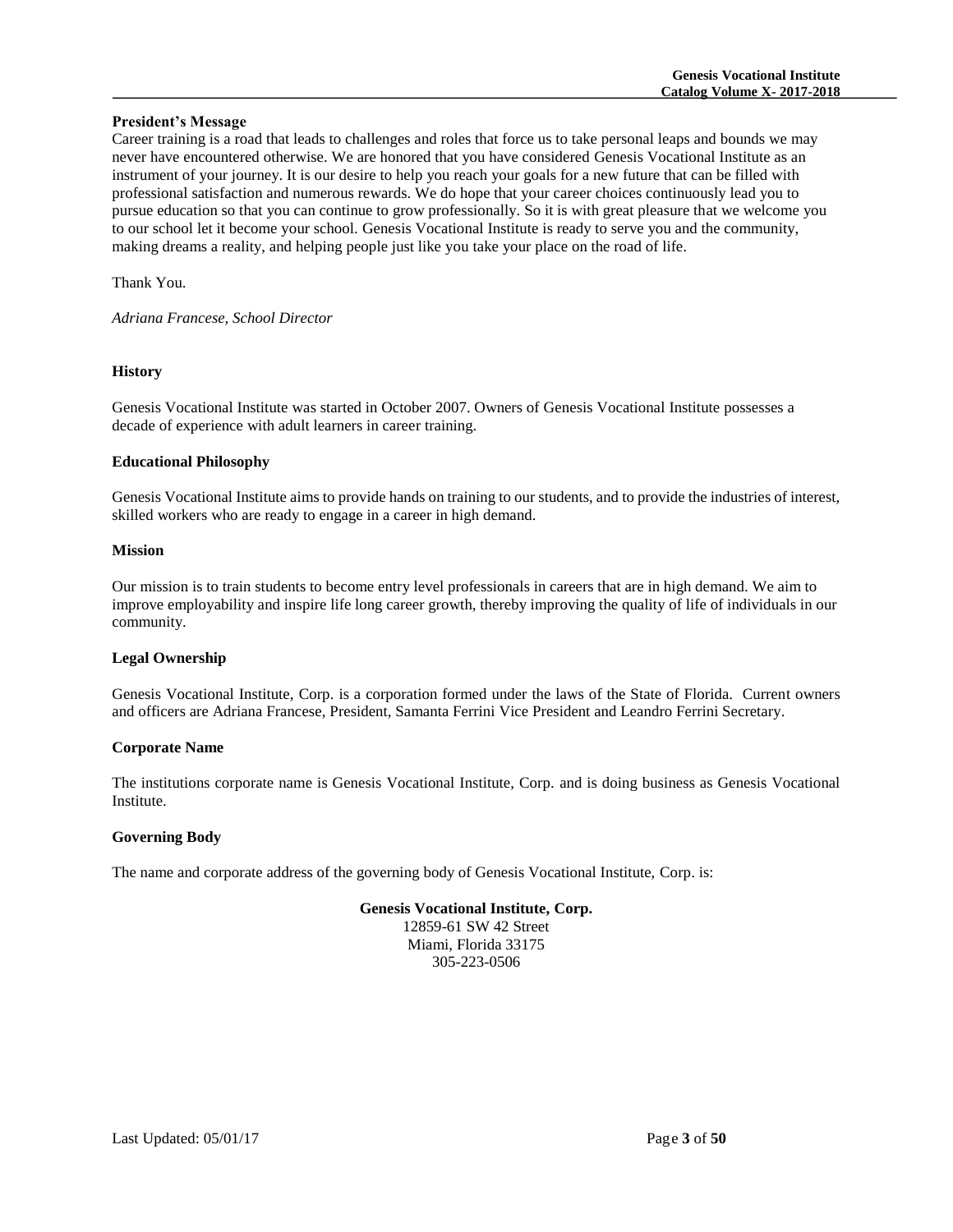## President's Message

Career training is a road that leads to challenges and roles that force us to take personal leaps and bounds we may never have encountered otherwise. We are honored that you have considered Genesis Vocational Institute as an instrument of your journey. It is our desire to help you reach your goals for a new future that can be filled with professional satisfaction and numerous rewards. We do hope that your career choices continuously lead you to pursue education so that you can continue to grow professionally. So it is with great pleasure that we welcome you to our school let it become your school. Genesis Vocational Institute is ready to serve you and the community, making dreams a reality, and helping people just like you take your place on the road of life.

Thank You.

*Adriana Francese, School Director*

## History

Genesis Vocational Institute was started in October 2007. Owners of Genesis Vocational Institute possesses a decade of experience with adult learners in career training.

## Educational Philosophy

Genesis Vocational Institute aims to provide hands on training to our students, and to provide the industries of interest, skilled workers who are ready to engage in a career in high demand.

## Mission

Our mission is to train students to become entry level professionals in careers that are in high demand. We aim to improve employability and inspire life long career growth, thereby improving the quality of life of individuals in our community.

## Legal Ownership

Genesis Vocational Institute, Corp. is a corporation formed under the laws of the State of Florida. Current owners and officers are Adriana Francese, President, Samanta Ferrini Vice President and Leandro Ferrini Secretary.

## Corporate Name

The institutions corporate name is Genesis Vocational Institute, Corp. and is doing business as Genesis Vocational Institute.

## Governing Body

The name and corporate address of the governing body of Genesis Vocational Institute, Corp. is:

**Genesis Vocational Institute, Corp.**
12859-61 SW 42 Street
Miami, Florida 33175
305-223-0506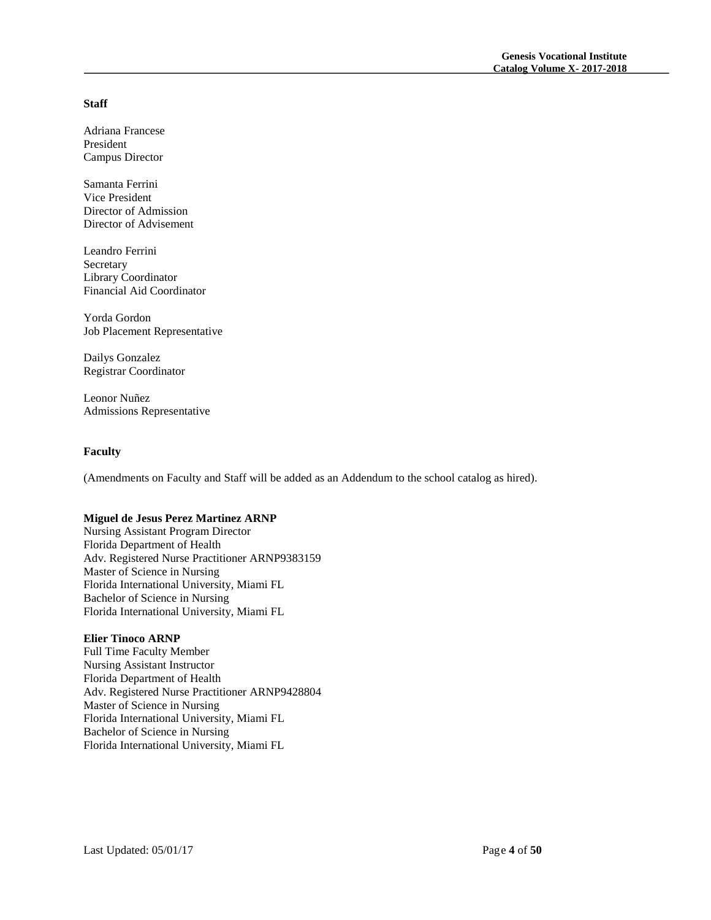## Staff

Adriana Francese
President
Campus Director

Samanta Ferrini
Vice President
Director of Admission
Director of Advisement

Leandro Ferrini
Secretary
Library Coordinator
Financial Aid Coordinator

Yorda Gordon
Job Placement Representative

Dailys Gonzalez
Registrar Coordinator

Leonor Nuñez
Admissions Representative

## Faculty

(Amendments on Faculty and Staff will be added as an Addendum to the school catalog as hired).

**Miguel de Jesus Perez Martinez ARNP**
Nursing Assistant Program Director
Florida Department of Health
Adv. Registered Nurse Practitioner ARNP9383159
Master of Science in Nursing
Florida International University, Miami FL
Bachelor of Science in Nursing
Florida International University, Miami FL

**Elier Tinoco ARNP**
Full Time Faculty Member
Nursing Assistant Instructor
Florida Department of Health
Adv. Registered Nurse Practitioner ARNP9428804
Master of Science in Nursing
Florida International University, Miami FL
Bachelor of Science in Nursing
Florida International University, Miami FL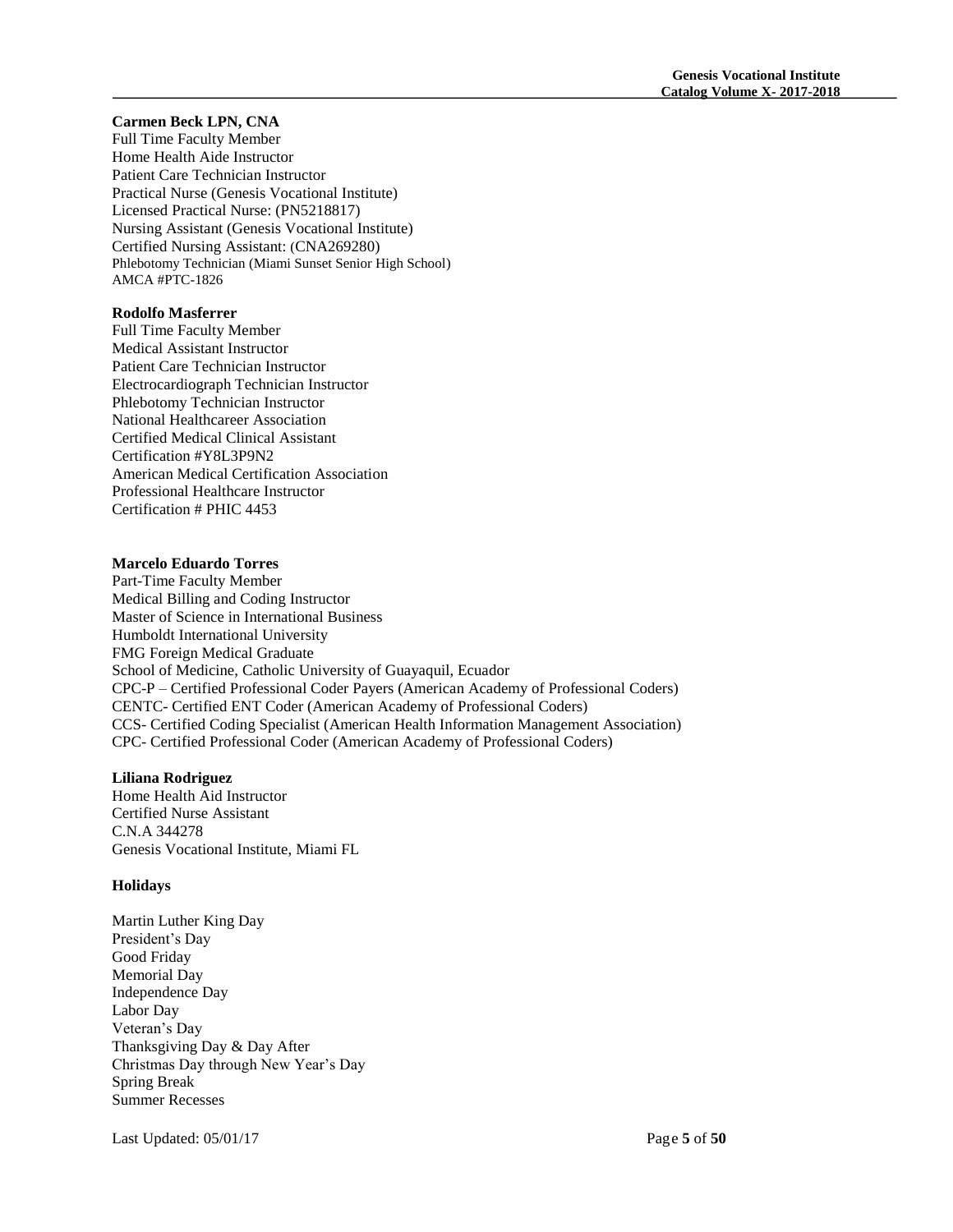**Carmen Beck LPN, CNA**
Full Time Faculty Member
Home Health Aide Instructor
Patient Care Technician Instructor
Practical Nurse (Genesis Vocational Institute)
Licensed Practical Nurse: (PN5218817)
Nursing Assistant (Genesis Vocational Institute)
Certified Nursing Assistant: (CNA269280)
Phlebotomy Technician (Miami Sunset Senior High School)
AMCA #PTC-1826

**Rodolfo Masferrer**
Full Time Faculty Member
Medical Assistant Instructor
Patient Care Technician Instructor
Electrocardiograph Technician Instructor
Phlebotomy Technician Instructor
National Healthcareer Association
Certified Medical Clinical Assistant
Certification #Y8L3P9N2
American Medical Certification Association
Professional Healthcare Instructor
Certification # PHIC 4453

**Marcelo Eduardo Torres**
Part-Time Faculty Member
Medical Billing and Coding Instructor
Master of Science in International Business
Humboldt International University
FMG Foreign Medical Graduate
School of Medicine, Catholic University of Guayaquil, Ecuador
CPC-P – Certified Professional Coder Payers (American Academy of Professional Coders)
CENTC- Certified ENT Coder (American Academy of Professional Coders)
CCS- Certified Coding Specialist (American Health Information Management Association)
CPC- Certified Professional Coder (American Academy of Professional Coders)

**Liliana Rodriguez**
Home Health Aid Instructor
Certified Nurse Assistant
C.N.A 344278
Genesis Vocational Institute, Miami FL

**Holidays**

Martin Luther King Day
President's Day
Good Friday
Memorial Day
Independence Day
Labor Day
Veteran's Day
Thanksgiving Day & Day After
Christmas Day through New Year's Day
Spring Break
Summer Recesses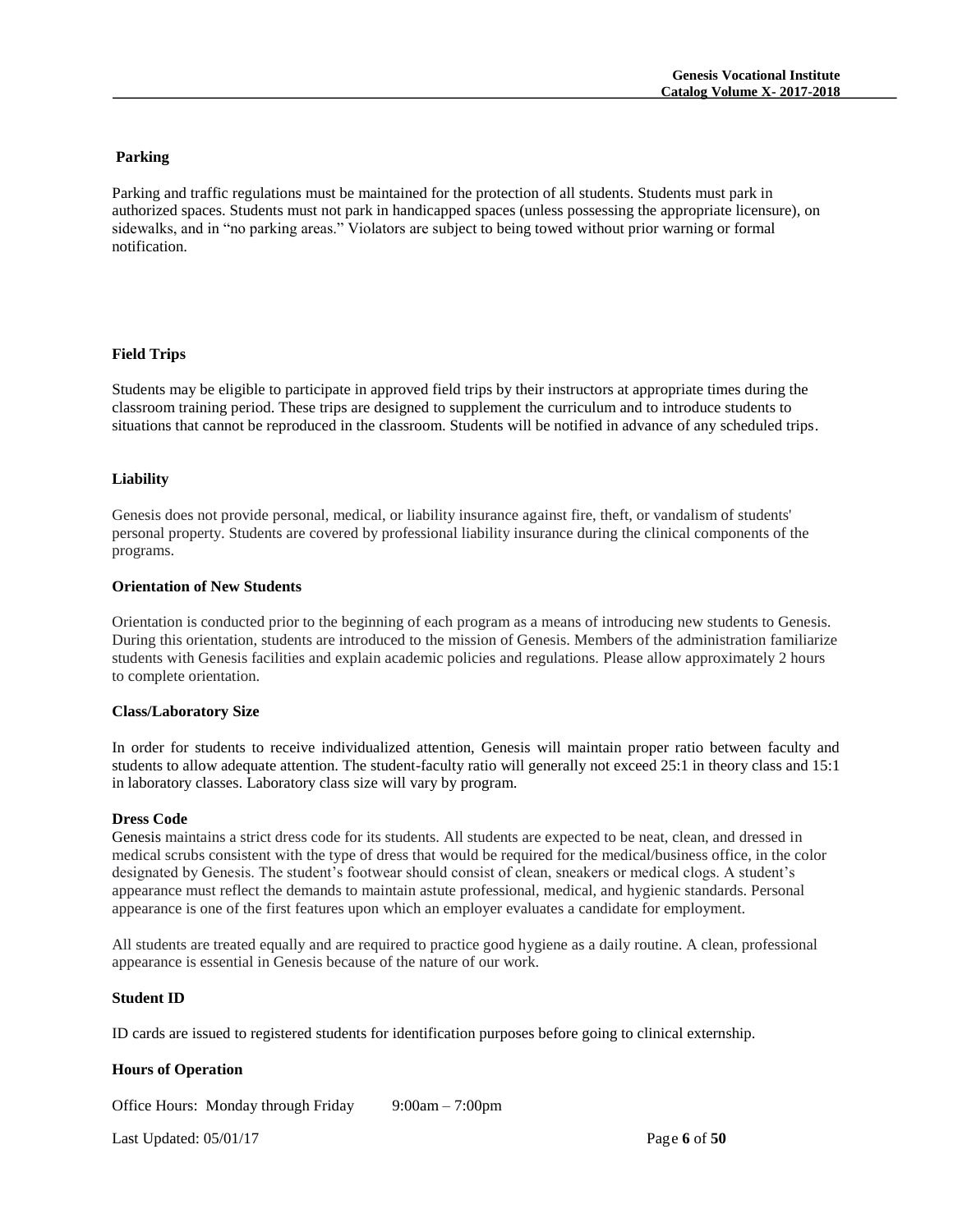**Parking**

Parking and traffic regulations must be maintained for the protection of all students. Students must park in authorized spaces. Students must not park in handicapped spaces (unless possessing the appropriate licensure), on sidewalks, and in "no parking areas." Violators are subject to being towed without prior warning or formal notification.

**Field Trips**

Students may be eligible to participate in approved field trips by their instructors at appropriate times during the classroom training period. These trips are designed to supplement the curriculum and to introduce students to situations that cannot be reproduced in the classroom. Students will be notified in advance of any scheduled trips.

**Liability**

Genesis does not provide personal, medical, or liability insurance against fire, theft, or vandalism of students' personal property. Students are covered by professional liability insurance during the clinical components of the programs.

**Orientation of New Students**

Orientation is conducted prior to the beginning of each program as a means of introducing new students to Genesis. During this orientation, students are introduced to the mission of Genesis. Members of the administration familiarize students with Genesis facilities and explain academic policies and regulations. Please allow approximately 2 hours to complete orientation.

**Class/Laboratory Size**

In order for students to receive individualized attention, Genesis will maintain proper ratio between faculty and students to allow adequate attention. The student-faculty ratio will generally not exceed 25:1 in theory class and 15:1 in laboratory classes. Laboratory class size will vary by program.

**Dress Code**

Genesis maintains a strict dress code for its students. All students are expected to be neat, clean, and dressed in medical scrubs consistent with the type of dress that would be required for the medical/business office, in the color designated by Genesis. The student's footwear should consist of clean, sneakers or medical clogs. A student's appearance must reflect the demands to maintain astute professional, medical, and hygienic standards. Personal appearance is one of the first features upon which an employer evaluates a candidate for employment.

All students are treated equally and are required to practice good hygiene as a daily routine. A clean, professional appearance is essential in Genesis because of the nature of our work.

**Student ID**

ID cards are issued to registered students for identification purposes before going to clinical externship.

**Hours of Operation**

Office Hours: Monday through Friday 9:00am – 7:00pm

Last Updated: 05/01/17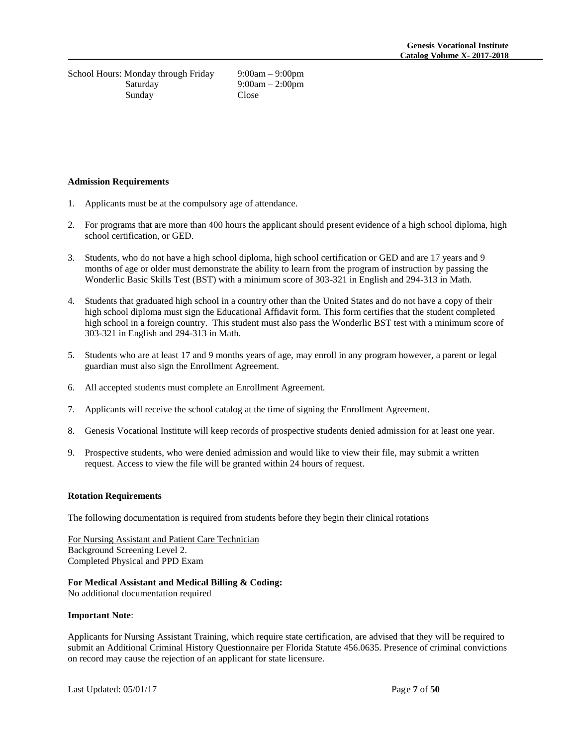School Hours: Monday through Friday 9:00am – 9:00pm
Saturday 9:00am – 2:00pm
Sunday Close

**Admission Requirements**

1. Applicants must be at the compulsory age of attendance.
2. For programs that are more than 400 hours the applicant should present evidence of a high school diploma, high school certification, or GED.
3. Students, who do not have a high school diploma, high school certification or GED and are 17 years and 9 months of age or older must demonstrate the ability to learn from the program of instruction by passing the Wonderlic Basic Skills Test (BST) with a minimum score of 303-321 in English and 294-313 in Math.
4. Students that graduated high school in a country other than the United States and do not have a copy of their high school diploma must sign the Educational Affidavit form. This form certifies that the student completed high school in a foreign country. This student must also pass the Wonderlic BST test with a minimum score of 303-321 in English and 294-313 in Math.
5. Students who are at least 17 and 9 months years of age, may enroll in any program however, a parent or legal guardian must also sign the Enrollment Agreement.
6. All accepted students must complete an Enrollment Agreement.
7. Applicants will receive the school catalog at the time of signing the Enrollment Agreement.
8. Genesis Vocational Institute will keep records of prospective students denied admission for at least one year.
9. Prospective students, who were denied admission and would like to view their file, may submit a written request. Access to view the file will be granted within 24 hours of request.

**Rotation Requirements**

The following documentation is required from students before they begin their clinical rotations

For Nursing Assistant and Patient Care Technician
Background Screening Level 2.
Completed Physical and PPD Exam

**For Medical Assistant and Medical Billing & Coding:**
No additional documentation required

**Important Note**:

Applicants for Nursing Assistant Training, which require state certification, are advised that they will be required to submit an Additional Criminal History Questionnaire per Florida Statute 456.0635. Presence of criminal convictions on record may cause the rejection of an applicant for state licensure.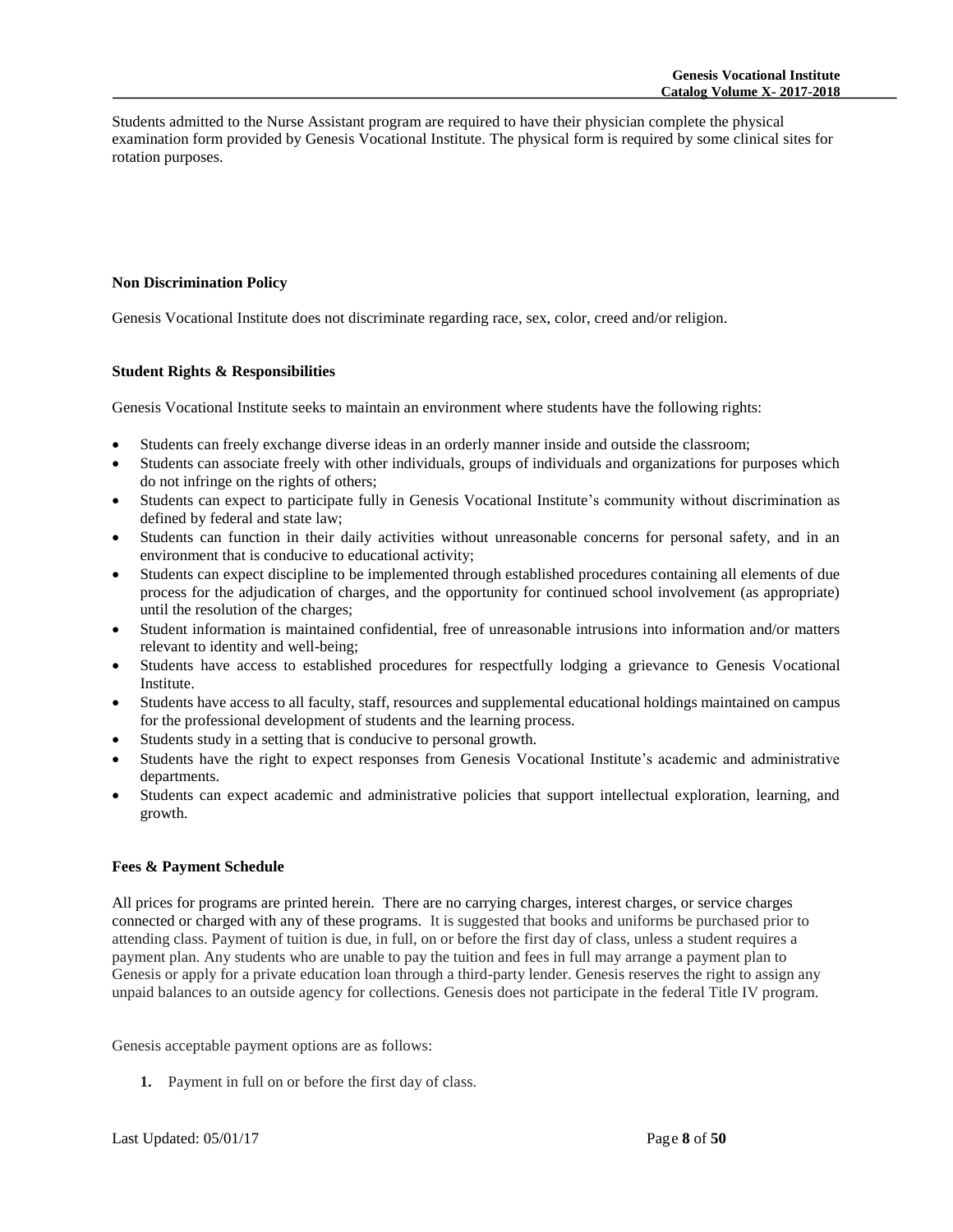Students admitted to the Nurse Assistant program are required to have their physician complete the physical examination form provided by Genesis Vocational Institute. The physical form is required by some clinical sites for rotation purposes.

**Non Discrimination Policy**

Genesis Vocational Institute does not discriminate regarding race, sex, color, creed and/or religion.

**Student Rights & Responsibilities**

Genesis Vocational Institute seeks to maintain an environment where students have the following rights:

- Students can freely exchange diverse ideas in an orderly manner inside and outside the classroom;
- Students can associate freely with other individuals, groups of individuals and organizations for purposes which do not infringe on the rights of others;
- Students can expect to participate fully in Genesis Vocational Institute's community without discrimination as defined by federal and state law;
- Students can function in their daily activities without unreasonable concerns for personal safety, and in an environment that is conducive to educational activity;
- Students can expect discipline to be implemented through established procedures containing all elements of due process for the adjudication of charges, and the opportunity for continued school involvement (as appropriate) until the resolution of the charges;
- Student information is maintained confidential, free of unreasonable intrusions into information and/or matters relevant to identity and well-being;
- Students have access to established procedures for respectfully lodging a grievance to Genesis Vocational Institute.
- Students have access to all faculty, staff, resources and supplemental educational holdings maintained on campus for the professional development of students and the learning process.
- Students study in a setting that is conducive to personal growth.
- Students have the right to expect responses from Genesis Vocational Institute's academic and administrative departments.
- Students can expect academic and administrative policies that support intellectual exploration, learning, and growth.

**Fees & Payment Schedule**

All prices for programs are printed herein. There are no carrying charges, interest charges, or service charges connected or charged with any of these programs. It is suggested that books and uniforms be purchased prior to attending class. Payment of tuition is due, in full, on or before the first day of class, unless a student requires a payment plan. Any students who are unable to pay the tuition and fees in full may arrange a payment plan to Genesis or apply for a private education loan through a third-party lender. Genesis reserves the right to assign any unpaid balances to an outside agency for collections. Genesis does not participate in the federal Title IV program.

Genesis acceptable payment options are as follows:

1. Payment in full on or before the first day of class.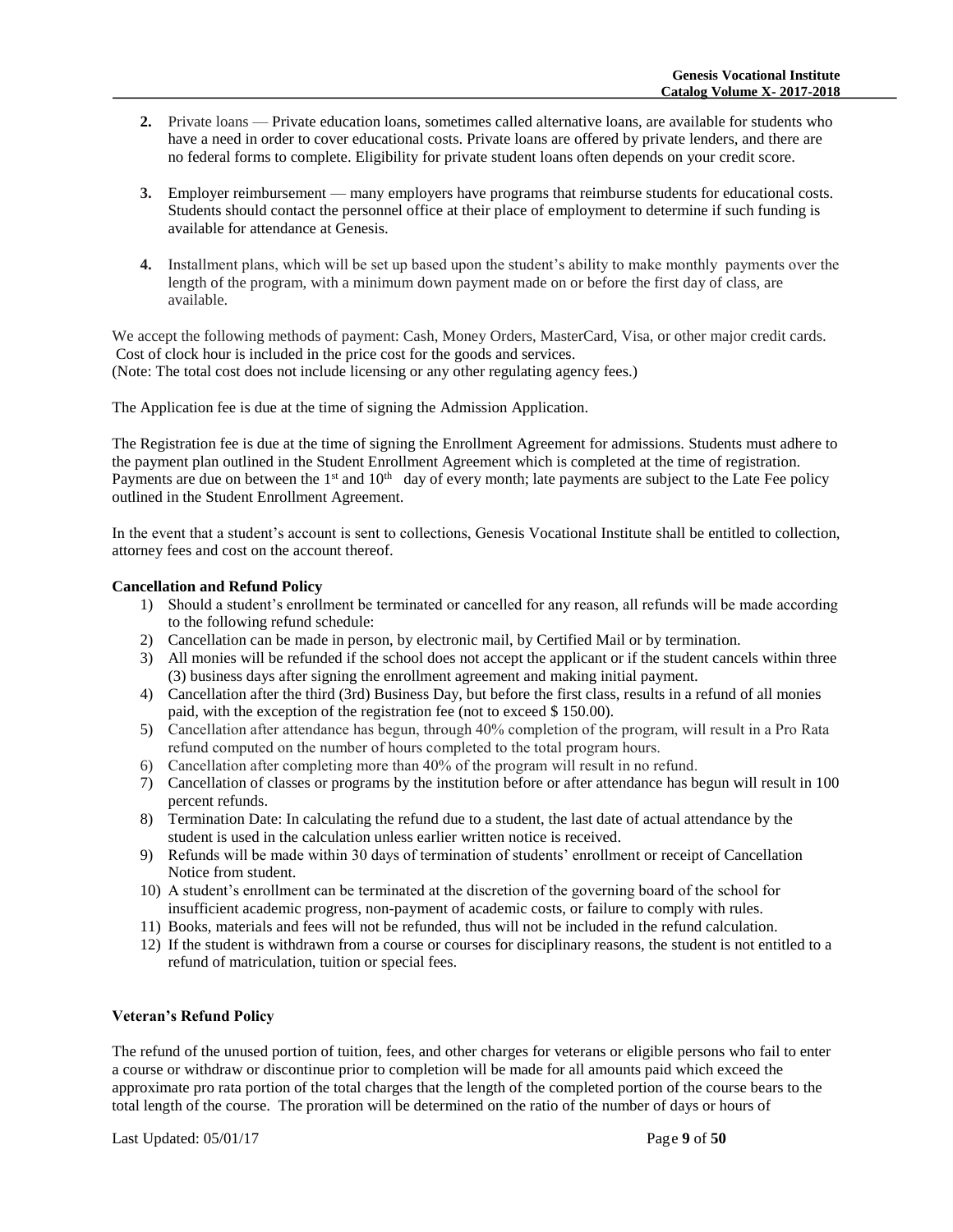2. Private loans — Private education loans, sometimes called alternative loans, are available for students who have a need in order to cover educational costs. Private loans are offered by private lenders, and there are no federal forms to complete. Eligibility for private student loans often depends on your credit score.

3. Employer reimbursement — many employers have programs that reimburse students for educational costs. Students should contact the personnel office at their place of employment to determine if such funding is available for attendance at Genesis.

4. Installment plans, which will be set up based upon the student's ability to make monthly payments over the length of the program, with a minimum down payment made on or before the first day of class, are available.

We accept the following methods of payment: Cash, Money Orders, MasterCard, Visa, or other major credit cards.
Cost of clock hour is included in the price cost for the goods and services.
(Note: The total cost does not include licensing or any other regulating agency fees.)

The Application fee is due at the time of signing the Admission Application.

The Registration fee is due at the time of signing the Enrollment Agreement for admissions. Students must adhere to the payment plan outlined in the Student Enrollment Agreement which is completed at the time of registration. Payments are due on between the 1st and 10th day of every month; late payments are subject to the Late Fee policy outlined in the Student Enrollment Agreement.

In the event that a student's account is sent to collections, Genesis Vocational Institute shall be entitled to collection, attorney fees and cost on the account thereof.

**Cancellation and Refund Policy**

1) Should a student's enrollment be terminated or cancelled for any reason, all refunds will be made according to the following refund schedule:
2) Cancellation can be made in person, by electronic mail, by Certified Mail or by termination.
3) All monies will be refunded if the school does not accept the applicant or if the student cancels within three (3) business days after signing the enrollment agreement and making initial payment.
4) Cancellation after the third (3rd) Business Day, but before the first class, results in a refund of all monies paid, with the exception of the registration fee (not to exceed $ 150.00).
5) Cancellation after attendance has begun, through 40% completion of the program, will result in a Pro Rata refund computed on the number of hours completed to the total program hours.
6) Cancellation after completing more than 40% of the program will result in no refund.
7) Cancellation of classes or programs by the institution before or after attendance has begun will result in 100 percent refunds.
8) Termination Date: In calculating the refund due to a student, the last date of actual attendance by the student is used in the calculation unless earlier written notice is received.
9) Refunds will be made within 30 days of termination of students' enrollment or receipt of Cancellation Notice from student.
10) A student's enrollment can be terminated at the discretion of the governing board of the school for insufficient academic progress, non-payment of academic costs, or failure to comply with rules.
11) Books, materials and fees will not be refunded, thus will not be included in the refund calculation.
12) If the student is withdrawn from a course or courses for disciplinary reasons, the student is not entitled to a refund of matriculation, tuition or special fees.

**Veteran's Refund Policy**

The refund of the unused portion of tuition, fees, and other charges for veterans or eligible persons who fail to enter a course or withdraw or discontinue prior to completion will be made for all amounts paid which exceed the approximate pro rata portion of the total charges that the length of the completed portion of the course bears to the total length of the course. The proration will be determined on the ratio of the number of days or hours of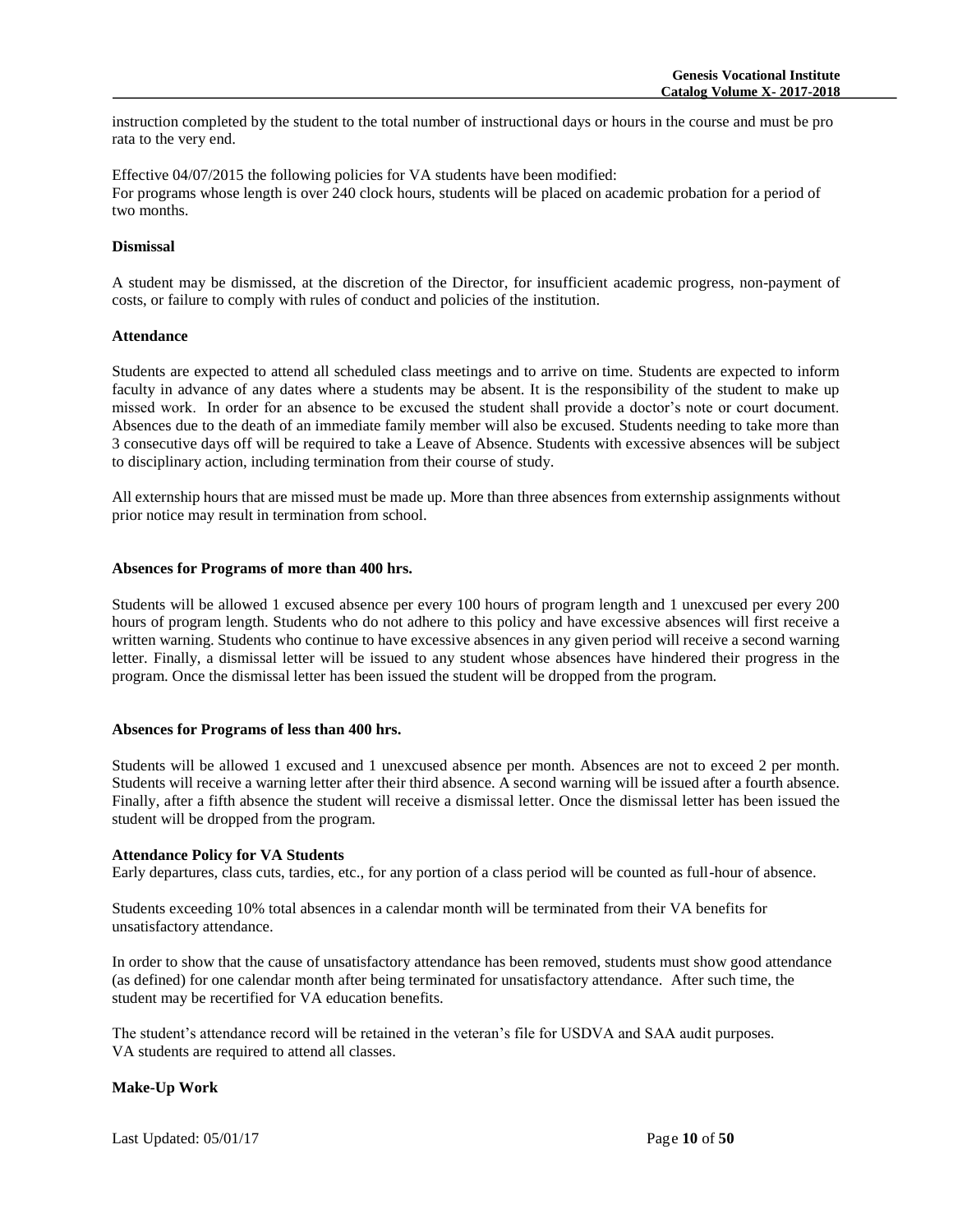instruction completed by the student to the total number of instructional days or hours in the course and must be pro rata to the very end.

Effective 04/07/2015 the following policies for VA students have been modified:
For programs whose length is over 240 clock hours, students will be placed on academic probation for a period of two months.

**Dismissal**

A student may be dismissed, at the discretion of the Director, for insufficient academic progress, non-payment of costs, or failure to comply with rules of conduct and policies of the institution.

**Attendance**

Students are expected to attend all scheduled class meetings and to arrive on time. Students are expected to inform faculty in advance of any dates where a students may be absent. It is the responsibility of the student to make up missed work. In order for an absence to be excused the student shall provide a doctor's note or court document. Absences due to the death of an immediate family member will also be excused. Students needing to take more than 3 consecutive days off will be required to take a Leave of Absence. Students with excessive absences will be subject to disciplinary action, including termination from their course of study.

All externship hours that are missed must be made up. More than three absences from externship assignments without prior notice may result in termination from school.

**Absences for Programs of more than 400 hrs.**

Students will be allowed 1 excused absence per every 100 hours of program length and 1 unexcused per every 200 hours of program length. Students who do not adhere to this policy and have excessive absences will first receive a written warning. Students who continue to have excessive absences in any given period will receive a second warning letter. Finally, a dismissal letter will be issued to any student whose absences have hindered their progress in the program. Once the dismissal letter has been issued the student will be dropped from the program.

**Absences for Programs of less than 400 hrs.**

Students will be allowed 1 excused and 1 unexcused absence per month. Absences are not to exceed 2 per month. Students will receive a warning letter after their third absence. A second warning will be issued after a fourth absence. Finally, after a fifth absence the student will receive a dismissal letter. Once the dismissal letter has been issued the student will be dropped from the program.

**Attendance Policy for VA Students**

Early departures, class cuts, tardies, etc., for any portion of a class period will be counted as full-hour of absence.

Students exceeding 10% total absences in a calendar month will be terminated from their VA benefits for unsatisfactory attendance.

In order to show that the cause of unsatisfactory attendance has been removed, students must show good attendance (as defined) for one calendar month after being terminated for unsatisfactory attendance. After such time, the student may be recertified for VA education benefits.

The student's attendance record will be retained in the veteran's file for USDVA and SAA audit purposes.
VA students are required to attend all classes.

**Make-Up Work**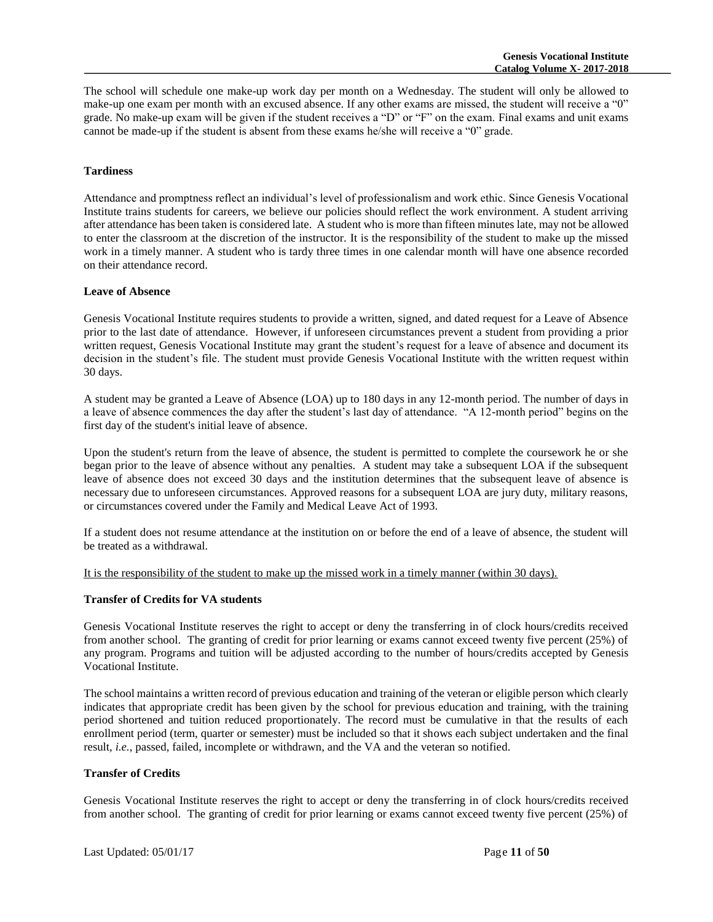The school will schedule one make-up work day per month on a Wednesday. The student will only be allowed to make-up one exam per month with an excused absence. If any other exams are missed, the student will receive a "0" grade. No make-up exam will be given if the student receives a "D" or "F" on the exam. Final exams and unit exams cannot be made-up if the student is absent from these exams he/she will receive a "0" grade.

**Tardiness**

Attendance and promptness reflect an individual's level of professionalism and work ethic. Since Genesis Vocational Institute trains students for careers, we believe our policies should reflect the work environment. A student arriving after attendance has been taken is considered late. A student who is more than fifteen minutes late, may not be allowed to enter the classroom at the discretion of the instructor. It is the responsibility of the student to make up the missed work in a timely manner. A student who is tardy three times in one calendar month will have one absence recorded on their attendance record.

**Leave of Absence**

Genesis Vocational Institute requires students to provide a written, signed, and dated request for a Leave of Absence prior to the last date of attendance. However, if unforeseen circumstances prevent a student from providing a prior written request, Genesis Vocational Institute may grant the student's request for a leave of absence and document its decision in the student's file. The student must provide Genesis Vocational Institute with the written request within 30 days.

A student may be granted a Leave of Absence (LOA) up to 180 days in any 12-month period. The number of days in a leave of absence commences the day after the student's last day of attendance. "A 12-month period" begins on the first day of the student's initial leave of absence.

Upon the student's return from the leave of absence, the student is permitted to complete the coursework he or she began prior to the leave of absence without any penalties. A student may take a subsequent LOA if the subsequent leave of absence does not exceed 30 days and the institution determines that the subsequent leave of absence is necessary due to unforeseen circumstances. Approved reasons for a subsequent LOA are jury duty, military reasons, or circumstances covered under the Family and Medical Leave Act of 1993.

If a student does not resume attendance at the institution on or before the end of a leave of absence, the student will be treated as a withdrawal.

It is the responsibility of the student to make up the missed work in a timely manner (within 30 days).

**Transfer of Credits for VA students**

Genesis Vocational Institute reserves the right to accept or deny the transferring in of clock hours/credits received from another school. The granting of credit for prior learning or exams cannot exceed twenty five percent (25%) of any program. Programs and tuition will be adjusted according to the number of hours/credits accepted by Genesis Vocational Institute.

The school maintains a written record of previous education and training of the veteran or eligible person which clearly indicates that appropriate credit has been given by the school for previous education and training, with the training period shortened and tuition reduced proportionately. The record must be cumulative in that the results of each enrollment period (term, quarter or semester) must be included so that it shows each subject undertaken and the final result, *i.e.*, passed, failed, incomplete or withdrawn, and the VA and the veteran so notified.

**Transfer of Credits**

Genesis Vocational Institute reserves the right to accept or deny the transferring in of clock hours/credits received from another school. The granting of credit for prior learning or exams cannot exceed twenty five percent (25%) of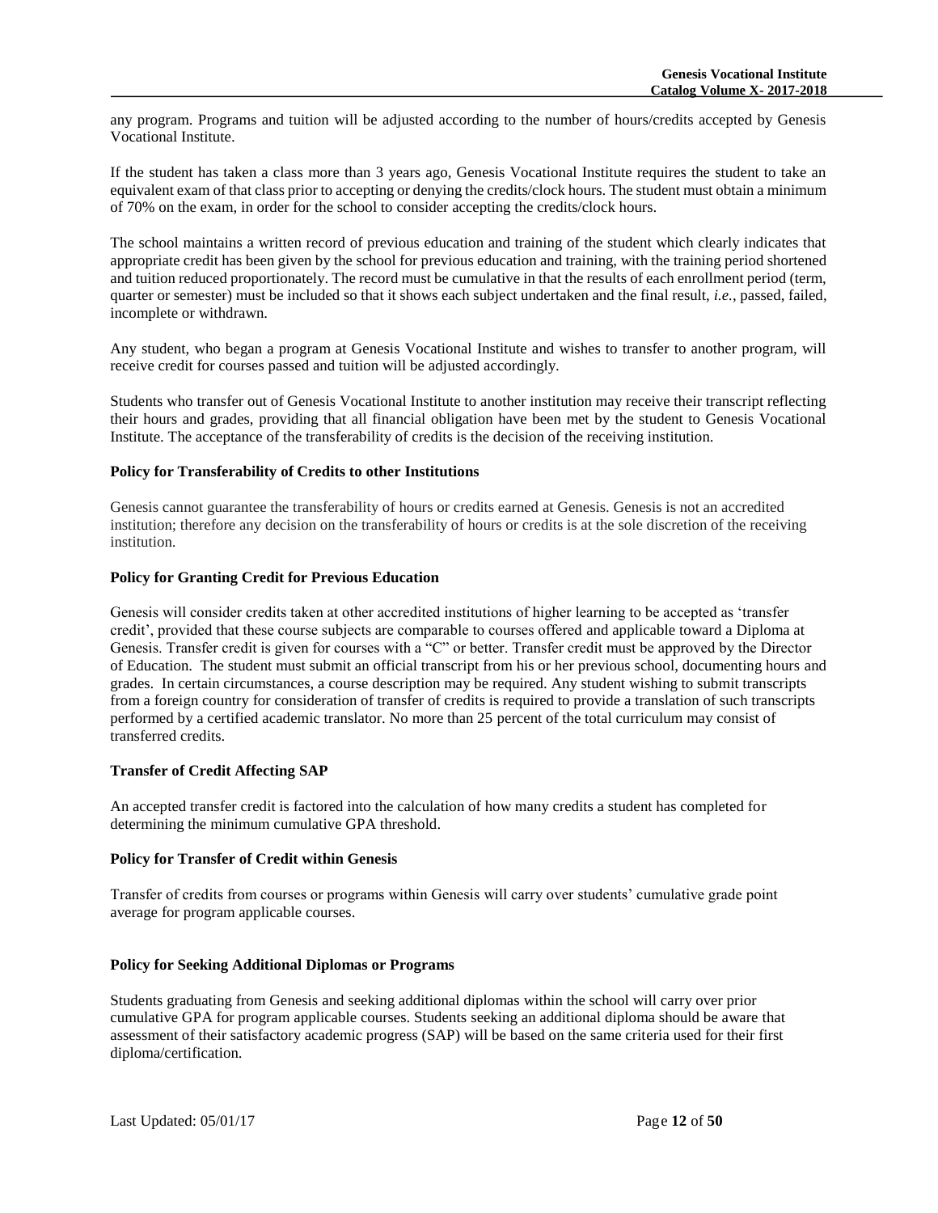any program. Programs and tuition will be adjusted according to the number of hours/credits accepted by Genesis Vocational Institute.

If the student has taken a class more than 3 years ago, Genesis Vocational Institute requires the student to take an equivalent exam of that class prior to accepting or denying the credits/clock hours. The student must obtain a minimum of 70% on the exam, in order for the school to consider accepting the credits/clock hours.

The school maintains a written record of previous education and training of the student which clearly indicates that appropriate credit has been given by the school for previous education and training, with the training period shortened and tuition reduced proportionately. The record must be cumulative in that the results of each enrollment period (term, quarter or semester) must be included so that it shows each subject undertaken and the final result, *i.e.*, passed, failed, incomplete or withdrawn.

Any student, who began a program at Genesis Vocational Institute and wishes to transfer to another program, will receive credit for courses passed and tuition will be adjusted accordingly.

Students who transfer out of Genesis Vocational Institute to another institution may receive their transcript reflecting their hours and grades, providing that all financial obligation have been met by the student to Genesis Vocational Institute. The acceptance of the transferability of credits is the decision of the receiving institution.

**Policy for Transferability of Credits to other Institutions**

Genesis cannot guarantee the transferability of hours or credits earned at Genesis. Genesis is not an accredited institution; therefore any decision on the transferability of hours or credits is at the sole discretion of the receiving institution.

**Policy for Granting Credit for Previous Education**

Genesis will consider credits taken at other accredited institutions of higher learning to be accepted as 'transfer credit', provided that these course subjects are comparable to courses offered and applicable toward a Diploma at Genesis. Transfer credit is given for courses with a "C" or better. Transfer credit must be approved by the Director of Education. The student must submit an official transcript from his or her previous school, documenting hours and grades. In certain circumstances, a course description may be required. Any student wishing to submit transcripts from a foreign country for consideration of transfer of credits is required to provide a translation of such transcripts performed by a certified academic translator. No more than 25 percent of the total curriculum may consist of transferred credits.

**Transfer of Credit Affecting SAP**

An accepted transfer credit is factored into the calculation of how many credits a student has completed for determining the minimum cumulative GPA threshold.

**Policy for Transfer of Credit within Genesis**

Transfer of credits from courses or programs within Genesis will carry over students' cumulative grade point average for program applicable courses.

**Policy for Seeking Additional Diplomas or Programs**

Students graduating from Genesis and seeking additional diplomas within the school will carry over prior cumulative GPA for program applicable courses. Students seeking an additional diploma should be aware that assessment of their satisfactory academic progress (SAP) will be based on the same criteria used for their first diploma/certification.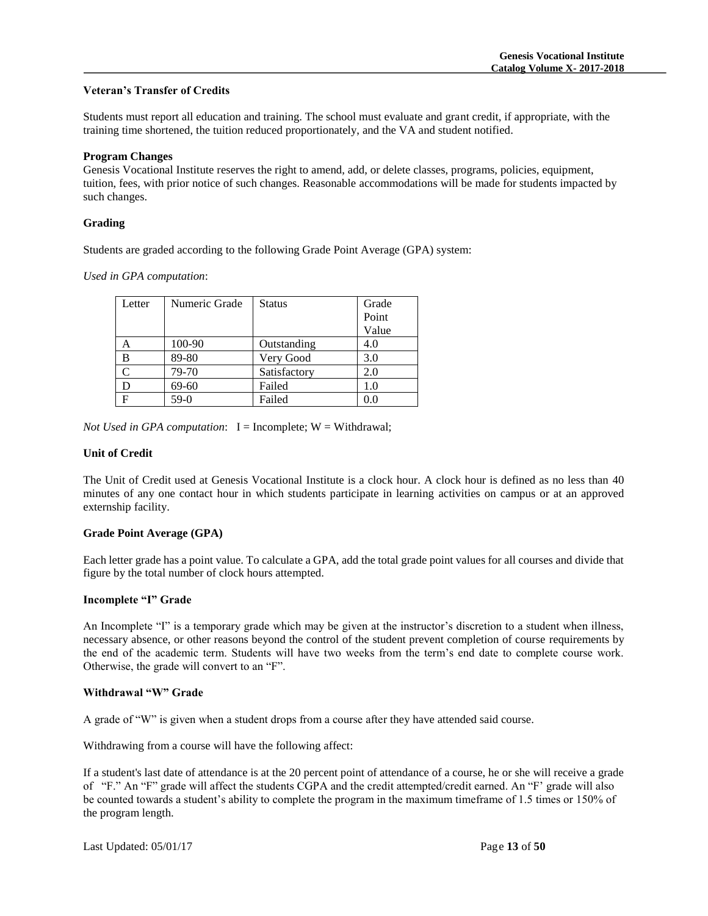### Veteran's Transfer of Credits

Students must report all education and training. The school must evaluate and grant credit, if appropriate, with the training time shortened, the tuition reduced proportionately, and the VA and student notified.

### Program Changes

Genesis Vocational Institute reserves the right to amend, add, or delete classes, programs, policies, equipment, tuition, fees, with prior notice of such changes. Reasonable accommodations will be made for students impacted by such changes.

### Grading

Students are graded according to the following Grade Point Average (GPA) system:

*Used in GPA computation*:

| Letter | Numeric Grade | Status | Grade Point Value |
|---|---|---|---|
| A | 100-90 | Outstanding | 4.0 |
| B | 89-80 | Very Good | 3.0 |
| C | 79-70 | Satisfactory | 2.0 |
| D | 69-60 | Failed | 1.0 |
| F | 59-0 | Failed | 0.0 |

*Not Used in GPA computation*: I = Incomplete; W = Withdrawal;

### Unit of Credit

The Unit of Credit used at Genesis Vocational Institute is a clock hour. A clock hour is defined as no less than 40 minutes of any one contact hour in which students participate in learning activities on campus or at an approved externship facility.

### Grade Point Average (GPA)

Each letter grade has a point value. To calculate a GPA, add the total grade point values for all courses and divide that figure by the total number of clock hours attempted.

### Incomplete "I" Grade

An Incomplete "I" is a temporary grade which may be given at the instructor's discretion to a student when illness, necessary absence, or other reasons beyond the control of the student prevent completion of course requirements by the end of the academic term. Students will have two weeks from the term's end date to complete course work. Otherwise, the grade will convert to an "F".

### Withdrawal "W" Grade

A grade of "W" is given when a student drops from a course after they have attended said course.

Withdrawing from a course will have the following affect:

If a student's last date of attendance is at the 20 percent point of attendance of a course, he or she will receive a grade of "F." An "F" grade will affect the students CGPA and the credit attempted/credit earned. An "F' grade will also be counted towards a student's ability to complete the program in the maximum timeframe of 1.5 times or 150% of the program length.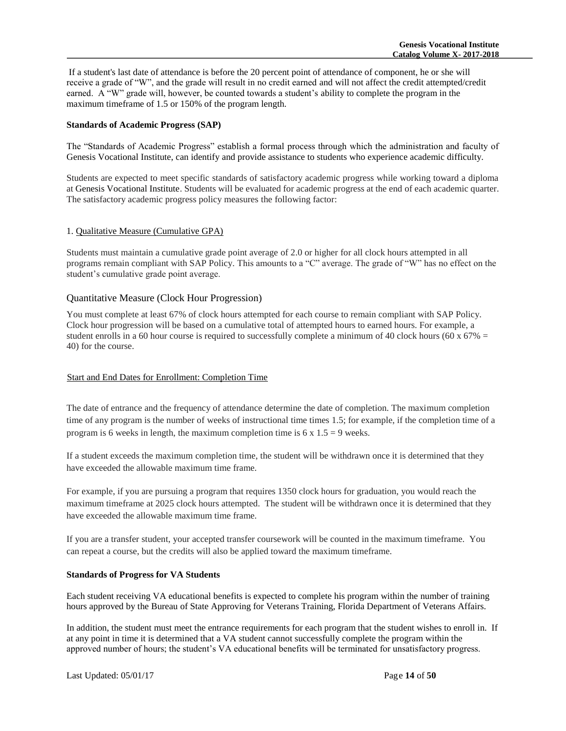If a student's last date of attendance is before the 20 percent point of attendance of component, he or she will receive a grade of "W", and the grade will result in no credit earned and will not affect the credit attempted/credit earned. A "W" grade will, however, be counted towards a student's ability to complete the program in the maximum timeframe of 1.5 or 150% of the program length.

**Standards of Academic Progress (SAP)**

The "Standards of Academic Progress" establish a formal process through which the administration and faculty of Genesis Vocational Institute, can identify and provide assistance to students who experience academic difficulty.

Students are expected to meet specific standards of satisfactory academic progress while working toward a diploma at Genesis Vocational Institute. Students will be evaluated for academic progress at the end of each academic quarter. The satisfactory academic progress policy measures the following factor:

1. Qualitative Measure (Cumulative GPA)

Students must maintain a cumulative grade point average of 2.0 or higher for all clock hours attempted in all programs remain compliant with SAP Policy. This amounts to a "C" average. The grade of "W" has no effect on the student's cumulative grade point average.

Quantitative Measure (Clock Hour Progression)

You must complete at least 67% of clock hours attempted for each course to remain compliant with SAP Policy. Clock hour progression will be based on a cumulative total of attempted hours to earned hours. For example, a student enrolls in a 60 hour course is required to successfully complete a minimum of 40 clock hours (60 x 67% = 40) for the course.

Start and End Dates for Enrollment: Completion Time

The date of entrance and the frequency of attendance determine the date of completion. The maximum completion time of any program is the number of weeks of instructional time times 1.5; for example, if the completion time of a program is 6 weeks in length, the maximum completion time is 6 x 1.5 = 9 weeks.

If a student exceeds the maximum completion time, the student will be withdrawn once it is determined that they have exceeded the allowable maximum time frame.

For example, if you are pursuing a program that requires 1350 clock hours for graduation, you would reach the maximum timeframe at 2025 clock hours attempted. The student will be withdrawn once it is determined that they have exceeded the allowable maximum time frame.

If you are a transfer student, your accepted transfer coursework will be counted in the maximum timeframe. You can repeat a course, but the credits will also be applied toward the maximum timeframe.

**Standards of Progress for VA Students**

Each student receiving VA educational benefits is expected to complete his program within the number of training hours approved by the Bureau of State Approving for Veterans Training, Florida Department of Veterans Affairs.

In addition, the student must meet the entrance requirements for each program that the student wishes to enroll in. If at any point in time it is determined that a VA student cannot successfully complete the program within the approved number of hours; the student's VA educational benefits will be terminated for unsatisfactory progress.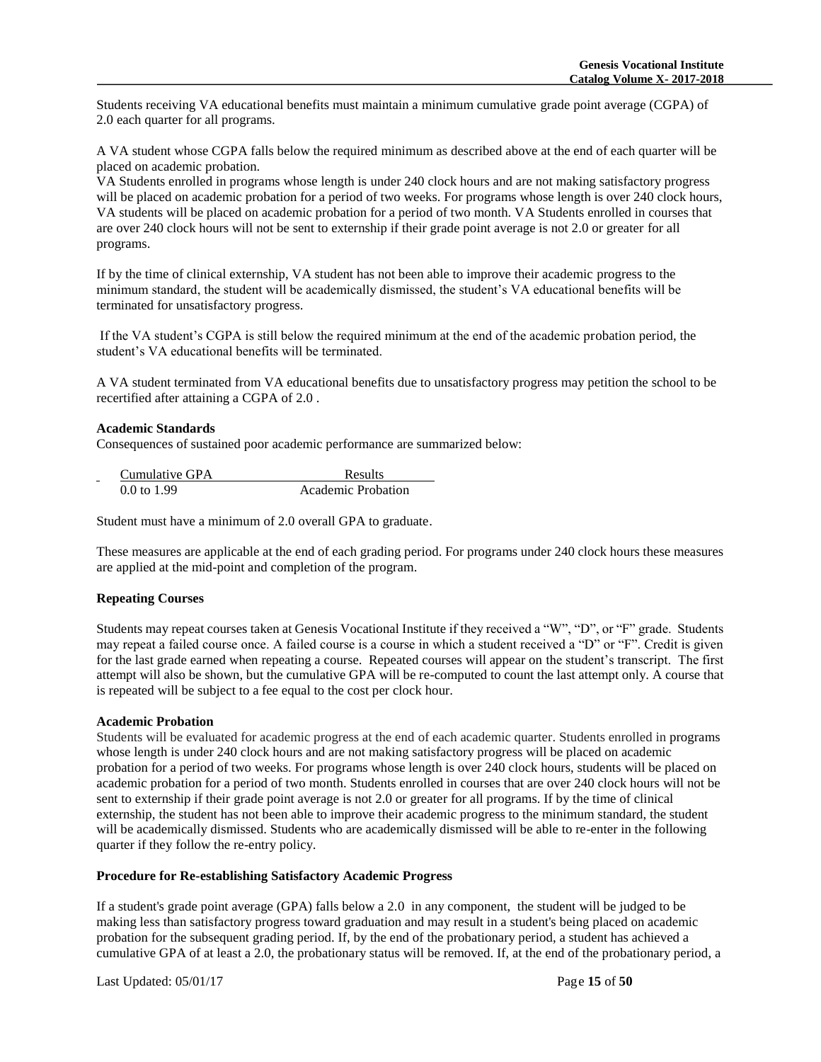Students receiving VA educational benefits must maintain a minimum cumulative grade point average (CGPA) of 2.0 each quarter for all programs.

A VA student whose CGPA falls below the required minimum as described above at the end of each quarter will be placed on academic probation.
VA Students enrolled in programs whose length is under 240 clock hours and are not making satisfactory progress will be placed on academic probation for a period of two weeks. For programs whose length is over 240 clock hours, VA students will be placed on academic probation for a period of two month. VA Students enrolled in courses that are over 240 clock hours will not be sent to externship if their grade point average is not 2.0 or greater for all programs.

If by the time of clinical externship, VA student has not been able to improve their academic progress to the minimum standard, the student will be academically dismissed, the student's VA educational benefits will be terminated for unsatisfactory progress.

If the VA student's CGPA is still below the required minimum at the end of the academic probation period, the student's VA educational benefits will be terminated.

A VA student terminated from VA educational benefits due to unsatisfactory progress may petition the school to be recertified after attaining a CGPA of 2.0 .

**Academic Standards**
Consequences of sustained poor academic performance are summarized below:

| Cumulative GPA | Results |
|---|---|
| 0.0 to 1.99 | Academic Probation |

Student must have a minimum of 2.0 overall GPA to graduate.

These measures are applicable at the end of each grading period. For programs under 240 clock hours these measures are applied at the mid-point and completion of the program.

**Repeating Courses**

Students may repeat courses taken at Genesis Vocational Institute if they received a "W", "D", or "F" grade. Students may repeat a failed course once. A failed course is a course in which a student received a "D" or "F". Credit is given for the last grade earned when repeating a course. Repeated courses will appear on the student's transcript. The first attempt will also be shown, but the cumulative GPA will be re-computed to count the last attempt only. A course that is repeated will be subject to a fee equal to the cost per clock hour.

**Academic Probation**
Students will be evaluated for academic progress at the end of each academic quarter. Students enrolled in programs whose length is under 240 clock hours and are not making satisfactory progress will be placed on academic probation for a period of two weeks. For programs whose length is over 240 clock hours, students will be placed on academic probation for a period of two month. Students enrolled in courses that are over 240 clock hours will not be sent to externship if their grade point average is not 2.0 or greater for all programs. If by the time of clinical externship, the student has not been able to improve their academic progress to the minimum standard, the student will be academically dismissed. Students who are academically dismissed will be able to re-enter in the following quarter if they follow the re-entry policy.

**Procedure for Re-establishing Satisfactory Academic Progress**

If a student's grade point average (GPA) falls below a 2.0 in any component, the student will be judged to be making less than satisfactory progress toward graduation and may result in a student's being placed on academic probation for the subsequent grading period. If, by the end of the probationary period, a student has achieved a cumulative GPA of at least a 2.0, the probationary status will be removed. If, at the end of the probationary period, a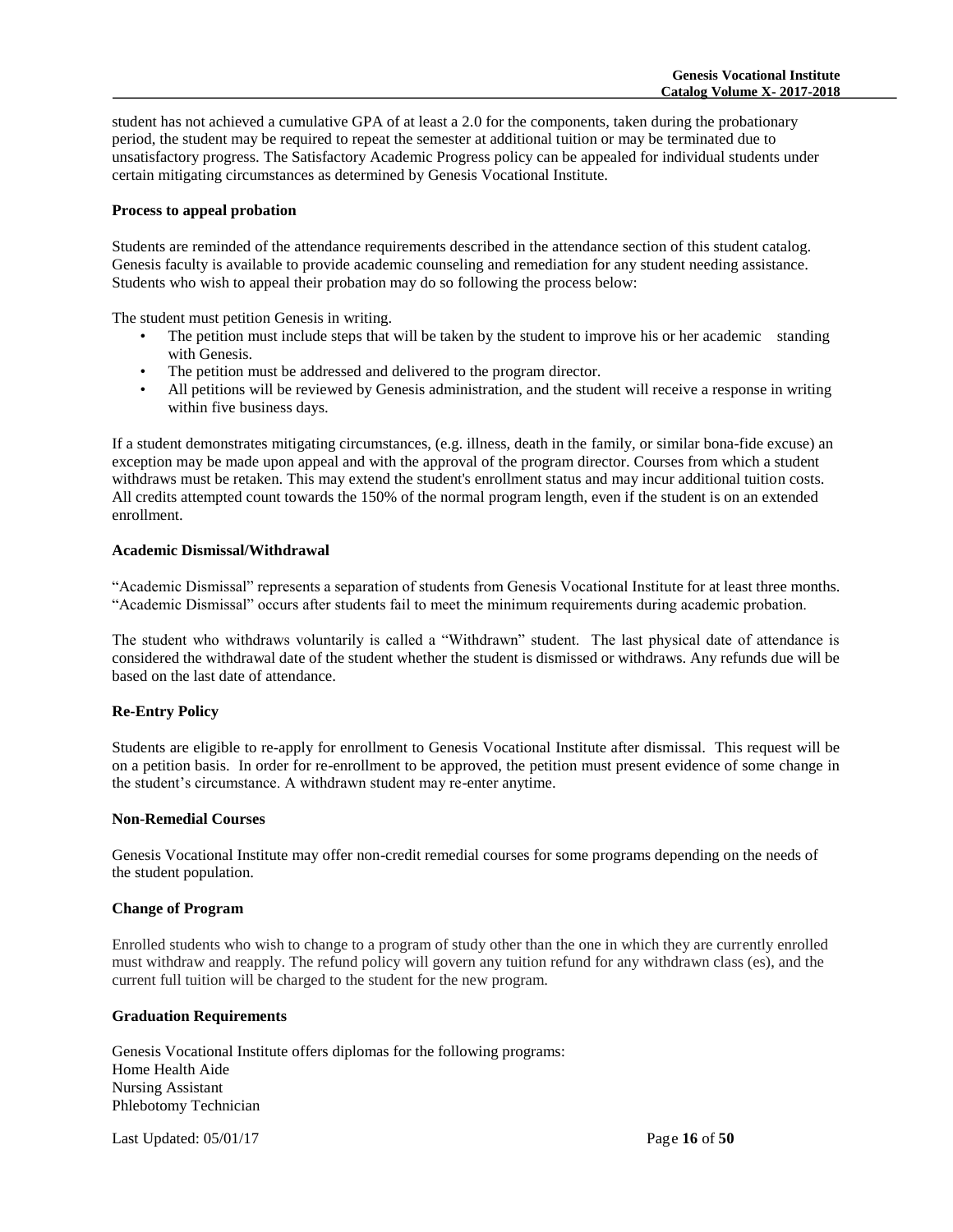student has not achieved a cumulative GPA of at least a 2.0 for the components, taken during the probationary period, the student may be required to repeat the semester at additional tuition or may be terminated due to unsatisfactory progress. The Satisfactory Academic Progress policy can be appealed for individual students under certain mitigating circumstances as determined by Genesis Vocational Institute.

**Process to appeal probation**

Students are reminded of the attendance requirements described in the attendance section of this student catalog. Genesis faculty is available to provide academic counseling and remediation for any student needing assistance. Students who wish to appeal their probation may do so following the process below:

The student must petition Genesis in writing.

- The petition must include steps that will be taken by the student to improve his or her academic standing with Genesis.
- The petition must be addressed and delivered to the program director.
- All petitions will be reviewed by Genesis administration, and the student will receive a response in writing within five business days.

If a student demonstrates mitigating circumstances, (e.g. illness, death in the family, or similar bona-fide excuse) an exception may be made upon appeal and with the approval of the program director. Courses from which a student withdraws must be retaken. This may extend the student's enrollment status and may incur additional tuition costs. All credits attempted count towards the 150% of the normal program length, even if the student is on an extended enrollment.

**Academic Dismissal/Withdrawal**

"Academic Dismissal" represents a separation of students from Genesis Vocational Institute for at least three months. "Academic Dismissal" occurs after students fail to meet the minimum requirements during academic probation.

The student who withdraws voluntarily is called a "Withdrawn" student. The last physical date of attendance is considered the withdrawal date of the student whether the student is dismissed or withdraws. Any refunds due will be based on the last date of attendance.

**Re-Entry Policy**

Students are eligible to re-apply for enrollment to Genesis Vocational Institute after dismissal. This request will be on a petition basis. In order for re-enrollment to be approved, the petition must present evidence of some change in the student's circumstance. A withdrawn student may re-enter anytime.

**Non-Remedial Courses**

Genesis Vocational Institute may offer non-credit remedial courses for some programs depending on the needs of the student population.

**Change of Program**

Enrolled students who wish to change to a program of study other than the one in which they are currently enrolled must withdraw and reapply. The refund policy will govern any tuition refund for any withdrawn class (es), and the current full tuition will be charged to the student for the new program.

**Graduation Requirements**

Genesis Vocational Institute offers diplomas for the following programs:
Home Health Aide
Nursing Assistant
Phlebotomy Technician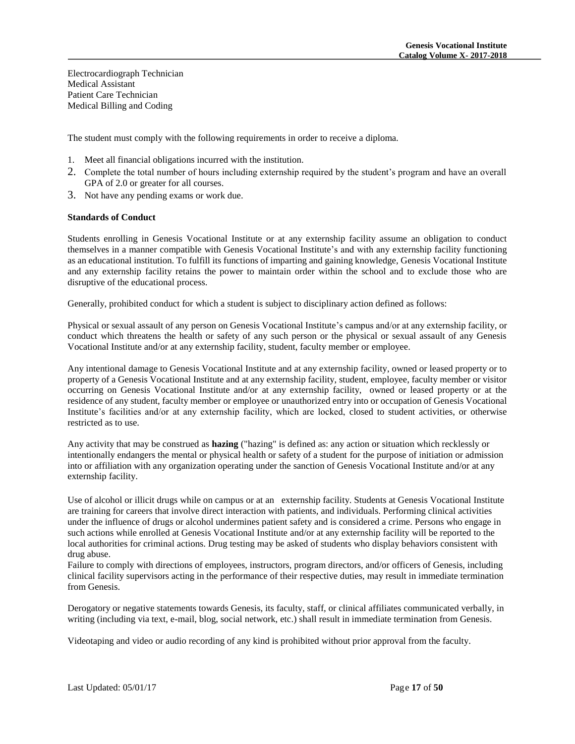Electrocardiograph Technician
Medical Assistant
Patient Care Technician
Medical Billing and Coding

The student must comply with the following requirements in order to receive a diploma.

1. Meet all financial obligations incurred with the institution.
2. Complete the total number of hours including externship required by the student's program and have an overall GPA of 2.0 or greater for all courses.
3. Not have any pending exams or work due.

**Standards of Conduct**

Students enrolling in Genesis Vocational Institute or at any externship facility assume an obligation to conduct themselves in a manner compatible with Genesis Vocational Institute's and with any externship facility functioning as an educational institution. To fulfill its functions of imparting and gaining knowledge, Genesis Vocational Institute and any externship facility retains the power to maintain order within the school and to exclude those who are disruptive of the educational process.

Generally, prohibited conduct for which a student is subject to disciplinary action defined as follows:

Physical or sexual assault of any person on Genesis Vocational Institute's campus and/or at any externship facility, or conduct which threatens the health or safety of any such person or the physical or sexual assault of any Genesis Vocational Institute and/or at any externship facility, student, faculty member or employee.

Any intentional damage to Genesis Vocational Institute and at any externship facility, owned or leased property or to property of a Genesis Vocational Institute and at any externship facility, student, employee, faculty member or visitor occurring on Genesis Vocational Institute and/or at any externship facility, owned or leased property or at the residence of any student, faculty member or employee or unauthorized entry into or occupation of Genesis Vocational Institute's facilities and/or at any externship facility, which are locked, closed to student activities, or otherwise restricted as to use.

Any activity that may be construed as **hazing** ("hazing" is defined as: any action or situation which recklessly or intentionally endangers the mental or physical health or safety of a student for the purpose of initiation or admission into or affiliation with any organization operating under the sanction of Genesis Vocational Institute and/or at any externship facility.

Use of alcohol or illicit drugs while on campus or at an externship facility. Students at Genesis Vocational Institute are training for careers that involve direct interaction with patients, and individuals. Performing clinical activities under the influence of drugs or alcohol undermines patient safety and is considered a crime. Persons who engage in such actions while enrolled at Genesis Vocational Institute and/or at any externship facility will be reported to the local authorities for criminal actions. Drug testing may be asked of students who display behaviors consistent with drug abuse.
Failure to comply with directions of employees, instructors, program directors, and/or officers of Genesis, including clinical facility supervisors acting in the performance of their respective duties, may result in immediate termination from Genesis.

Derogatory or negative statements towards Genesis, its faculty, staff, or clinical affiliates communicated verbally, in writing (including via text, e-mail, blog, social network, etc.) shall result in immediate termination from Genesis.

Videotaping and video or audio recording of any kind is prohibited without prior approval from the faculty.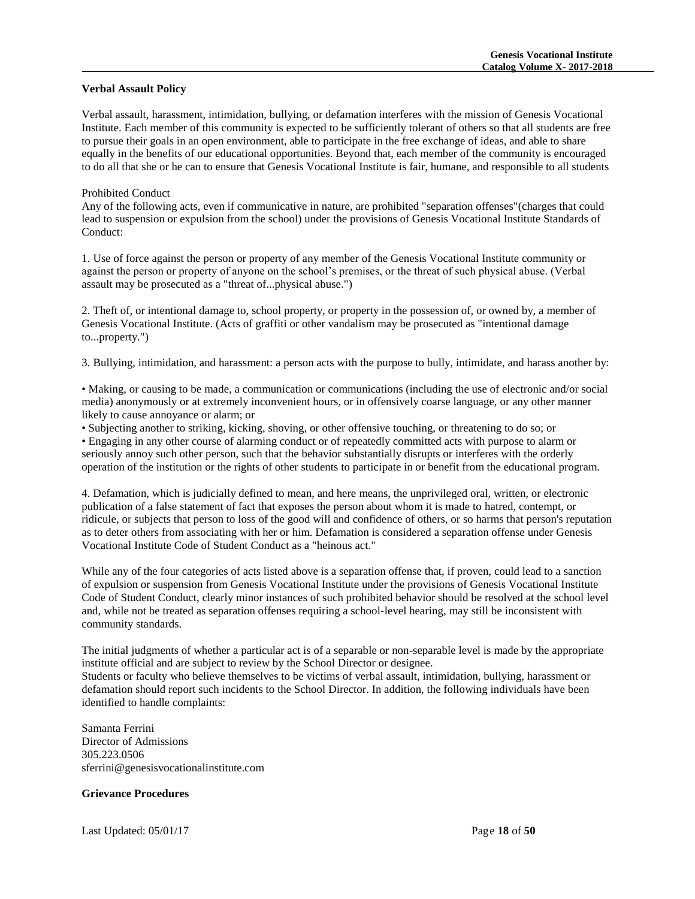**Verbal Assault Policy**

Verbal assault, harassment, intimidation, bullying, or defamation interferes with the mission of Genesis Vocational Institute. Each member of this community is expected to be sufficiently tolerant of others so that all students are free to pursue their goals in an open environment, able to participate in the free exchange of ideas, and able to share equally in the benefits of our educational opportunities. Beyond that, each member of the community is encouraged to do all that she or he can to ensure that Genesis Vocational Institute is fair, humane, and responsible to all students

Prohibited Conduct

Any of the following acts, even if communicative in nature, are prohibited "separation offenses"(charges that could lead to suspension or expulsion from the school) under the provisions of Genesis Vocational Institute Standards of Conduct:

1. Use of force against the person or property of any member of the Genesis Vocational Institute community or against the person or property of anyone on the school's premises, or the threat of such physical abuse. (Verbal assault may be prosecuted as a "threat of...physical abuse.")

2. Theft of, or intentional damage to, school property, or property in the possession of, or owned by, a member of Genesis Vocational Institute. (Acts of graffiti or other vandalism may be prosecuted as "intentional damage to...property.")

3. Bullying, intimidation, and harassment: a person acts with the purpose to bully, intimidate, and harass another by:

- Making, or causing to be made, a communication or communications (including the use of electronic and/or social media) anonymously or at extremely inconvenient hours, or in offensively coarse language, or any other manner likely to cause annoyance or alarm; or
- Subjecting another to striking, kicking, shoving, or other offensive touching, or threatening to do so; or
- Engaging in any other course of alarming conduct or of repeatedly committed acts with purpose to alarm or seriously annoy such other person, such that the behavior substantially disrupts or interferes with the orderly operation of the institution or the rights of other students to participate in or benefit from the educational program.

4. Defamation, which is judicially defined to mean, and here means, the unprivileged oral, written, or electronic publication of a false statement of fact that exposes the person about whom it is made to hatred, contempt, or ridicule, or subjects that person to loss of the good will and confidence of others, or so harms that person's reputation as to deter others from associating with her or him. Defamation is considered a separation offense under Genesis Vocational Institute Code of Student Conduct as a "heinous act."

While any of the four categories of acts listed above is a separation offense that, if proven, could lead to a sanction of expulsion or suspension from Genesis Vocational Institute under the provisions of Genesis Vocational Institute Code of Student Conduct, clearly minor instances of such prohibited behavior should be resolved at the school level and, while not be treated as separation offenses requiring a school-level hearing, may still be inconsistent with community standards.

The initial judgments of whether a particular act is of a separable or non-separable level is made by the appropriate institute official and are subject to review by the School Director or designee.
Students or faculty who believe themselves to be victims of verbal assault, intimidation, bullying, harassment or defamation should report such incidents to the School Director. In addition, the following individuals have been identified to handle complaints:

Samanta Ferrini
Director of Admissions
305.223.0506
sferrini@genesisvocationalinstitute.com

**Grievance Procedures**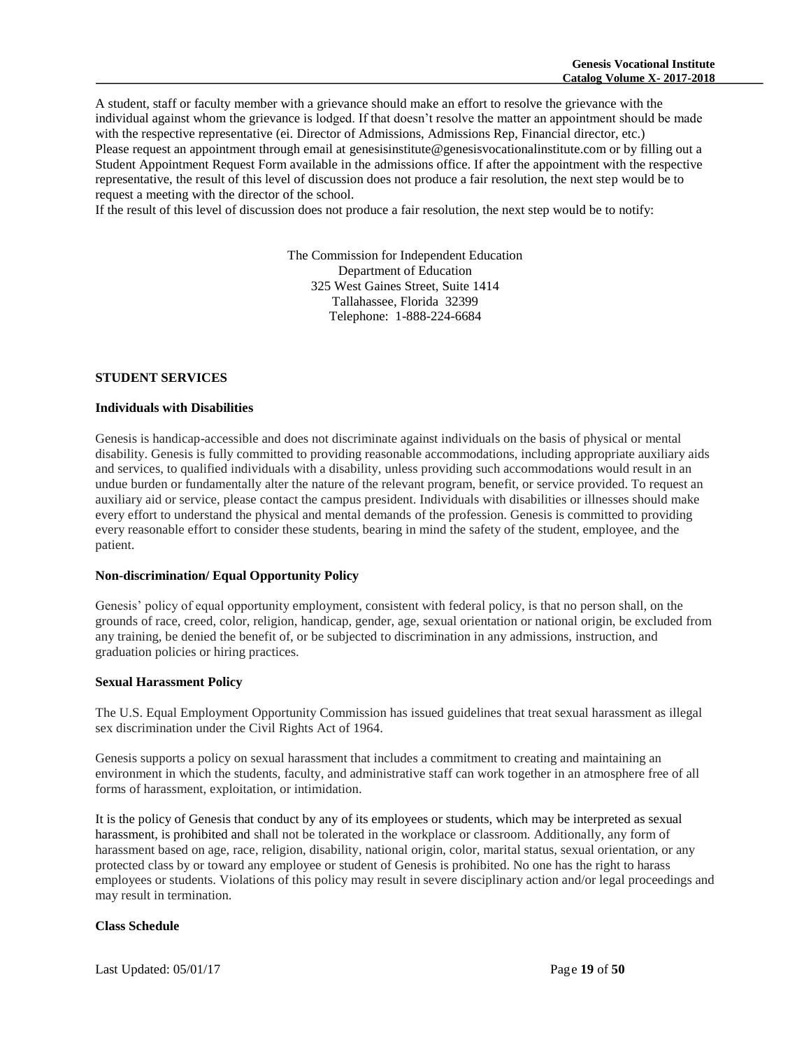A student, staff or faculty member with a grievance should make an effort to resolve the grievance with the individual against whom the grievance is lodged. If that doesn't resolve the matter an appointment should be made with the respective representative (ei. Director of Admissions, Admissions Rep, Financial director, etc.) Please request an appointment through email at genesisinstitute@genesisvocationalinstitute.com or by filling out a Student Appointment Request Form available in the admissions office. If after the appointment with the respective representative, the result of this level of discussion does not produce a fair resolution, the next step would be to request a meeting with the director of the school.

If the result of this level of discussion does not produce a fair resolution, the next step would be to notify:

The Commission for Independent Education
Department of Education
325 West Gaines Street, Suite 1414
Tallahassee, Florida 32399
Telephone: 1-888-224-6684

## STUDENT SERVICES

### Individuals with Disabilities

Genesis is handicap-accessible and does not discriminate against individuals on the basis of physical or mental disability. Genesis is fully committed to providing reasonable accommodations, including appropriate auxiliary aids and services, to qualified individuals with a disability, unless providing such accommodations would result in an undue burden or fundamentally alter the nature of the relevant program, benefit, or service provided. To request an auxiliary aid or service, please contact the campus president. Individuals with disabilities or illnesses should make every effort to understand the physical and mental demands of the profession. Genesis is committed to providing every reasonable effort to consider these students, bearing in mind the safety of the student, employee, and the patient.

### Non-discrimination/ Equal Opportunity Policy

Genesis' policy of equal opportunity employment, consistent with federal policy, is that no person shall, on the grounds of race, creed, color, religion, handicap, gender, age, sexual orientation or national origin, be excluded from any training, be denied the benefit of, or be subjected to discrimination in any admissions, instruction, and graduation policies or hiring practices.

### Sexual Harassment Policy

The U.S. Equal Employment Opportunity Commission has issued guidelines that treat sexual harassment as illegal sex discrimination under the Civil Rights Act of 1964.

Genesis supports a policy on sexual harassment that includes a commitment to creating and maintaining an environment in which the students, faculty, and administrative staff can work together in an atmosphere free of all forms of harassment, exploitation, or intimidation.

It is the policy of Genesis that conduct by any of its employees or students, which may be interpreted as sexual harassment, is prohibited and shall not be tolerated in the workplace or classroom. Additionally, any form of harassment based on age, race, religion, disability, national origin, color, marital status, sexual orientation, or any protected class by or toward any employee or student of Genesis is prohibited. No one has the right to harass employees or students. Violations of this policy may result in severe disciplinary action and/or legal proceedings and may result in termination.

### Class Schedule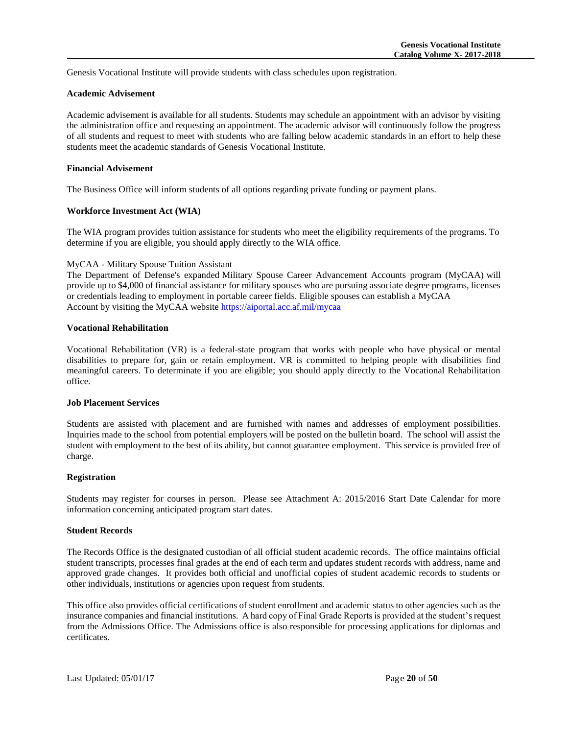Genesis Vocational Institute will provide students with class schedules upon registration.

**Academic Advisement**

Academic advisement is available for all students. Students may schedule an appointment with an advisor by visiting the administration office and requesting an appointment. The academic advisor will continuously follow the progress of all students and request to meet with students who are falling below academic standards in an effort to help these students meet the academic standards of Genesis Vocational Institute.

**Financial Advisement**

The Business Office will inform students of all options regarding private funding or payment plans.

**Workforce Investment Act (WIA)**

The WIA program provides tuition assistance for students who meet the eligibility requirements of the programs. To determine if you are eligible, you should apply directly to the WIA office.

MyCAA - Military Spouse Tuition Assistant

The Department of Defense's expanded Military Spouse Career Advancement Accounts program (MyCAA) will provide up to $4,000 of financial assistance for military spouses who are pursuing associate degree programs, licenses or credentials leading to employment in portable career fields. Eligible spouses can establish a MyCAA Account by visiting the MyCAA website https://aiportal.acc.af.mil/mycaa

**Vocational Rehabilitation**

Vocational Rehabilitation (VR) is a federal-state program that works with people who have physical or mental disabilities to prepare for, gain or retain employment. VR is committed to helping people with disabilities find meaningful careers. To determinate if you are eligible; you should apply directly to the Vocational Rehabilitation office.

**Job Placement Services**

Students are assisted with placement and are furnished with names and addresses of employment possibilities. Inquiries made to the school from potential employers will be posted on the bulletin board. The school will assist the student with employment to the best of its ability, but cannot guarantee employment. This service is provided free of charge.

**Registration**

Students may register for courses in person. Please see Attachment A: 2015/2016 Start Date Calendar for more information concerning anticipated program start dates.

**Student Records**

The Records Office is the designated custodian of all official student academic records. The office maintains official student transcripts, processes final grades at the end of each term and updates student records with address, name and approved grade changes. It provides both official and unofficial copies of student academic records to students or other individuals, institutions or agencies upon request from students.

This office also provides official certifications of student enrollment and academic status to other agencies such as the insurance companies and financial institutions. A hard copy of Final Grade Reports is provided at the student's request from the Admissions Office. The Admissions office is also responsible for processing applications for diplomas and certificates.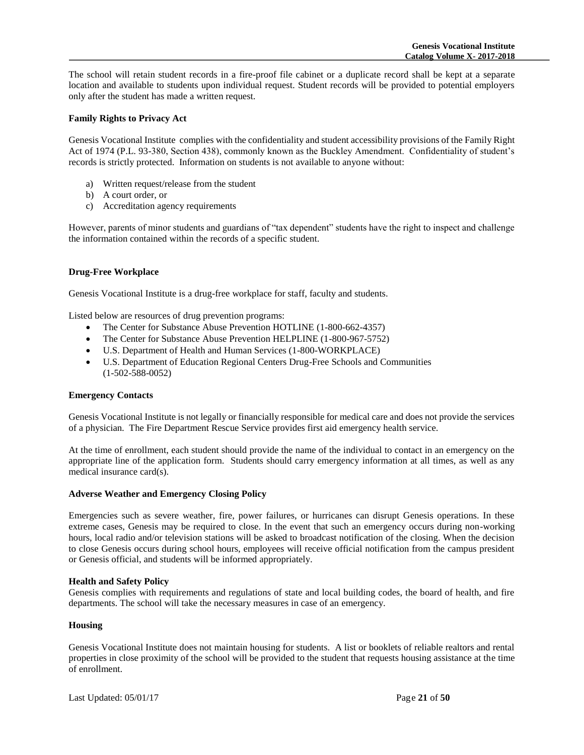The school will retain student records in a fire-proof file cabinet or a duplicate record shall be kept at a separate location and available to students upon individual request. Student records will be provided to potential employers only after the student has made a written request.

**Family Rights to Privacy Act**

Genesis Vocational Institute complies with the confidentiality and student accessibility provisions of the Family Right Act of 1974 (P.L. 93-380, Section 438), commonly known as the Buckley Amendment. Confidentiality of student's records is strictly protected. Information on students is not available to anyone without:

a) Written request/release from the student
b) A court order, or
c) Accreditation agency requirements

However, parents of minor students and guardians of "tax dependent" students have the right to inspect and challenge the information contained within the records of a specific student.

**Drug-Free Workplace**

Genesis Vocational Institute is a drug-free workplace for staff, faculty and students.

Listed below are resources of drug prevention programs:

- The Center for Substance Abuse Prevention HOTLINE (1-800-662-4357)
- The Center for Substance Abuse Prevention HELPLINE (1-800-967-5752)
- U.S. Department of Health and Human Services (1-800-WORKPLACE)
- U.S. Department of Education Regional Centers Drug-Free Schools and Communities (1-502-588-0052)

**Emergency Contacts**

Genesis Vocational Institute is not legally or financially responsible for medical care and does not provide the services of a physician. The Fire Department Rescue Service provides first aid emergency health service.

At the time of enrollment, each student should provide the name of the individual to contact in an emergency on the appropriate line of the application form. Students should carry emergency information at all times, as well as any medical insurance card(s).

**Adverse Weather and Emergency Closing Policy**

Emergencies such as severe weather, fire, power failures, or hurricanes can disrupt Genesis operations. In these extreme cases, Genesis may be required to close. In the event that such an emergency occurs during non-working hours, local radio and/or television stations will be asked to broadcast notification of the closing. When the decision to close Genesis occurs during school hours, employees will receive official notification from the campus president or Genesis official, and students will be informed appropriately.

**Health and Safety Policy**

Genesis complies with requirements and regulations of state and local building codes, the board of health, and fire departments. The school will take the necessary measures in case of an emergency.

**Housing**

Genesis Vocational Institute does not maintain housing for students. A list or booklets of reliable realtors and rental properties in close proximity of the school will be provided to the student that requests housing assistance at the time of enrollment.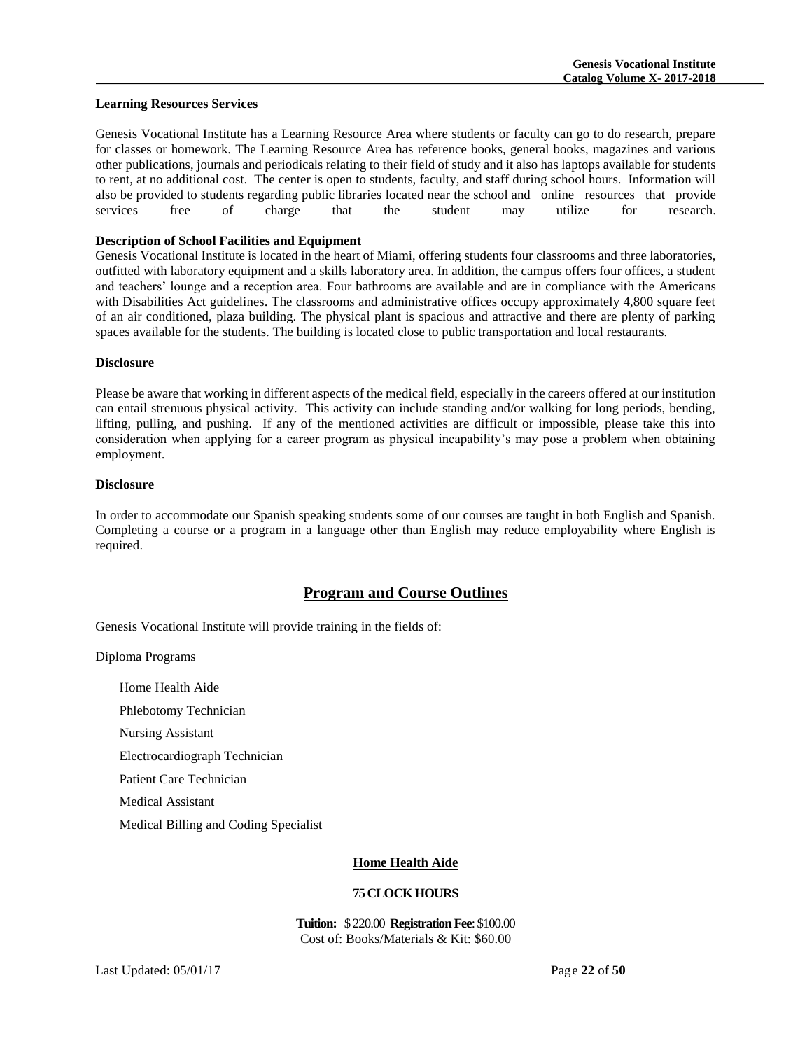**Learning Resources Services**

Genesis Vocational Institute has a Learning Resource Area where students or faculty can go to do research, prepare for classes or homework. The Learning Resource Area has reference books, general books, magazines and various other publications, journals and periodicals relating to their field of study and it also has laptops available for students to rent, at no additional cost. The center is open to students, faculty, and staff during school hours. Information will also be provided to students regarding public libraries located near the school and online resources that provide services free of charge that the student may utilize for research.

**Description of School Facilities and Equipment**

Genesis Vocational Institute is located in the heart of Miami, offering students four classrooms and three laboratories, outfitted with laboratory equipment and a skills laboratory area. In addition, the campus offers four offices, a student and teachers' lounge and a reception area. Four bathrooms are available and are in compliance with the Americans with Disabilities Act guidelines. The classrooms and administrative offices occupy approximately 4,800 square feet of an air conditioned, plaza building. The physical plant is spacious and attractive and there are plenty of parking spaces available for the students. The building is located close to public transportation and local restaurants.

**Disclosure**

Please be aware that working in different aspects of the medical field, especially in the careers offered at our institution can entail strenuous physical activity. This activity can include standing and/or walking for long periods, bending, lifting, pulling, and pushing. If any of the mentioned activities are difficult or impossible, please take this into consideration when applying for a career program as physical incapability's may pose a problem when obtaining employment.

**Disclosure**

In order to accommodate our Spanish speaking students some of our courses are taught in both English and Spanish. Completing a course or a program in a language other than English may reduce employability where English is required.

## Program and Course Outlines

Genesis Vocational Institute will provide training in the fields of:

Diploma Programs

- Home Health Aide
- Phlebotomy Technician
- Nursing Assistant
- Electrocardiograph Technician
- Patient Care Technician
- Medical Assistant
- Medical Billing and Coding Specialist

### Home Health Aide

**75 CLOCK HOURS**

**Tuition:** $ 220.00 **Registration Fee**: $100.00
Cost of: Books/Materials & Kit: $60.00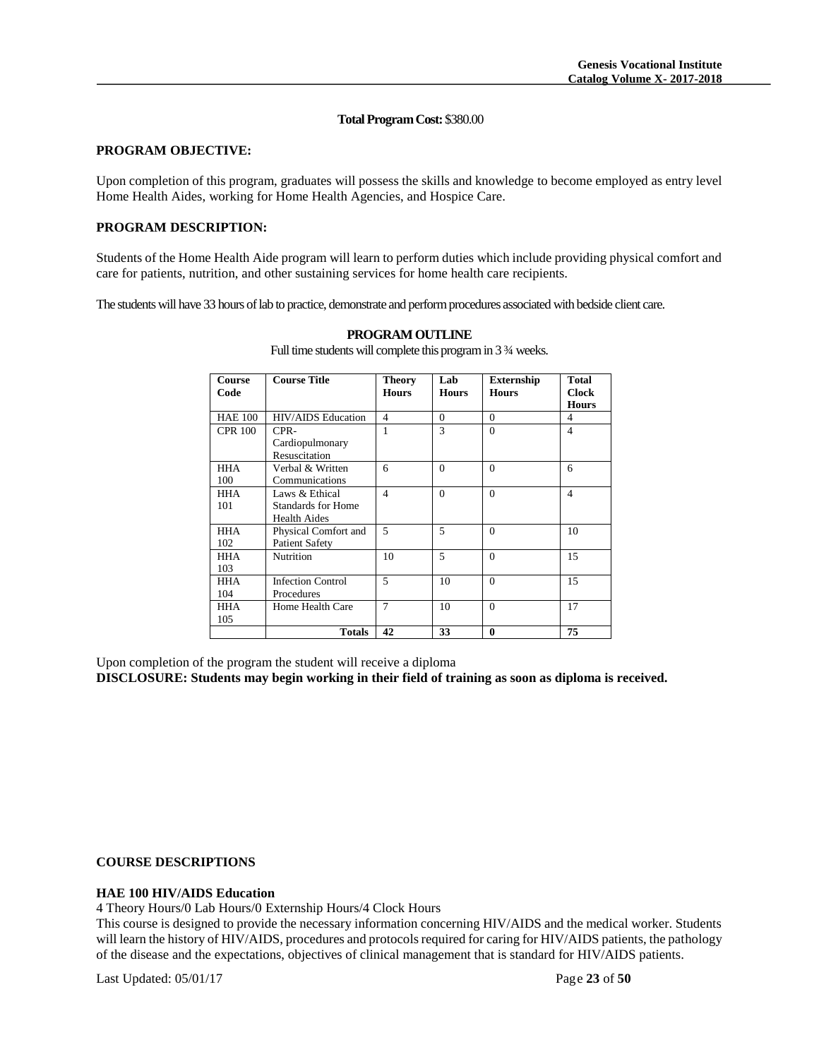**Total Program Cost:** $380.00

**PROGRAM OBJECTIVE:**

Upon completion of this program, graduates will possess the skills and knowledge to become employed as entry level Home Health Aides, working for Home Health Agencies, and Hospice Care.

**PROGRAM DESCRIPTION:**

Students of the Home Health Aide program will learn to perform duties which include providing physical comfort and care for patients, nutrition, and other sustaining services for home health care recipients.

The students will have 33 hours of lab to practice, demonstrate and perform procedures associated with bedside client care.

**PROGRAM OUTLINE**

Full time students will complete this program in 3 ¾ weeks.

| Course Code | Course Title | Theory Hours | Lab Hours | Externship Hours | Total Clock Hours |
|---|---|---|---|---|---|
| HAE 100 | HIV/AIDS Education | 4 | 0 | 0 | 4 |
| CPR 100 | CPR-Cardiopulmonary Resuscitation | 1 | 3 | 0 | 4 |
| HHA 100 | Verbal & Written Communications | 6 | 0 | 0 | 6 |
| HHA 101 | Laws & Ethical Standards for Home Health Aides | 4 | 0 | 0 | 4 |
| HHA 102 | Physical Comfort and Patient Safety | 5 | 5 | 0 | 10 |
| HHA 103 | Nutrition | 10 | 5 | 0 | 15 |
| HHA 104 | Infection Control Procedures | 5 | 10 | 0 | 15 |
| HHA 105 | Home Health Care | 7 | 10 | 0 | 17 |
| | **Totals** | **42** | **33** | **0** | **75** |

Upon completion of the program the student will receive a diploma

**DISCLOSURE: Students may begin working in their field of training as soon as diploma is received.**

**COURSE DESCRIPTIONS**

**HAE 100 HIV/AIDS Education**

4 Theory Hours/0 Lab Hours/0 Externship Hours/4 Clock Hours

This course is designed to provide the necessary information concerning HIV/AIDS and the medical worker. Students will learn the history of HIV/AIDS, procedures and protocols required for caring for HIV/AIDS patients, the pathology of the disease and the expectations, objectives of clinical management that is standard for HIV/AIDS patients.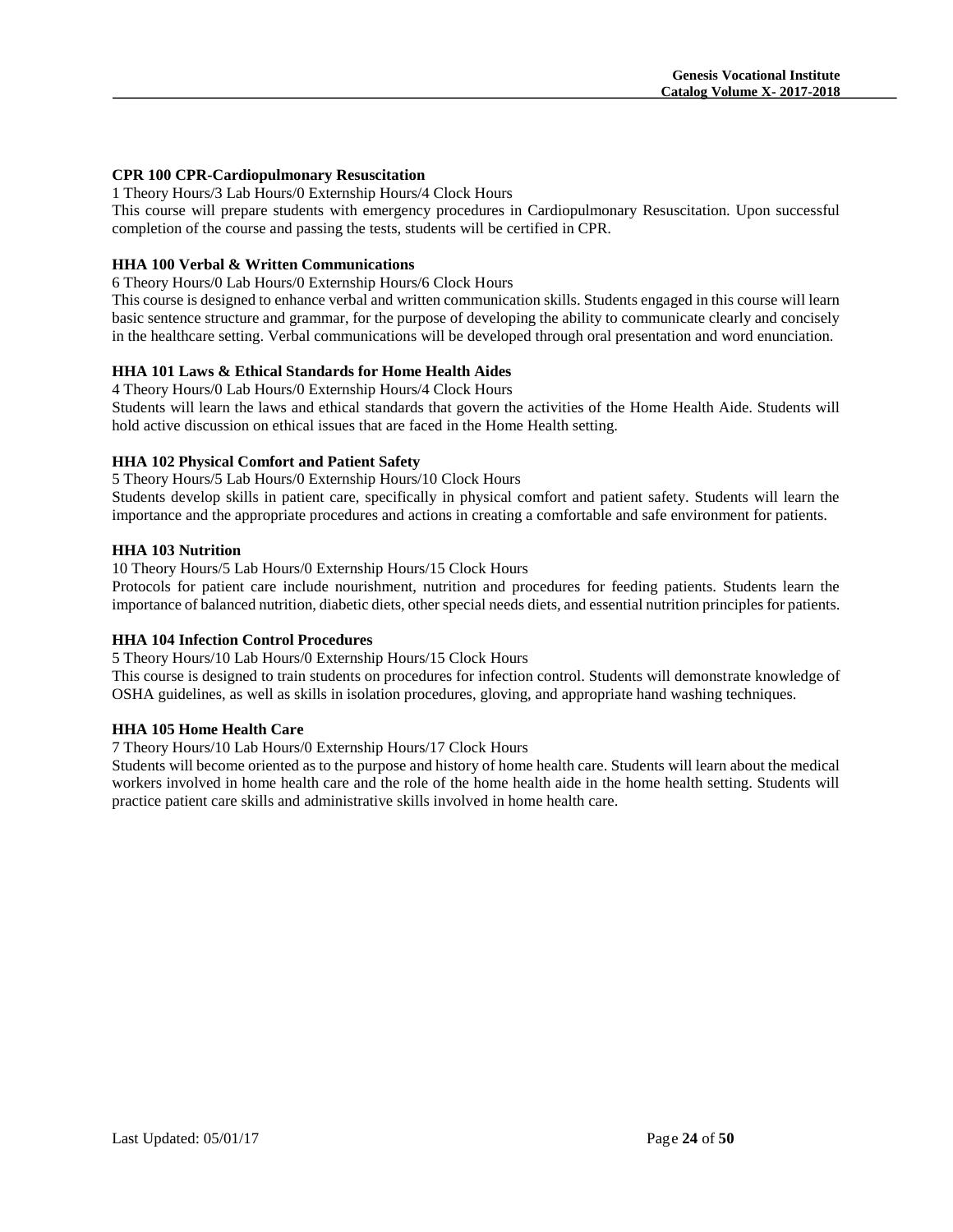**CPR 100 CPR-Cardiopulmonary Resuscitation**

1 Theory Hours/3 Lab Hours/0 Externship Hours/4 Clock Hours

This course will prepare students with emergency procedures in Cardiopulmonary Resuscitation. Upon successful completion of the course and passing the tests, students will be certified in CPR.

**HHA 100 Verbal & Written Communications**

6 Theory Hours/0 Lab Hours/0 Externship Hours/6 Clock Hours

This course is designed to enhance verbal and written communication skills. Students engaged in this course will learn basic sentence structure and grammar, for the purpose of developing the ability to communicate clearly and concisely in the healthcare setting. Verbal communications will be developed through oral presentation and word enunciation.

**HHA 101 Laws & Ethical Standards for Home Health Aides**

4 Theory Hours/0 Lab Hours/0 Externship Hours/4 Clock Hours

Students will learn the laws and ethical standards that govern the activities of the Home Health Aide. Students will hold active discussion on ethical issues that are faced in the Home Health setting.

**HHA 102 Physical Comfort and Patient Safety**

5 Theory Hours/5 Lab Hours/0 Externship Hours/10 Clock Hours

Students develop skills in patient care, specifically in physical comfort and patient safety. Students will learn the importance and the appropriate procedures and actions in creating a comfortable and safe environment for patients.

**HHA 103 Nutrition**

10 Theory Hours/5 Lab Hours/0 Externship Hours/15 Clock Hours

Protocols for patient care include nourishment, nutrition and procedures for feeding patients. Students learn the importance of balanced nutrition, diabetic diets, other special needs diets, and essential nutrition principles for patients.

**HHA 104 Infection Control Procedures**

5 Theory Hours/10 Lab Hours/0 Externship Hours/15 Clock Hours

This course is designed to train students on procedures for infection control. Students will demonstrate knowledge of OSHA guidelines, as well as skills in isolation procedures, gloving, and appropriate hand washing techniques.

**HHA 105 Home Health Care**

7 Theory Hours/10 Lab Hours/0 Externship Hours/17 Clock Hours

Students will become oriented as to the purpose and history of home health care. Students will learn about the medical workers involved in home health care and the role of the home health aide in the home health setting. Students will practice patient care skills and administrative skills involved in home health care.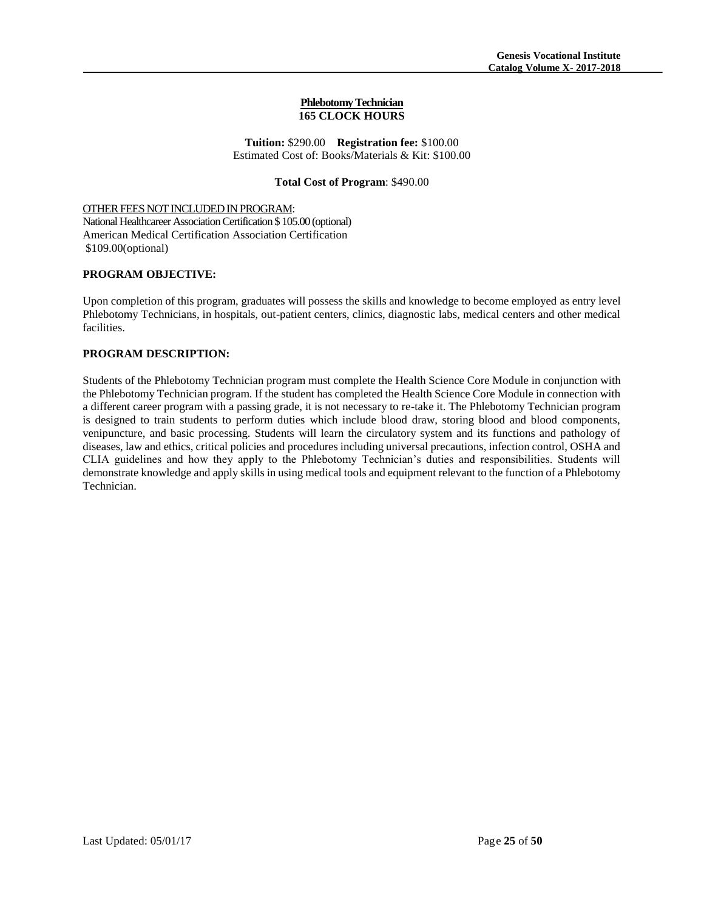**Phlebotomy Technician**
**165 CLOCK HOURS**

**Tuition:** $290.00 **Registration fee:** $100.00
Estimated Cost of: Books/Materials & Kit: $100.00

**Total Cost of Program**: $490.00

OTHER FEES NOT INCLUDED IN PROGRAM:
National Healthcareer Association Certification $ 105.00 (optional)
American Medical Certification Association Certification
$109.00(optional)

**PROGRAM OBJECTIVE:**

Upon completion of this program, graduates will possess the skills and knowledge to become employed as entry level Phlebotomy Technicians, in hospitals, out-patient centers, clinics, diagnostic labs, medical centers and other medical facilities.

**PROGRAM DESCRIPTION:**

Students of the Phlebotomy Technician program must complete the Health Science Core Module in conjunction with the Phlebotomy Technician program. If the student has completed the Health Science Core Module in connection with a different career program with a passing grade, it is not necessary to re-take it. The Phlebotomy Technician program is designed to train students to perform duties which include blood draw, storing blood and blood components, venipuncture, and basic processing. Students will learn the circulatory system and its functions and pathology of diseases, law and ethics, critical policies and procedures including universal precautions, infection control, OSHA and CLIA guidelines and how they apply to the Phlebotomy Technician's duties and responsibilities. Students will demonstrate knowledge and apply skills in using medical tools and equipment relevant to the function of a Phlebotomy Technician.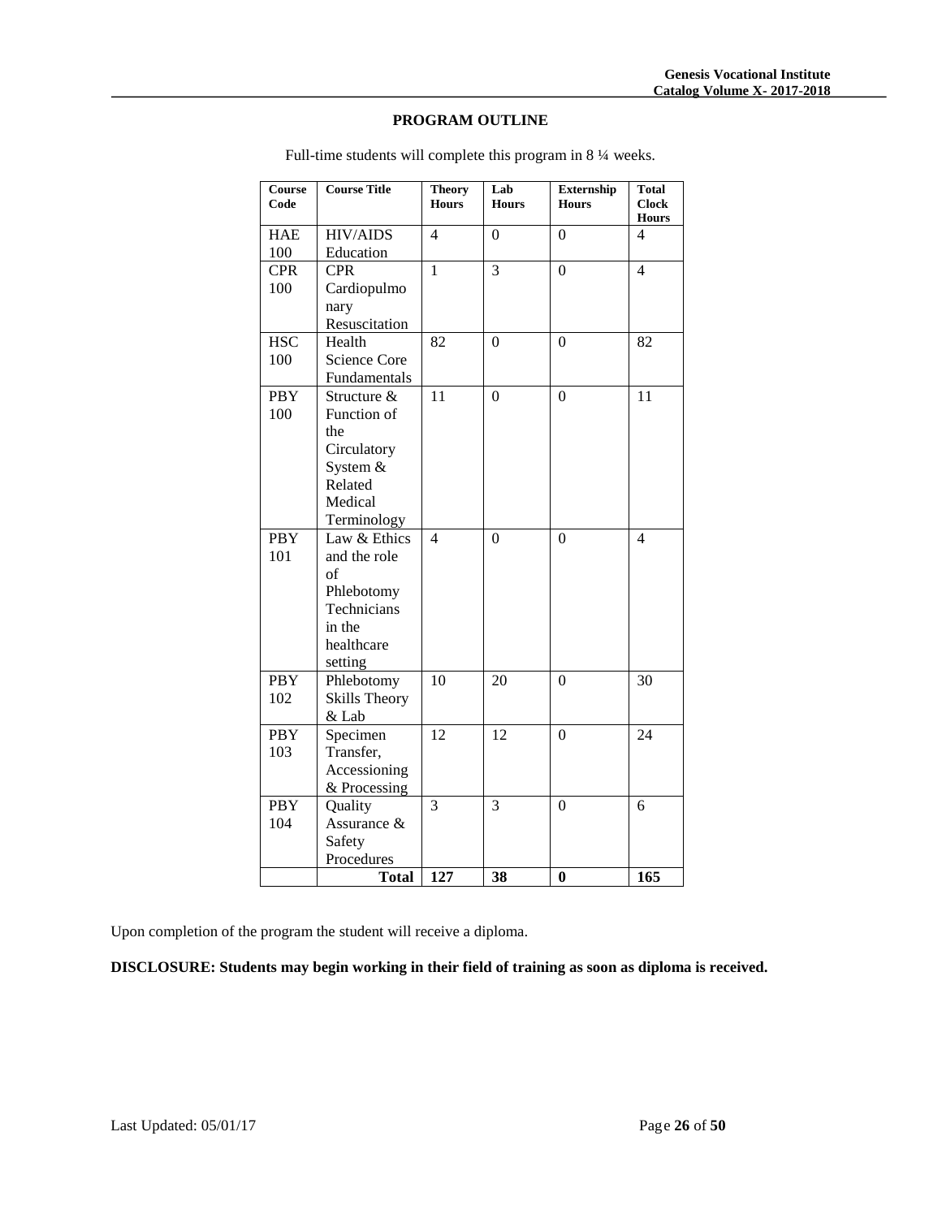**PROGRAM OUTLINE**

Full-time students will complete this program in 8 ¼ weeks.

| Course Code | Course Title | Theory Hours | Lab Hours | Externship Hours | Total Clock Hours |
|---|---|---|---|---|---|
| HAE 100 | HIV/AIDS Education | 4 | 0 | 0 | 4 |
| CPR 100 | CPR Cardiopulmonary Resuscitation | 1 | 3 | 0 | 4 |
| HSC 100 | Health Science Core Fundamentals | 82 | 0 | 0 | 82 |
| PBY 100 | Structure & Function of the Circulatory System & Related Medical Terminology | 11 | 0 | 0 | 11 |
| PBY 101 | Law & Ethics and the role of Phlebotomy Technicians in the healthcare setting | 4 | 0 | 0 | 4 |
| PBY 102 | Phlebotomy Skills Theory & Lab | 10 | 20 | 0 | 30 |
| PBY 103 | Specimen Transfer, Accessioning & Processing | 12 | 12 | 0 | 24 |
| PBY 104 | Quality Assurance & Safety Procedures | 3 | 3 | 0 | 6 |
| | **Total** | **127** | **38** | **0** | **165** |

Upon completion of the program the student will receive a diploma.

**DISCLOSURE: Students may begin working in their field of training as soon as diploma is received.**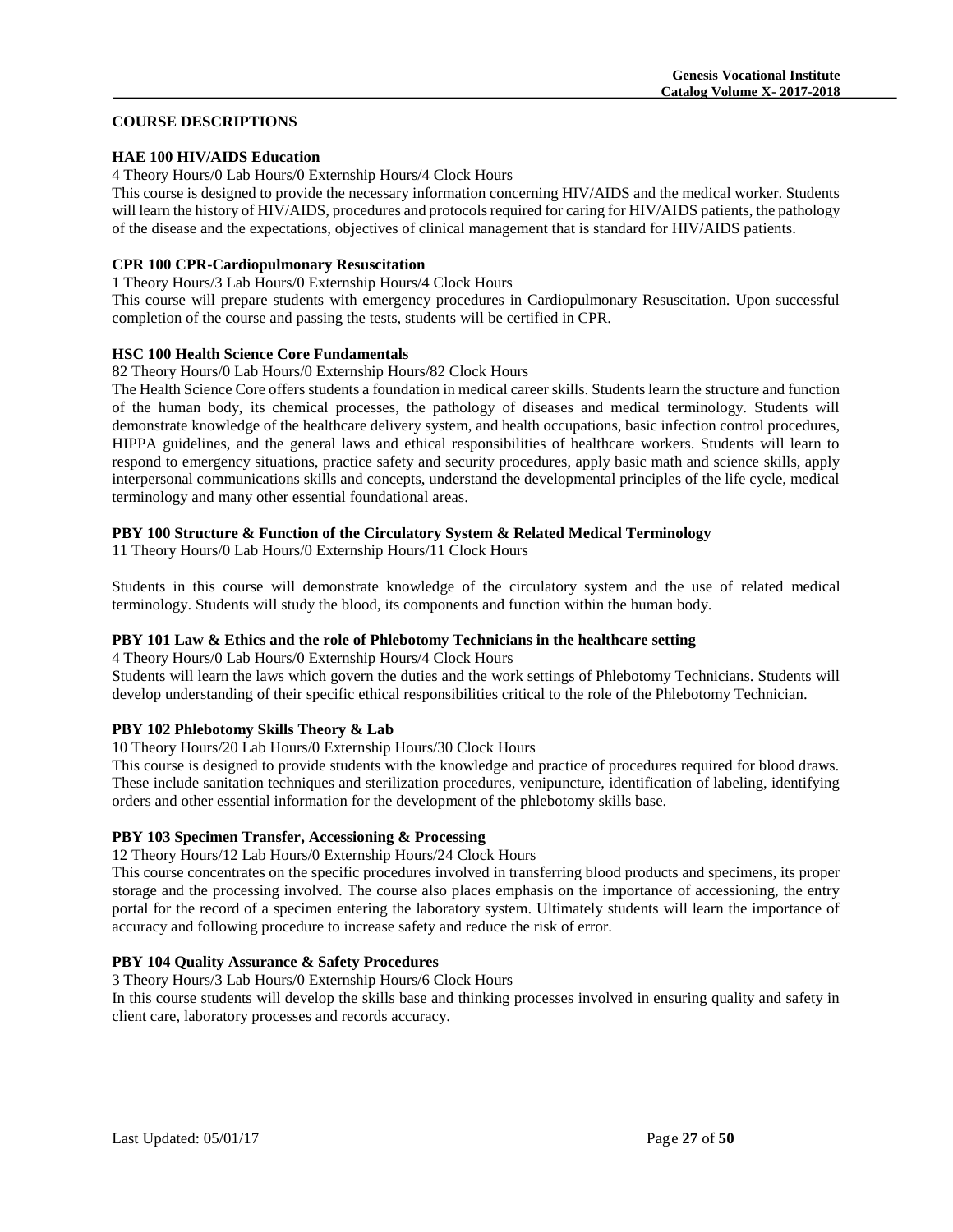## COURSE DESCRIPTIONS

**HAE 100 HIV/AIDS Education**

4 Theory Hours/0 Lab Hours/0 Externship Hours/4 Clock Hours

This course is designed to provide the necessary information concerning HIV/AIDS and the medical worker. Students will learn the history of HIV/AIDS, procedures and protocols required for caring for HIV/AIDS patients, the pathology of the disease and the expectations, objectives of clinical management that is standard for HIV/AIDS patients.

**CPR 100 CPR-Cardiopulmonary Resuscitation**

1 Theory Hours/3 Lab Hours/0 Externship Hours/4 Clock Hours

This course will prepare students with emergency procedures in Cardiopulmonary Resuscitation. Upon successful completion of the course and passing the tests, students will be certified in CPR.

**HSC 100 Health Science Core Fundamentals**

82 Theory Hours/0 Lab Hours/0 Externship Hours/82 Clock Hours

The Health Science Core offers students a foundation in medical career skills. Students learn the structure and function of the human body, its chemical processes, the pathology of diseases and medical terminology. Students will demonstrate knowledge of the healthcare delivery system, and health occupations, basic infection control procedures, HIPPA guidelines, and the general laws and ethical responsibilities of healthcare workers. Students will learn to respond to emergency situations, practice safety and security procedures, apply basic math and science skills, apply interpersonal communications skills and concepts, understand the developmental principles of the life cycle, medical terminology and many other essential foundational areas.

**PBY 100 Structure & Function of the Circulatory System & Related Medical Terminology**

11 Theory Hours/0 Lab Hours/0 Externship Hours/11 Clock Hours

Students in this course will demonstrate knowledge of the circulatory system and the use of related medical terminology. Students will study the blood, its components and function within the human body.

**PBY 101 Law & Ethics and the role of Phlebotomy Technicians in the healthcare setting**

4 Theory Hours/0 Lab Hours/0 Externship Hours/4 Clock Hours

Students will learn the laws which govern the duties and the work settings of Phlebotomy Technicians. Students will develop understanding of their specific ethical responsibilities critical to the role of the Phlebotomy Technician.

**PBY 102 Phlebotomy Skills Theory & Lab**

10 Theory Hours/20 Lab Hours/0 Externship Hours/30 Clock Hours

This course is designed to provide students with the knowledge and practice of procedures required for blood draws. These include sanitation techniques and sterilization procedures, venipuncture, identification of labeling, identifying orders and other essential information for the development of the phlebotomy skills base.

**PBY 103 Specimen Transfer, Accessioning & Processing**

12 Theory Hours/12 Lab Hours/0 Externship Hours/24 Clock Hours

This course concentrates on the specific procedures involved in transferring blood products and specimens, its proper storage and the processing involved. The course also places emphasis on the importance of accessioning, the entry portal for the record of a specimen entering the laboratory system. Ultimately students will learn the importance of accuracy and following procedure to increase safety and reduce the risk of error.

**PBY 104 Quality Assurance & Safety Procedures**

3 Theory Hours/3 Lab Hours/0 Externship Hours/6 Clock Hours

In this course students will develop the skills base and thinking processes involved in ensuring quality and safety in client care, laboratory processes and records accuracy.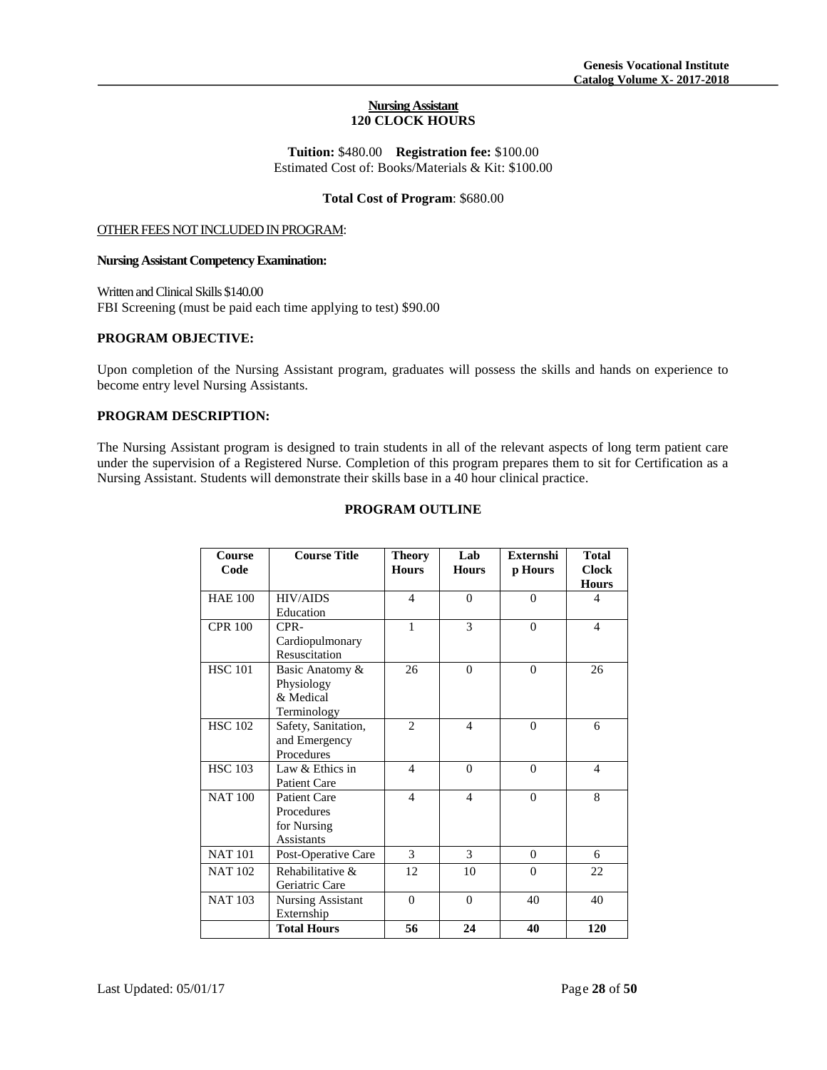## Nursing Assistant
## 120 CLOCK HOURS

**Tuition:** $480.00 **Registration fee:** $100.00
Estimated Cost of: Books/Materials & Kit: $100.00

**Total Cost of Program**: $680.00

OTHER FEES NOT INCLUDED IN PROGRAM:

**Nursing Assistant Competency Examination:**

Written and Clinical Skills $140.00
FBI Screening (must be paid each time applying to test) $90.00

**PROGRAM OBJECTIVE:**

Upon completion of the Nursing Assistant program, graduates will possess the skills and hands on experience to become entry level Nursing Assistants.

**PROGRAM DESCRIPTION:**

The Nursing Assistant program is designed to train students in all of the relevant aspects of long term patient care under the supervision of a Registered Nurse. Completion of this program prepares them to sit for Certification as a Nursing Assistant. Students will demonstrate their skills base in a 40 hour clinical practice.

**PROGRAM OUTLINE**

| Course Code | Course Title | Theory Hours | Lab Hours | Externship Hours | Total Clock Hours |
|---|---|---|---|---|---|
| HAE 100 | HIV/AIDS Education | 4 | 0 | 0 | 4 |
| CPR 100 | CPR- Cardiopulmonary Resuscitation | 1 | 3 | 0 | 4 |
| HSC 101 | Basic Anatomy & Physiology & Medical Terminology | 26 | 0 | 0 | 26 |
| HSC 102 | Safety, Sanitation, and Emergency Procedures | 2 | 4 | 0 | 6 |
| HSC 103 | Law & Ethics in Patient Care | 4 | 0 | 0 | 4 |
| NAT 100 | Patient Care Procedures for Nursing Assistants | 4 | 4 | 0 | 8 |
| NAT 101 | Post-Operative Care | 3 | 3 | 0 | 6 |
| NAT 102 | Rehabilitative & Geriatric Care | 12 | 10 | 0 | 22 |
| NAT 103 | Nursing Assistant Externship | 0 | 0 | 40 | 40 |
| | **Total Hours** | **56** | **24** | **40** | **120** |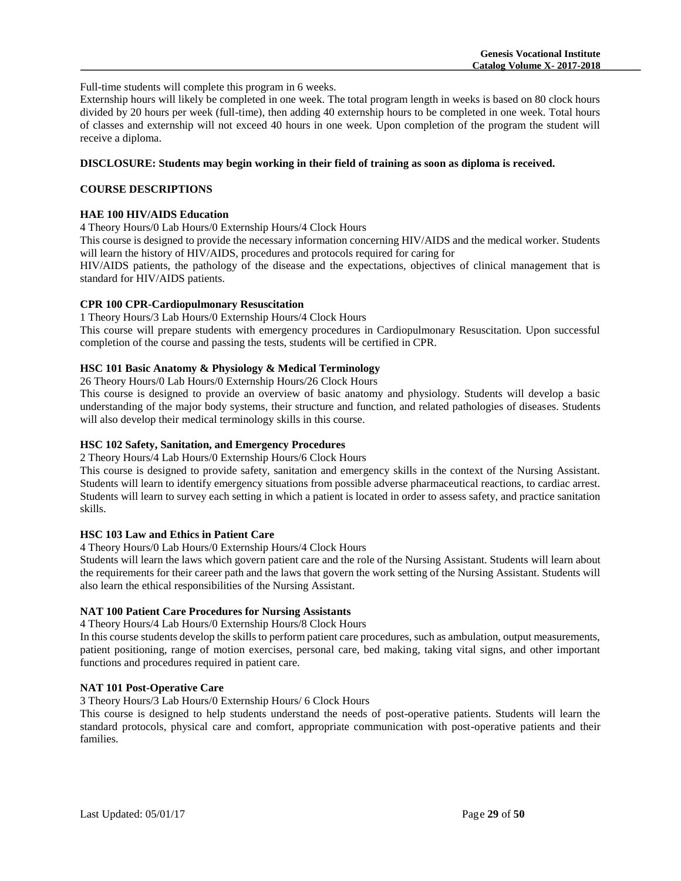Full-time students will complete this program in 6 weeks.

Externship hours will likely be completed in one week. The total program length in weeks is based on 80 clock hours divided by 20 hours per week (full-time), then adding 40 externship hours to be completed in one week. Total hours of classes and externship will not exceed 40 hours in one week. Upon completion of the program the student will receive a diploma.

**DISCLOSURE: Students may begin working in their field of training as soon as diploma is received.**

## COURSE DESCRIPTIONS

### HAE 100 HIV/AIDS Education

4 Theory Hours/0 Lab Hours/0 Externship Hours/4 Clock Hours

This course is designed to provide the necessary information concerning HIV/AIDS and the medical worker. Students will learn the history of HIV/AIDS, procedures and protocols required for caring for HIV/AIDS patients, the pathology of the disease and the expectations, objectives of clinical management that is standard for HIV/AIDS patients.

### CPR 100 CPR-Cardiopulmonary Resuscitation

1 Theory Hours/3 Lab Hours/0 Externship Hours/4 Clock Hours

This course will prepare students with emergency procedures in Cardiopulmonary Resuscitation. Upon successful completion of the course and passing the tests, students will be certified in CPR.

### HSC 101 Basic Anatomy & Physiology & Medical Terminology

26 Theory Hours/0 Lab Hours/0 Externship Hours/26 Clock Hours

This course is designed to provide an overview of basic anatomy and physiology. Students will develop a basic understanding of the major body systems, their structure and function, and related pathologies of diseases. Students will also develop their medical terminology skills in this course.

### HSC 102 Safety, Sanitation, and Emergency Procedures

2 Theory Hours/4 Lab Hours/0 Externship Hours/6 Clock Hours

This course is designed to provide safety, sanitation and emergency skills in the context of the Nursing Assistant. Students will learn to identify emergency situations from possible adverse pharmaceutical reactions, to cardiac arrest. Students will learn to survey each setting in which a patient is located in order to assess safety, and practice sanitation skills.

### HSC 103 Law and Ethics in Patient Care

4 Theory Hours/0 Lab Hours/0 Externship Hours/4 Clock Hours

Students will learn the laws which govern patient care and the role of the Nursing Assistant. Students will learn about the requirements for their career path and the laws that govern the work setting of the Nursing Assistant. Students will also learn the ethical responsibilities of the Nursing Assistant.

### NAT 100 Patient Care Procedures for Nursing Assistants

4 Theory Hours/4 Lab Hours/0 Externship Hours/8 Clock Hours

In this course students develop the skills to perform patient care procedures, such as ambulation, output measurements, patient positioning, range of motion exercises, personal care, bed making, taking vital signs, and other important functions and procedures required in patient care.

### NAT 101 Post-Operative Care

3 Theory Hours/3 Lab Hours/0 Externship Hours/ 6 Clock Hours

This course is designed to help students understand the needs of post-operative patients. Students will learn the standard protocols, physical care and comfort, appropriate communication with post-operative patients and their families.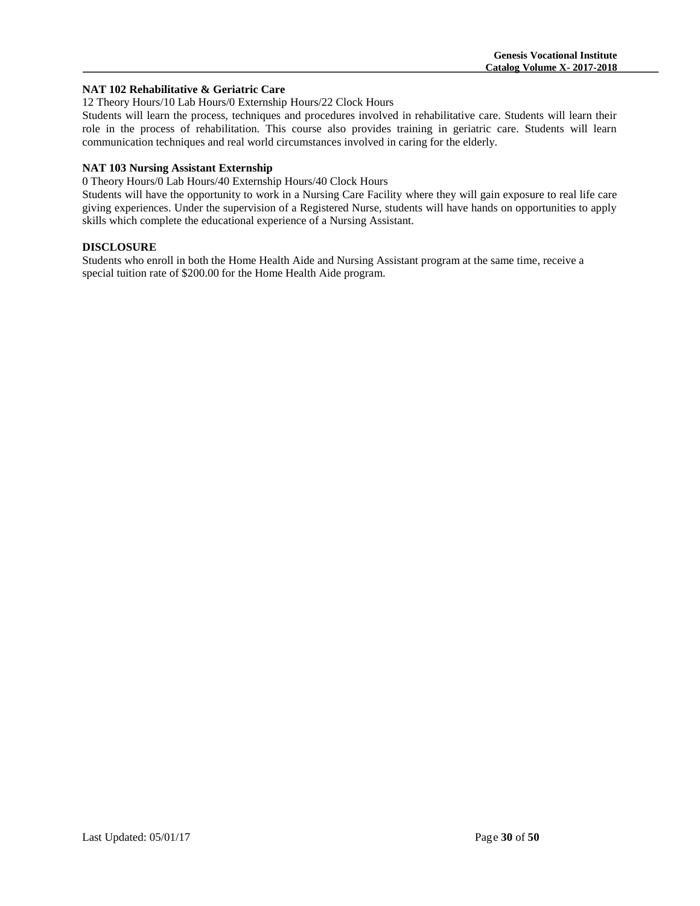**NAT 102 Rehabilitative & Geriatric Care**

12 Theory Hours/10 Lab Hours/0 Externship Hours/22 Clock Hours

Students will learn the process, techniques and procedures involved in rehabilitative care. Students will learn their role in the process of rehabilitation. This course also provides training in geriatric care. Students will learn communication techniques and real world circumstances involved in caring for the elderly.

**NAT 103 Nursing Assistant Externship**

0 Theory Hours/0 Lab Hours/40 Externship Hours/40 Clock Hours

Students will have the opportunity to work in a Nursing Care Facility where they will gain exposure to real life care giving experiences. Under the supervision of a Registered Nurse, students will have hands on opportunities to apply skills which complete the educational experience of a Nursing Assistant.

**DISCLOSURE**

Students who enroll in both the Home Health Aide and Nursing Assistant program at the same time, receive a special tuition rate of $200.00 for the Home Health Aide program.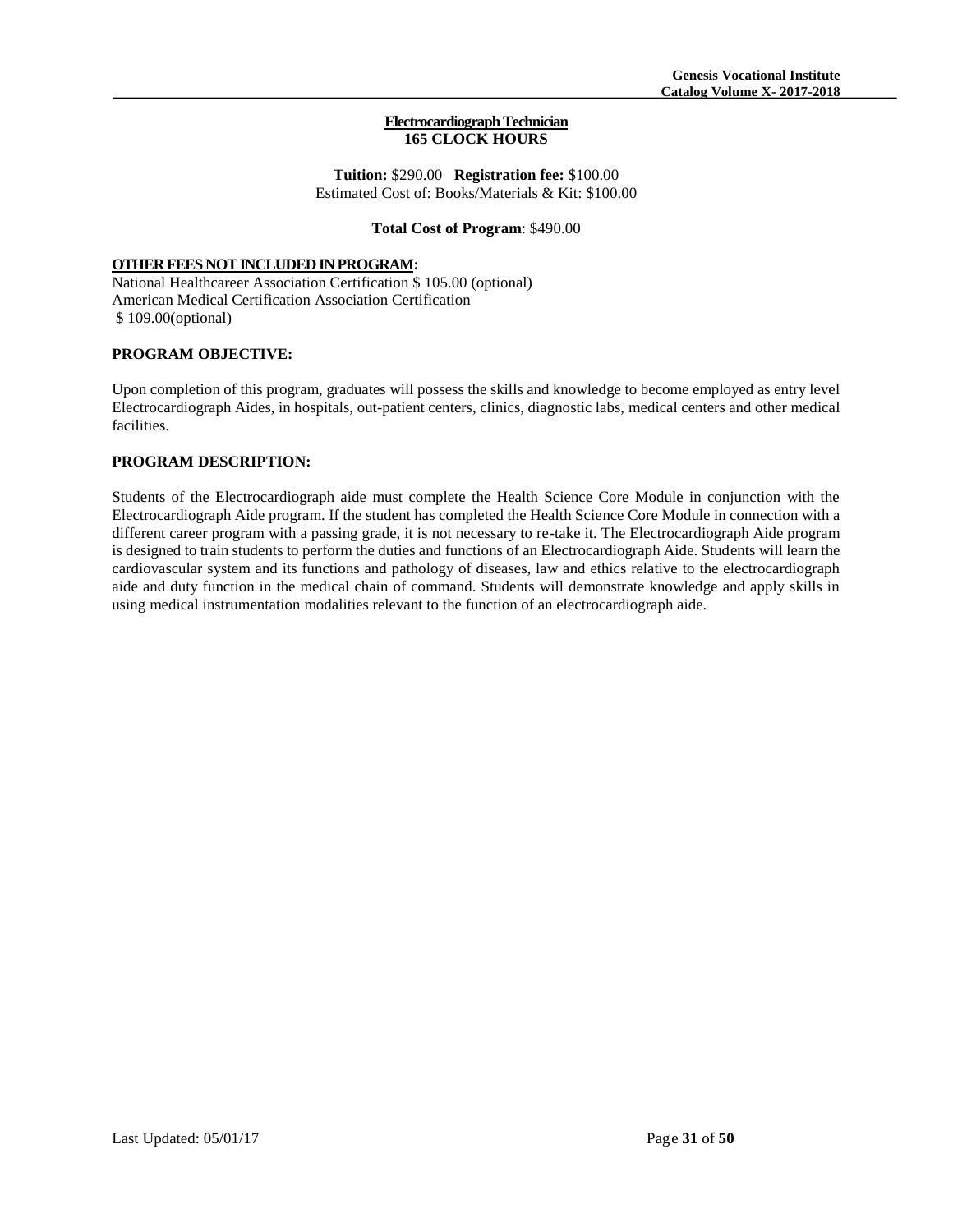## Electrocardiograph Technician
**165 CLOCK HOURS**

**Tuition:** $290.00 **Registration fee:** $100.00
Estimated Cost of: Books/Materials & Kit: $100.00

**Total Cost of Program**: $490.00

**OTHER FEES NOT INCLUDED IN PROGRAM:**
National Healthcareer Association Certification $ 105.00 (optional)
American Medical Certification Association Certification
$ 109.00(optional)

**PROGRAM OBJECTIVE:**

Upon completion of this program, graduates will possess the skills and knowledge to become employed as entry level Electrocardiograph Aides, in hospitals, out-patient centers, clinics, diagnostic labs, medical centers and other medical facilities.

**PROGRAM DESCRIPTION:**

Students of the Electrocardiograph aide must complete the Health Science Core Module in conjunction with the Electrocardiograph Aide program. If the student has completed the Health Science Core Module in connection with a different career program with a passing grade, it is not necessary to re-take it. The Electrocardiograph Aide program is designed to train students to perform the duties and functions of an Electrocardiograph Aide. Students will learn the cardiovascular system and its functions and pathology of diseases, law and ethics relative to the electrocardiograph aide and duty function in the medical chain of command. Students will demonstrate knowledge and apply skills in using medical instrumentation modalities relevant to the function of an electrocardiograph aide.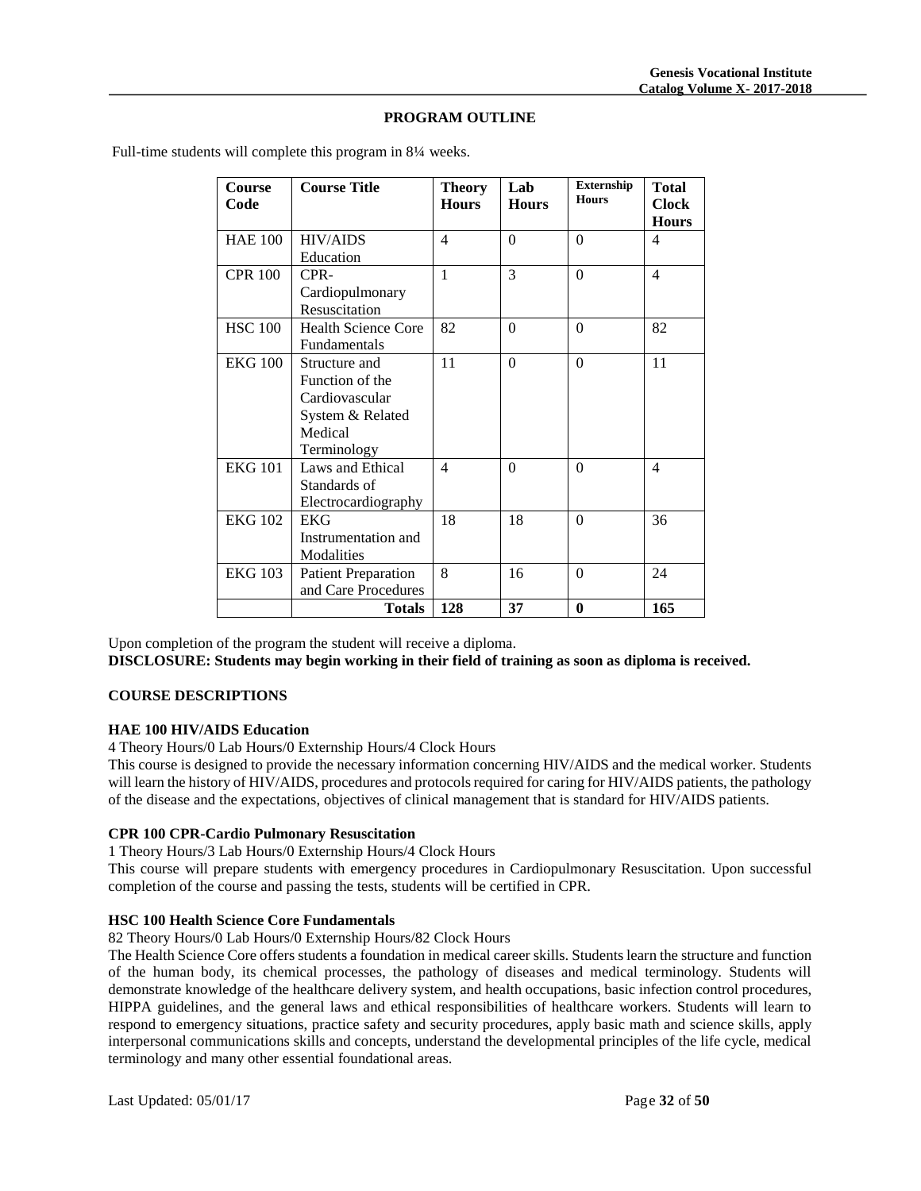## PROGRAM OUTLINE

Full-time students will complete this program in 8¼ weeks.

| Course Code | Course Title | Theory Hours | Lab Hours | Externship Hours | Total Clock Hours |
|---|---|---|---|---|---|
| HAE 100 | HIV/AIDS Education | 4 | 0 | 0 | 4 |
| CPR 100 | CPR-Cardiopulmonary Resuscitation | 1 | 3 | 0 | 4 |
| HSC 100 | Health Science Core Fundamentals | 82 | 0 | 0 | 82 |
| EKG 100 | Structure and Function of the Cardiovascular System & Related Medical Terminology | 11 | 0 | 0 | 11 |
| EKG 101 | Laws and Ethical Standards of Electrocardiography | 4 | 0 | 0 | 4 |
| EKG 102 | EKG Instrumentation and Modalities | 18 | 18 | 0 | 36 |
| EKG 103 | Patient Preparation and Care Procedures | 8 | 16 | 0 | 24 |
| | **Totals** | **128** | **37** | **0** | **165** |

Upon completion of the program the student will receive a diploma.
**DISCLOSURE: Students may begin working in their field of training as soon as diploma is received.**

### COURSE DESCRIPTIONS

**HAE 100 HIV/AIDS Education**
4 Theory Hours/0 Lab Hours/0 Externship Hours/4 Clock Hours
This course is designed to provide the necessary information concerning HIV/AIDS and the medical worker. Students will learn the history of HIV/AIDS, procedures and protocols required for caring for HIV/AIDS patients, the pathology of the disease and the expectations, objectives of clinical management that is standard for HIV/AIDS patients.

**CPR 100 CPR-Cardio Pulmonary Resuscitation**
1 Theory Hours/3 Lab Hours/0 Externship Hours/4 Clock Hours
This course will prepare students with emergency procedures in Cardiopulmonary Resuscitation. Upon successful completion of the course and passing the tests, students will be certified in CPR.

**HSC 100 Health Science Core Fundamentals**
82 Theory Hours/0 Lab Hours/0 Externship Hours/82 Clock Hours
The Health Science Core offers students a foundation in medical career skills. Students learn the structure and function of the human body, its chemical processes, the pathology of diseases and medical terminology. Students will demonstrate knowledge of the healthcare delivery system, and health occupations, basic infection control procedures, HIPPA guidelines, and the general laws and ethical responsibilities of healthcare workers. Students will learn to respond to emergency situations, practice safety and security procedures, apply basic math and science skills, apply interpersonal communications skills and concepts, understand the developmental principles of the life cycle, medical terminology and many other essential foundational areas.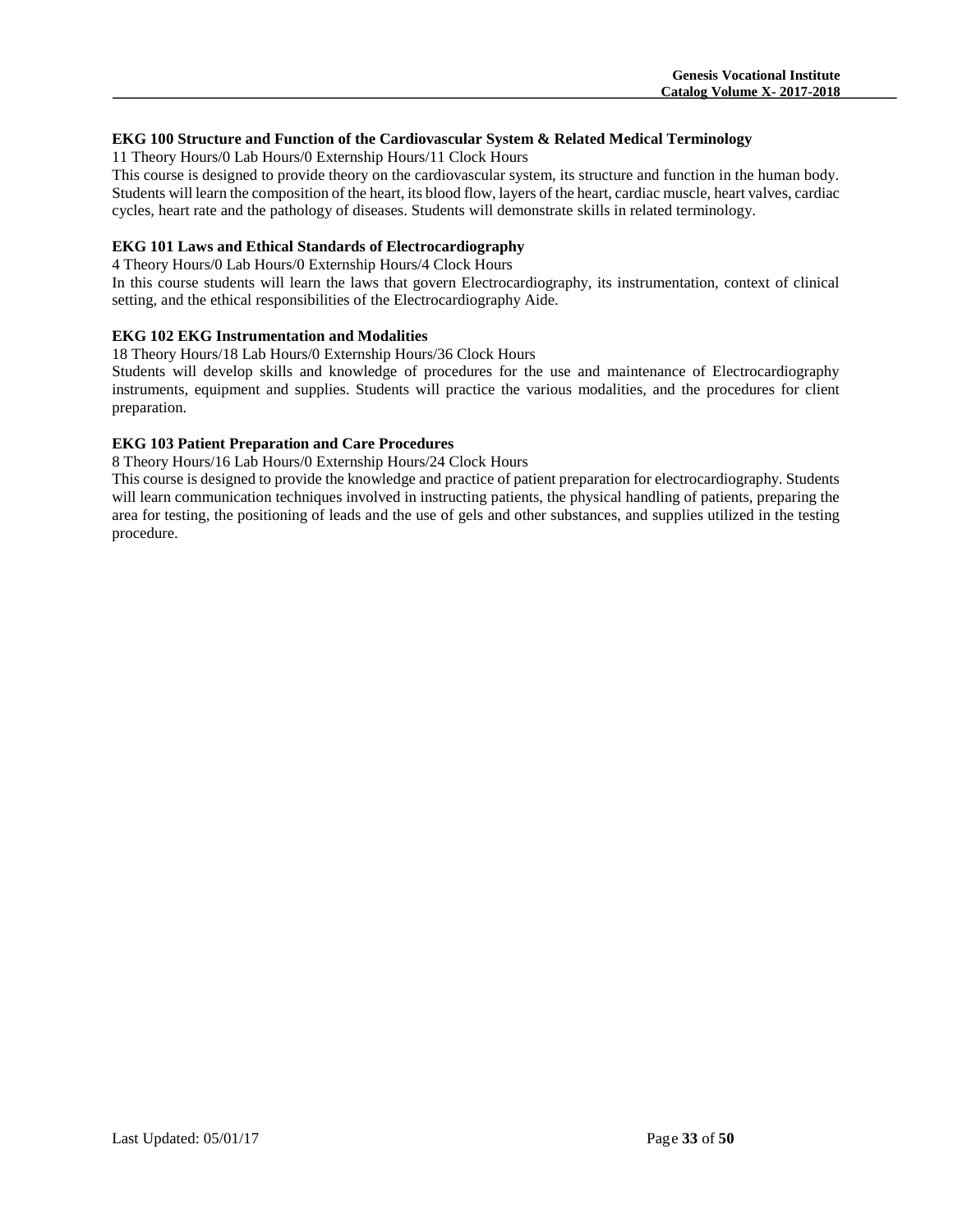**EKG 100 Structure and Function of the Cardiovascular System & Related Medical Terminology**

11 Theory Hours/0 Lab Hours/0 Externship Hours/11 Clock Hours

This course is designed to provide theory on the cardiovascular system, its structure and function in the human body. Students will learn the composition of the heart, its blood flow, layers of the heart, cardiac muscle, heart valves, cardiac cycles, heart rate and the pathology of diseases. Students will demonstrate skills in related terminology.

**EKG 101 Laws and Ethical Standards of Electrocardiography**

4 Theory Hours/0 Lab Hours/0 Externship Hours/4 Clock Hours

In this course students will learn the laws that govern Electrocardiography, its instrumentation, context of clinical setting, and the ethical responsibilities of the Electrocardiography Aide.

**EKG 102 EKG Instrumentation and Modalities**

18 Theory Hours/18 Lab Hours/0 Externship Hours/36 Clock Hours

Students will develop skills and knowledge of procedures for the use and maintenance of Electrocardiography instruments, equipment and supplies. Students will practice the various modalities, and the procedures for client preparation.

**EKG 103 Patient Preparation and Care Procedures**

8 Theory Hours/16 Lab Hours/0 Externship Hours/24 Clock Hours

This course is designed to provide the knowledge and practice of patient preparation for electrocardiography. Students will learn communication techniques involved in instructing patients, the physical handling of patients, preparing the area for testing, the positioning of leads and the use of gels and other substances, and supplies utilized in the testing procedure.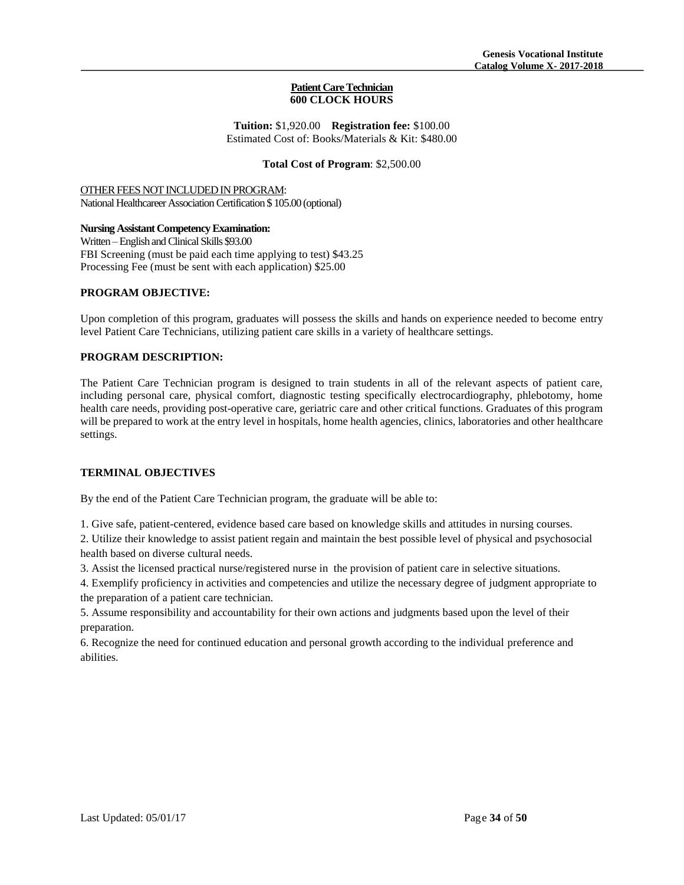**Patient Care Technician**
**600 CLOCK HOURS**

**Tuition:** $1,920.00 **Registration fee:** $100.00
Estimated Cost of: Books/Materials & Kit: $480.00

**Total Cost of Program**: $2,500.00

OTHER FEES NOT INCLUDED IN PROGRAM:
National Healthcareer Association Certification $ 105.00 (optional)

**Nursing Assistant Competency Examination:**
Written – English and Clinical Skills $93.00
FBI Screening (must be paid each time applying to test) $43.25
Processing Fee (must be sent with each application) $25.00

**PROGRAM OBJECTIVE:**

Upon completion of this program, graduates will possess the skills and hands on experience needed to become entry level Patient Care Technicians, utilizing patient care skills in a variety of healthcare settings.

**PROGRAM DESCRIPTION:**

The Patient Care Technician program is designed to train students in all of the relevant aspects of patient care, including personal care, physical comfort, diagnostic testing specifically electrocardiography, phlebotomy, home health care needs, providing post-operative care, geriatric care and other critical functions. Graduates of this program will be prepared to work at the entry level in hospitals, home health agencies, clinics, laboratories and other healthcare settings.

**TERMINAL OBJECTIVES**

By the end of the Patient Care Technician program, the graduate will be able to:

1. Give safe, patient-centered, evidence based care based on knowledge skills and attitudes in nursing courses.
2. Utilize their knowledge to assist patient regain and maintain the best possible level of physical and psychosocial health based on diverse cultural needs.
3. Assist the licensed practical nurse/registered nurse in the provision of patient care in selective situations.
4. Exemplify proficiency in activities and competencies and utilize the necessary degree of judgment appropriate to the preparation of a patient care technician.
5. Assume responsibility and accountability for their own actions and judgments based upon the level of their preparation.
6. Recognize the need for continued education and personal growth according to the individual preference and abilities.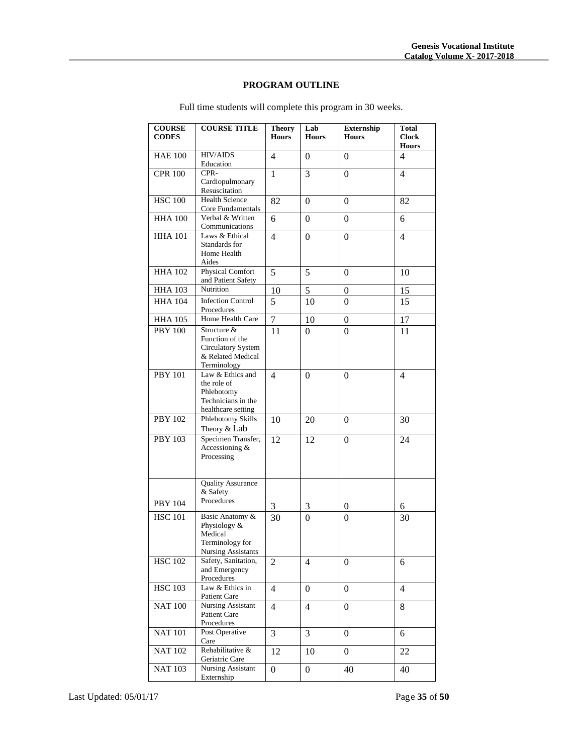## PROGRAM OUTLINE

Full time students will complete this program in 30 weeks.

| COURSE CODES | COURSE TITLE | Theory Hours | Lab Hours | Externship Hours | Total Clock Hours |
|---|---|---|---|---|---|
| HAE 100 | HIV/AIDS Education | 4 | 0 | 0 | 4 |
| CPR 100 | CPR- Cardiopulmonary Resuscitation | 1 | 3 | 0 | 4 |
| HSC 100 | Health Science Core Fundamentals | 82 | 0 | 0 | 82 |
| HHA 100 | Verbal & Written Communications | 6 | 0 | 0 | 6 |
| HHA 101 | Laws & Ethical Standards for Home Health Aides | 4 | 0 | 0 | 4 |
| HHA 102 | Physical Comfort and Patient Safety | 5 | 5 | 0 | 10 |
| HHA 103 | Nutrition | 10 | 5 | 0 | 15 |
| HHA 104 | Infection Control Procedures | 5 | 10 | 0 | 15 |
| HHA 105 | Home Health Care | 7 | 10 | 0 | 17 |
| PBY 100 | Structure & Function of the Circulatory System & Related Medical Terminology | 11 | 0 | 0 | 11 |
| PBY 101 | Law & Ethics and the role of Phlebotomy Technicians in the healthcare setting | 4 | 0 | 0 | 4 |
| PBY 102 | Phlebotomy Skills Theory & Lab | 10 | 20 | 0 | 30 |
| PBY 103 | Specimen Transfer, Accessioning & Processing | 12 | 12 | 0 | 24 |
| PBY 104 | Quality Assurance & Safety Procedures | 3 | 3 | 0 | 6 |
| HSC 101 | Basic Anatomy & Physiology & Medical Terminology for Nursing Assistants | 30 | 0 | 0 | 30 |
| HSC 102 | Safety, Sanitation, and Emergency Procedures | 2 | 4 | 0 | 6 |
| HSC 103 | Law & Ethics in Patient Care | 4 | 0 | 0 | 4 |
| NAT 100 | Nursing Assistant Patient Care Procedures | 4 | 4 | 0 | 8 |
| NAT 101 | Post Operative Care | 3 | 3 | 0 | 6 |
| NAT 102 | Rehabilitative & Geriatric Care | 12 | 10 | 0 | 22 |
| NAT 103 | Nursing Assistant Externship | 0 | 0 | 40 | 40 |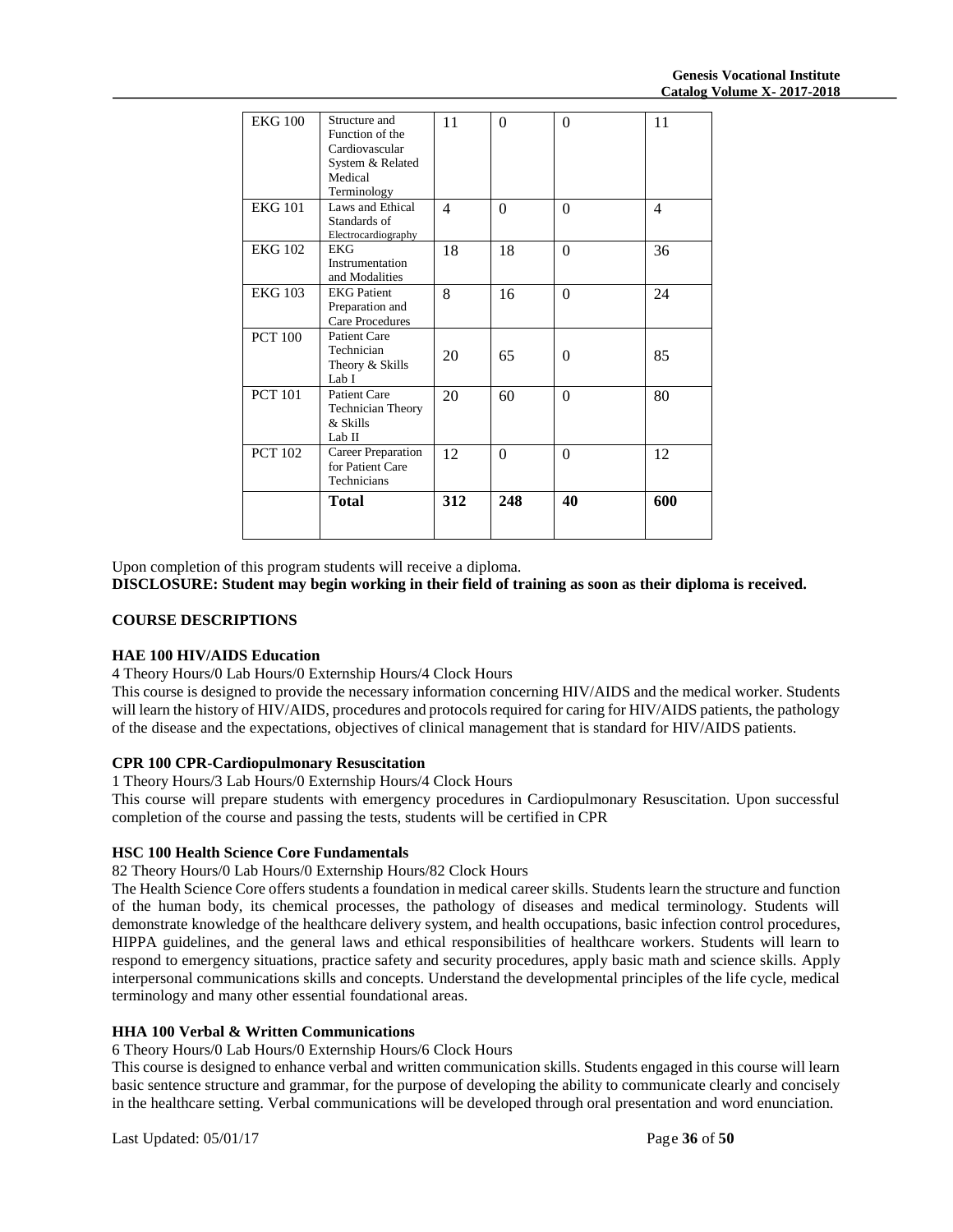| EKG 100 | Structure and Function of the Cardiovascular System & Related Medical Terminology | 11 | 0 | 0 | 11 |
|---|---|---|---|---|---|
| EKG 101 | Laws and Ethical Standards of Electrocardiography | 4 | 0 | 0 | 4 |
| EKG 102 | EKG Instrumentation and Modalities | 18 | 18 | 0 | 36 |
| EKG 103 | EKG Patient Preparation and Care Procedures | 8 | 16 | 0 | 24 |
| PCT 100 | Patient Care Technician Theory & Skills Lab I | 20 | 65 | 0 | 85 |
| PCT 101 | Patient Care Technician Theory & Skills Lab II | 20 | 60 | 0 | 80 |
| PCT 102 | Career Preparation for Patient Care Technicians | 12 | 0 | 0 | 12 |
| | **Total** | **312** | **248** | **40** | **600** |

Upon completion of this program students will receive a diploma.

**DISCLOSURE: Student may begin working in their field of training as soon as their diploma is received.**

**COURSE DESCRIPTIONS**

**HAE 100 HIV/AIDS Education**

4 Theory Hours/0 Lab Hours/0 Externship Hours/4 Clock Hours

This course is designed to provide the necessary information concerning HIV/AIDS and the medical worker. Students will learn the history of HIV/AIDS, procedures and protocols required for caring for HIV/AIDS patients, the pathology of the disease and the expectations, objectives of clinical management that is standard for HIV/AIDS patients.

**CPR 100 CPR-Cardiopulmonary Resuscitation**

1 Theory Hours/3 Lab Hours/0 Externship Hours/4 Clock Hours

This course will prepare students with emergency procedures in Cardiopulmonary Resuscitation. Upon successful completion of the course and passing the tests, students will be certified in CPR

**HSC 100 Health Science Core Fundamentals**

82 Theory Hours/0 Lab Hours/0 Externship Hours/82 Clock Hours

The Health Science Core offers students a foundation in medical career skills. Students learn the structure and function of the human body, its chemical processes, the pathology of diseases and medical terminology. Students will demonstrate knowledge of the healthcare delivery system, and health occupations, basic infection control procedures, HIPPA guidelines, and the general laws and ethical responsibilities of healthcare workers. Students will learn to respond to emergency situations, practice safety and security procedures, apply basic math and science skills. Apply interpersonal communications skills and concepts. Understand the developmental principles of the life cycle, medical terminology and many other essential foundational areas.

**HHA 100 Verbal & Written Communications**

6 Theory Hours/0 Lab Hours/0 Externship Hours/6 Clock Hours

This course is designed to enhance verbal and written communication skills. Students engaged in this course will learn basic sentence structure and grammar, for the purpose of developing the ability to communicate clearly and concisely in the healthcare setting. Verbal communications will be developed through oral presentation and word enunciation.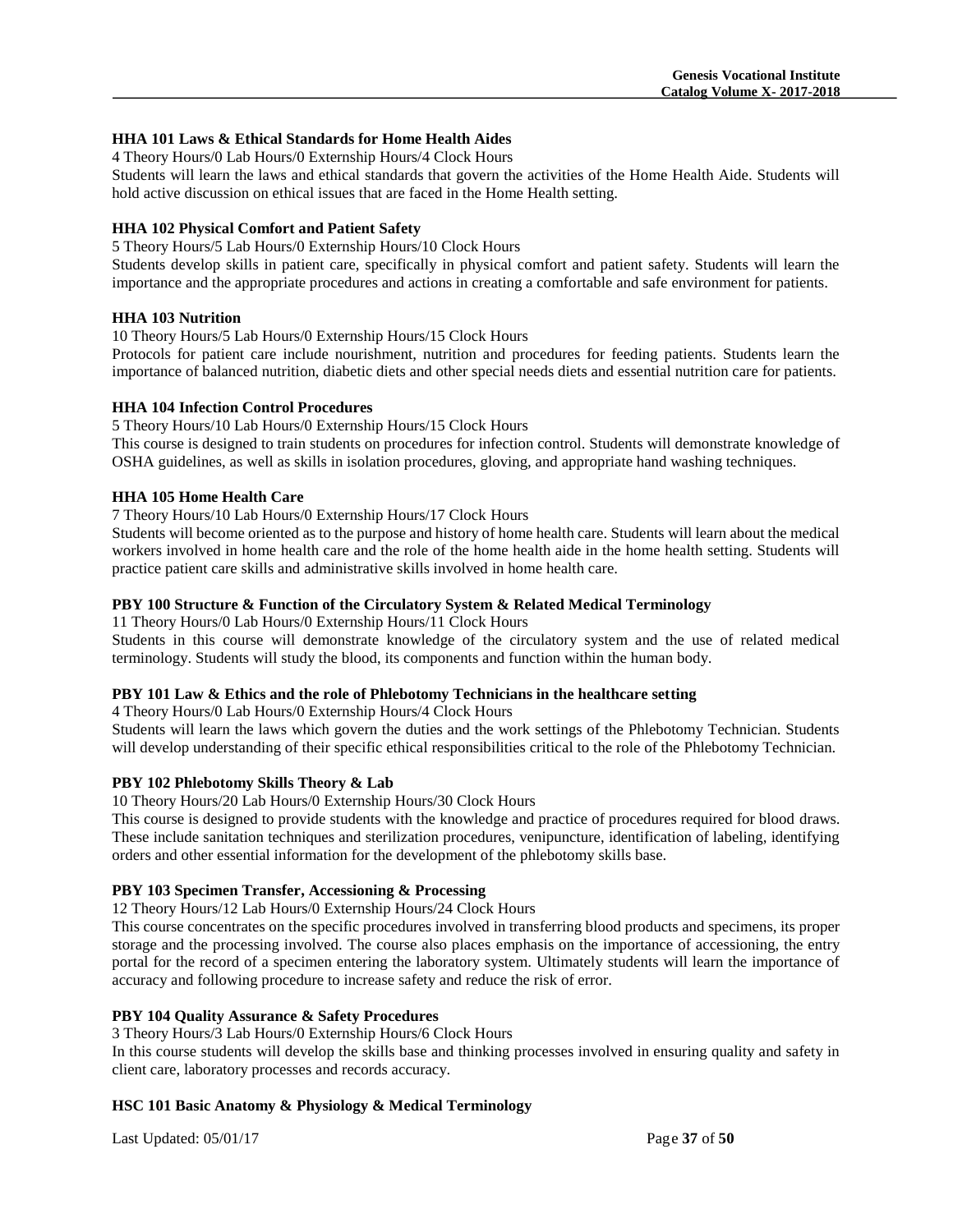**HHA 101 Laws & Ethical Standards for Home Health Aides**

4 Theory Hours/0 Lab Hours/0 Externship Hours/4 Clock Hours

Students will learn the laws and ethical standards that govern the activities of the Home Health Aide. Students will hold active discussion on ethical issues that are faced in the Home Health setting.

**HHA 102 Physical Comfort and Patient Safety**

5 Theory Hours/5 Lab Hours/0 Externship Hours/10 Clock Hours

Students develop skills in patient care, specifically in physical comfort and patient safety. Students will learn the importance and the appropriate procedures and actions in creating a comfortable and safe environment for patients.

**HHA 103 Nutrition**

10 Theory Hours/5 Lab Hours/0 Externship Hours/15 Clock Hours

Protocols for patient care include nourishment, nutrition and procedures for feeding patients. Students learn the importance of balanced nutrition, diabetic diets and other special needs diets and essential nutrition care for patients.

**HHA 104 Infection Control Procedures**

5 Theory Hours/10 Lab Hours/0 Externship Hours/15 Clock Hours

This course is designed to train students on procedures for infection control. Students will demonstrate knowledge of OSHA guidelines, as well as skills in isolation procedures, gloving, and appropriate hand washing techniques.

**HHA 105 Home Health Care**

7 Theory Hours/10 Lab Hours/0 Externship Hours/17 Clock Hours

Students will become oriented as to the purpose and history of home health care. Students will learn about the medical workers involved in home health care and the role of the home health aide in the home health setting. Students will practice patient care skills and administrative skills involved in home health care.

**PBY 100 Structure & Function of the Circulatory System & Related Medical Terminology**

11 Theory Hours/0 Lab Hours/0 Externship Hours/11 Clock Hours

Students in this course will demonstrate knowledge of the circulatory system and the use of related medical terminology. Students will study the blood, its components and function within the human body.

**PBY 101 Law & Ethics and the role of Phlebotomy Technicians in the healthcare setting**

4 Theory Hours/0 Lab Hours/0 Externship Hours/4 Clock Hours

Students will learn the laws which govern the duties and the work settings of the Phlebotomy Technician. Students will develop understanding of their specific ethical responsibilities critical to the role of the Phlebotomy Technician.

**PBY 102 Phlebotomy Skills Theory & Lab**

10 Theory Hours/20 Lab Hours/0 Externship Hours/30 Clock Hours

This course is designed to provide students with the knowledge and practice of procedures required for blood draws. These include sanitation techniques and sterilization procedures, venipuncture, identification of labeling, identifying orders and other essential information for the development of the phlebotomy skills base.

**PBY 103 Specimen Transfer, Accessioning & Processing**

12 Theory Hours/12 Lab Hours/0 Externship Hours/24 Clock Hours

This course concentrates on the specific procedures involved in transferring blood products and specimens, its proper storage and the processing involved. The course also places emphasis on the importance of accessioning, the entry portal for the record of a specimen entering the laboratory system. Ultimately students will learn the importance of accuracy and following procedure to increase safety and reduce the risk of error.

**PBY 104 Quality Assurance & Safety Procedures**

3 Theory Hours/3 Lab Hours/0 Externship Hours/6 Clock Hours

In this course students will develop the skills base and thinking processes involved in ensuring quality and safety in client care, laboratory processes and records accuracy.

**HSC 101 Basic Anatomy & Physiology & Medical Terminology**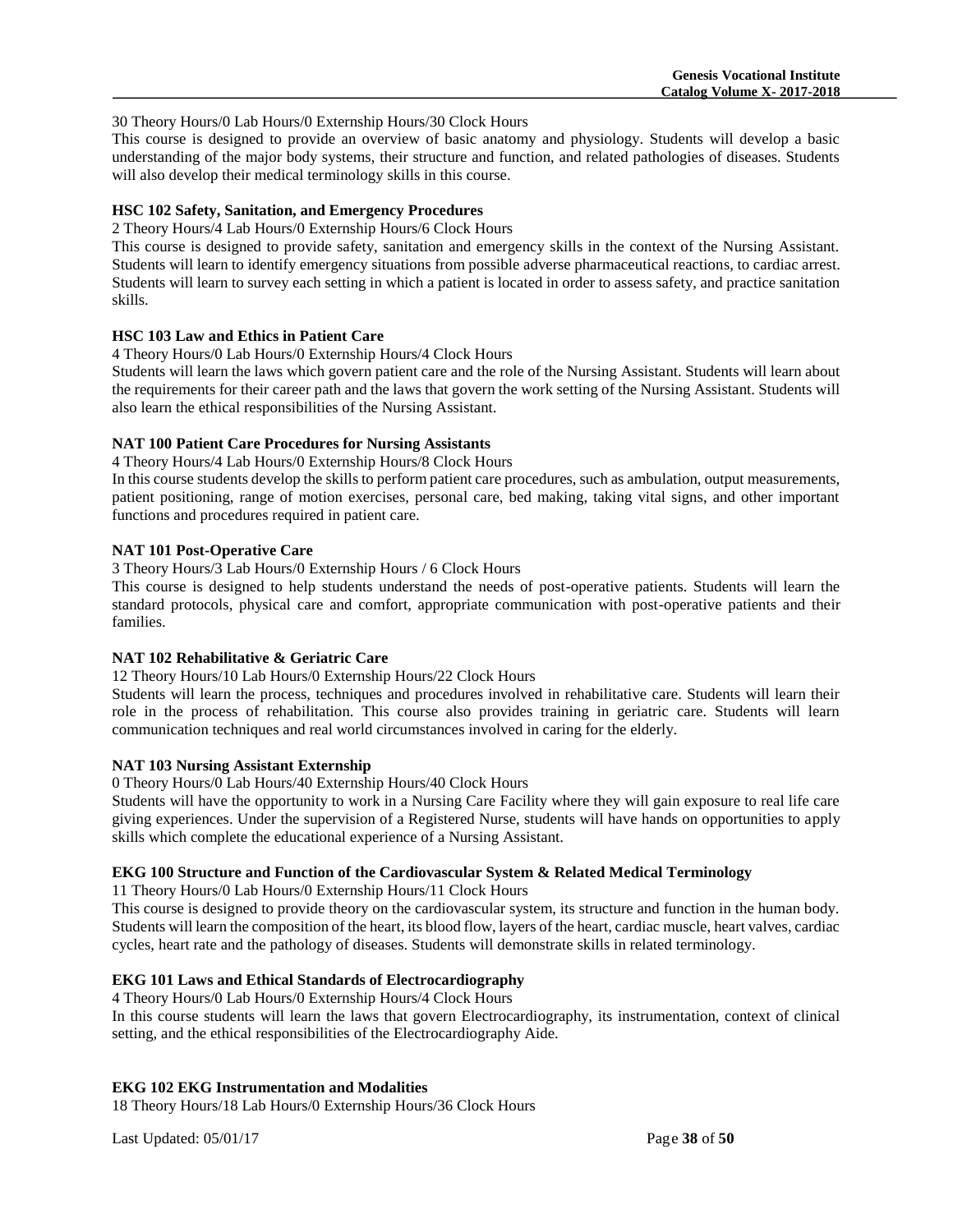30 Theory Hours/0 Lab Hours/0 Externship Hours/30 Clock Hours

This course is designed to provide an overview of basic anatomy and physiology. Students will develop a basic understanding of the major body systems, their structure and function, and related pathologies of diseases. Students will also develop their medical terminology skills in this course.

**HSC 102 Safety, Sanitation, and Emergency Procedures**

2 Theory Hours/4 Lab Hours/0 Externship Hours/6 Clock Hours

This course is designed to provide safety, sanitation and emergency skills in the context of the Nursing Assistant. Students will learn to identify emergency situations from possible adverse pharmaceutical reactions, to cardiac arrest. Students will learn to survey each setting in which a patient is located in order to assess safety, and practice sanitation skills.

**HSC 103 Law and Ethics in Patient Care**

4 Theory Hours/0 Lab Hours/0 Externship Hours/4 Clock Hours

Students will learn the laws which govern patient care and the role of the Nursing Assistant. Students will learn about the requirements for their career path and the laws that govern the work setting of the Nursing Assistant. Students will also learn the ethical responsibilities of the Nursing Assistant.

**NAT 100 Patient Care Procedures for Nursing Assistants**

4 Theory Hours/4 Lab Hours/0 Externship Hours/8 Clock Hours

In this course students develop the skills to perform patient care procedures, such as ambulation, output measurements, patient positioning, range of motion exercises, personal care, bed making, taking vital signs, and other important functions and procedures required in patient care.

**NAT 101 Post-Operative Care**

3 Theory Hours/3 Lab Hours/0 Externship Hours / 6 Clock Hours

This course is designed to help students understand the needs of post-operative patients. Students will learn the standard protocols, physical care and comfort, appropriate communication with post-operative patients and their families.

**NAT 102 Rehabilitative & Geriatric Care**

12 Theory Hours/10 Lab Hours/0 Externship Hours/22 Clock Hours

Students will learn the process, techniques and procedures involved in rehabilitative care. Students will learn their role in the process of rehabilitation. This course also provides training in geriatric care. Students will learn communication techniques and real world circumstances involved in caring for the elderly.

**NAT 103 Nursing Assistant Externship**

0 Theory Hours/0 Lab Hours/40 Externship Hours/40 Clock Hours

Students will have the opportunity to work in a Nursing Care Facility where they will gain exposure to real life care giving experiences. Under the supervision of a Registered Nurse, students will have hands on opportunities to apply skills which complete the educational experience of a Nursing Assistant.

**EKG 100 Structure and Function of the Cardiovascular System & Related Medical Terminology**

11 Theory Hours/0 Lab Hours/0 Externship Hours/11 Clock Hours

This course is designed to provide theory on the cardiovascular system, its structure and function in the human body. Students will learn the composition of the heart, its blood flow, layers of the heart, cardiac muscle, heart valves, cardiac cycles, heart rate and the pathology of diseases. Students will demonstrate skills in related terminology.

**EKG 101 Laws and Ethical Standards of Electrocardiography**

4 Theory Hours/0 Lab Hours/0 Externship Hours/4 Clock Hours

In this course students will learn the laws that govern Electrocardiography, its instrumentation, context of clinical setting, and the ethical responsibilities of the Electrocardiography Aide.

**EKG 102 EKG Instrumentation and Modalities**

18 Theory Hours/18 Lab Hours/0 Externship Hours/36 Clock Hours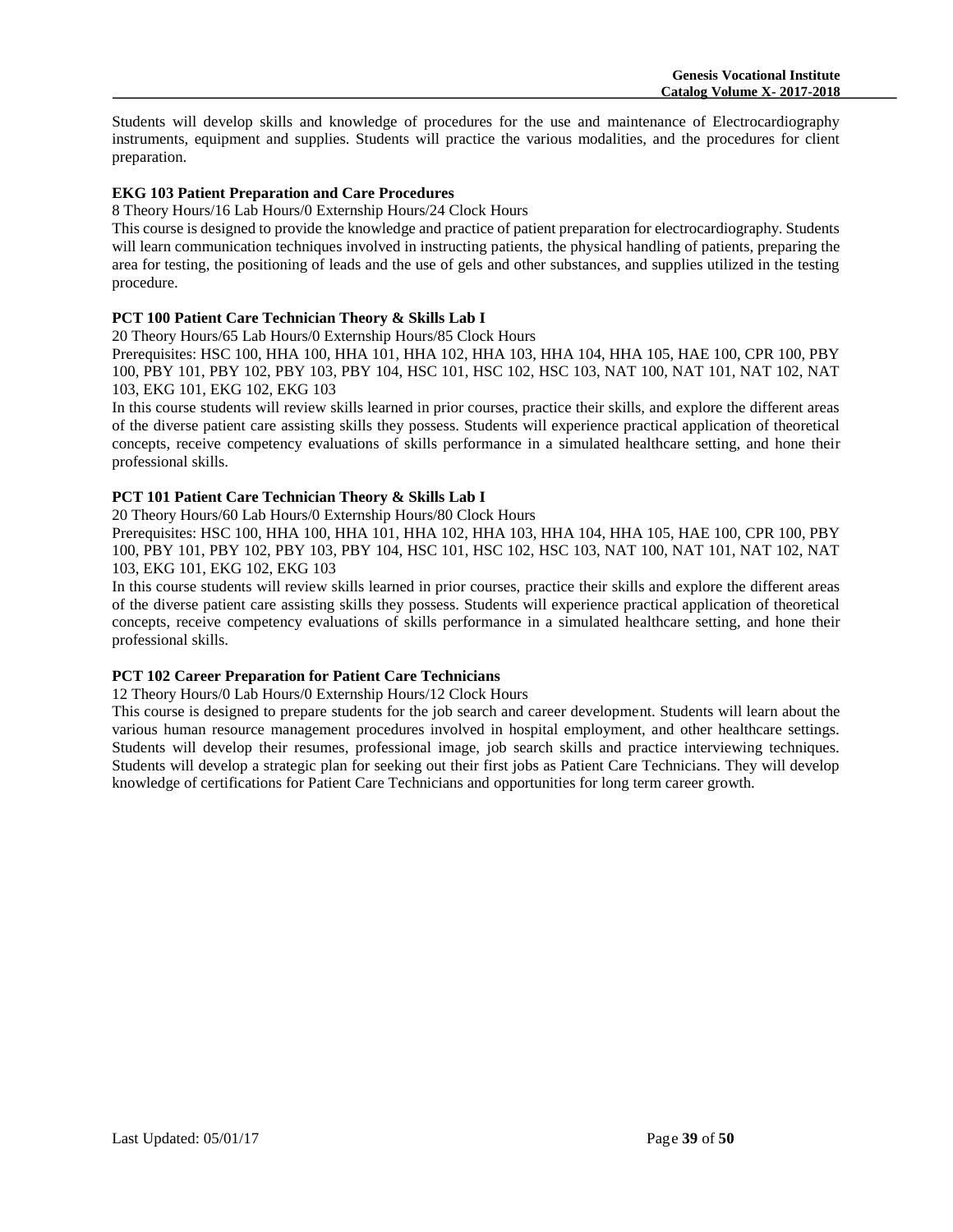Students will develop skills and knowledge of procedures for the use and maintenance of Electrocardiography instruments, equipment and supplies. Students will practice the various modalities, and the procedures for client preparation.

**EKG 103 Patient Preparation and Care Procedures**

8 Theory Hours/16 Lab Hours/0 Externship Hours/24 Clock Hours

This course is designed to provide the knowledge and practice of patient preparation for electrocardiography. Students will learn communication techniques involved in instructing patients, the physical handling of patients, preparing the area for testing, the positioning of leads and the use of gels and other substances, and supplies utilized in the testing procedure.

**PCT 100 Patient Care Technician Theory & Skills Lab I**

20 Theory Hours/65 Lab Hours/0 Externship Hours/85 Clock Hours

Prerequisites: HSC 100, HHA 100, HHA 101, HHA 102, HHA 103, HHA 104, HHA 105, HAE 100, CPR 100, PBY 100, PBY 101, PBY 102, PBY 103, PBY 104, HSC 101, HSC 102, HSC 103, NAT 100, NAT 101, NAT 102, NAT 103, EKG 101, EKG 102, EKG 103

In this course students will review skills learned in prior courses, practice their skills, and explore the different areas of the diverse patient care assisting skills they possess. Students will experience practical application of theoretical concepts, receive competency evaluations of skills performance in a simulated healthcare setting, and hone their professional skills.

**PCT 101 Patient Care Technician Theory & Skills Lab I**

20 Theory Hours/60 Lab Hours/0 Externship Hours/80 Clock Hours

Prerequisites: HSC 100, HHA 100, HHA 101, HHA 102, HHA 103, HHA 104, HHA 105, HAE 100, CPR 100, PBY 100, PBY 101, PBY 102, PBY 103, PBY 104, HSC 101, HSC 102, HSC 103, NAT 100, NAT 101, NAT 102, NAT 103, EKG 101, EKG 102, EKG 103

In this course students will review skills learned in prior courses, practice their skills and explore the different areas of the diverse patient care assisting skills they possess. Students will experience practical application of theoretical concepts, receive competency evaluations of skills performance in a simulated healthcare setting, and hone their professional skills.

**PCT 102 Career Preparation for Patient Care Technicians**

12 Theory Hours/0 Lab Hours/0 Externship Hours/12 Clock Hours

This course is designed to prepare students for the job search and career development. Students will learn about the various human resource management procedures involved in hospital employment, and other healthcare settings. Students will develop their resumes, professional image, job search skills and practice interviewing techniques. Students will develop a strategic plan for seeking out their first jobs as Patient Care Technicians. They will develop knowledge of certifications for Patient Care Technicians and opportunities for long term career growth.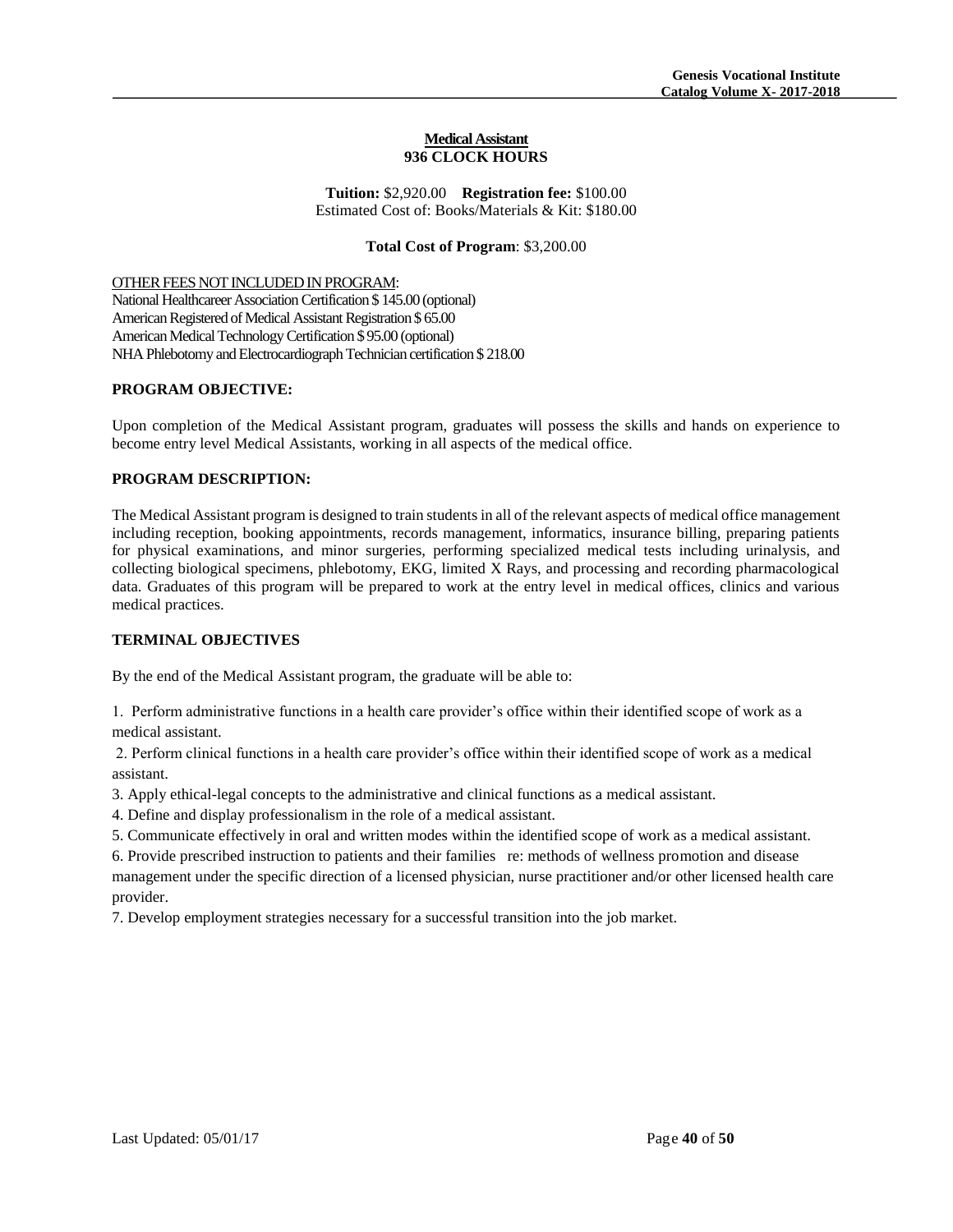**Medical Assistant**
**936 CLOCK HOURS**

**Tuition:** $2,920.00 **Registration fee:** $100.00
Estimated Cost of: Books/Materials & Kit: $180.00

**Total Cost of Program**: $3,200.00

OTHER FEES NOT INCLUDED IN PROGRAM:
National Healthcareer Association Certification $ 145.00 (optional)
American Registered of Medical Assistant Registration $ 65.00
American Medical Technology Certification $ 95.00 (optional)
NHA Phlebotomy and Electrocardiograph Technician certification $ 218.00

**PROGRAM OBJECTIVE:**

Upon completion of the Medical Assistant program, graduates will possess the skills and hands on experience to become entry level Medical Assistants, working in all aspects of the medical office.

**PROGRAM DESCRIPTION:**

The Medical Assistant program is designed to train students in all of the relevant aspects of medical office management including reception, booking appointments, records management, informatics, insurance billing, preparing patients for physical examinations, and minor surgeries, performing specialized medical tests including urinalysis, and collecting biological specimens, phlebotomy, EKG, limited X Rays, and processing and recording pharmacological data. Graduates of this program will be prepared to work at the entry level in medical offices, clinics and various medical practices.

**TERMINAL OBJECTIVES**

By the end of the Medical Assistant program, the graduate will be able to:

1. Perform administrative functions in a health care provider's office within their identified scope of work as a medical assistant.
2. Perform clinical functions in a health care provider's office within their identified scope of work as a medical assistant.
3. Apply ethical-legal concepts to the administrative and clinical functions as a medical assistant.
4. Define and display professionalism in the role of a medical assistant.
5. Communicate effectively in oral and written modes within the identified scope of work as a medical assistant.
6. Provide prescribed instruction to patients and their families re: methods of wellness promotion and disease management under the specific direction of a licensed physician, nurse practitioner and/or other licensed health care provider.
7. Develop employment strategies necessary for a successful transition into the job market.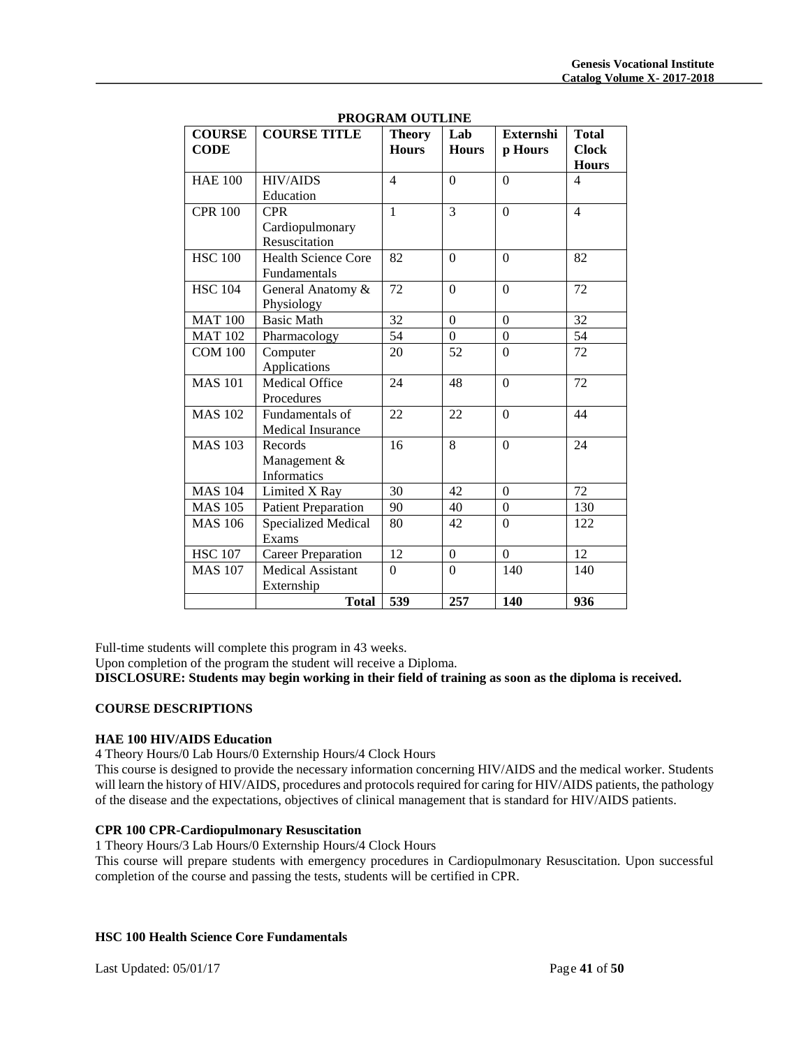**PROGRAM OUTLINE**

| COURSE CODE | COURSE TITLE | Theory Hours | Lab Hours | Externship Hours | Total Clock Hours |
|---|---|---|---|---|---|
| HAE 100 | HIV/AIDS Education | 4 | 0 | 0 | 4 |
| CPR 100 | CPR Cardiopulmonary Resuscitation | 1 | 3 | 0 | 4 |
| HSC 100 | Health Science Core Fundamentals | 82 | 0 | 0 | 82 |
| HSC 104 | General Anatomy & Physiology | 72 | 0 | 0 | 72 |
| MAT 100 | Basic Math | 32 | 0 | 0 | 32 |
| MAT 102 | Pharmacology | 54 | 0 | 0 | 54 |
| COM 100 | Computer Applications | 20 | 52 | 0 | 72 |
| MAS 101 | Medical Office Procedures | 24 | 48 | 0 | 72 |
| MAS 102 | Fundamentals of Medical Insurance | 22 | 22 | 0 | 44 |
| MAS 103 | Records Management & Informatics | 16 | 8 | 0 | 24 |
| MAS 104 | Limited X Ray | 30 | 42 | 0 | 72 |
| MAS 105 | Patient Preparation | 90 | 40 | 0 | 130 |
| MAS 106 | Specialized Medical Exams | 80 | 42 | 0 | 122 |
| HSC 107 | Career Preparation | 12 | 0 | 0 | 12 |
| MAS 107 | Medical Assistant Externship | 0 | 0 | 140 | 140 |
| | **Total** | **539** | **257** | **140** | **936** |

Full-time students will complete this program in 43 weeks.
Upon completion of the program the student will receive a Diploma.
**DISCLOSURE: Students may begin working in their field of training as soon as the diploma is received.**

**COURSE DESCRIPTIONS**

**HAE 100 HIV/AIDS Education**
4 Theory Hours/0 Lab Hours/0 Externship Hours/4 Clock Hours
This course is designed to provide the necessary information concerning HIV/AIDS and the medical worker. Students will learn the history of HIV/AIDS, procedures and protocols required for caring for HIV/AIDS patients, the pathology of the disease and the expectations, objectives of clinical management that is standard for HIV/AIDS patients.

**CPR 100 CPR-Cardiopulmonary Resuscitation**
1 Theory Hours/3 Lab Hours/0 Externship Hours/4 Clock Hours
This course will prepare students with emergency procedures in Cardiopulmonary Resuscitation. Upon successful completion of the course and passing the tests, students will be certified in CPR.

**HSC 100 Health Science Core Fundamentals**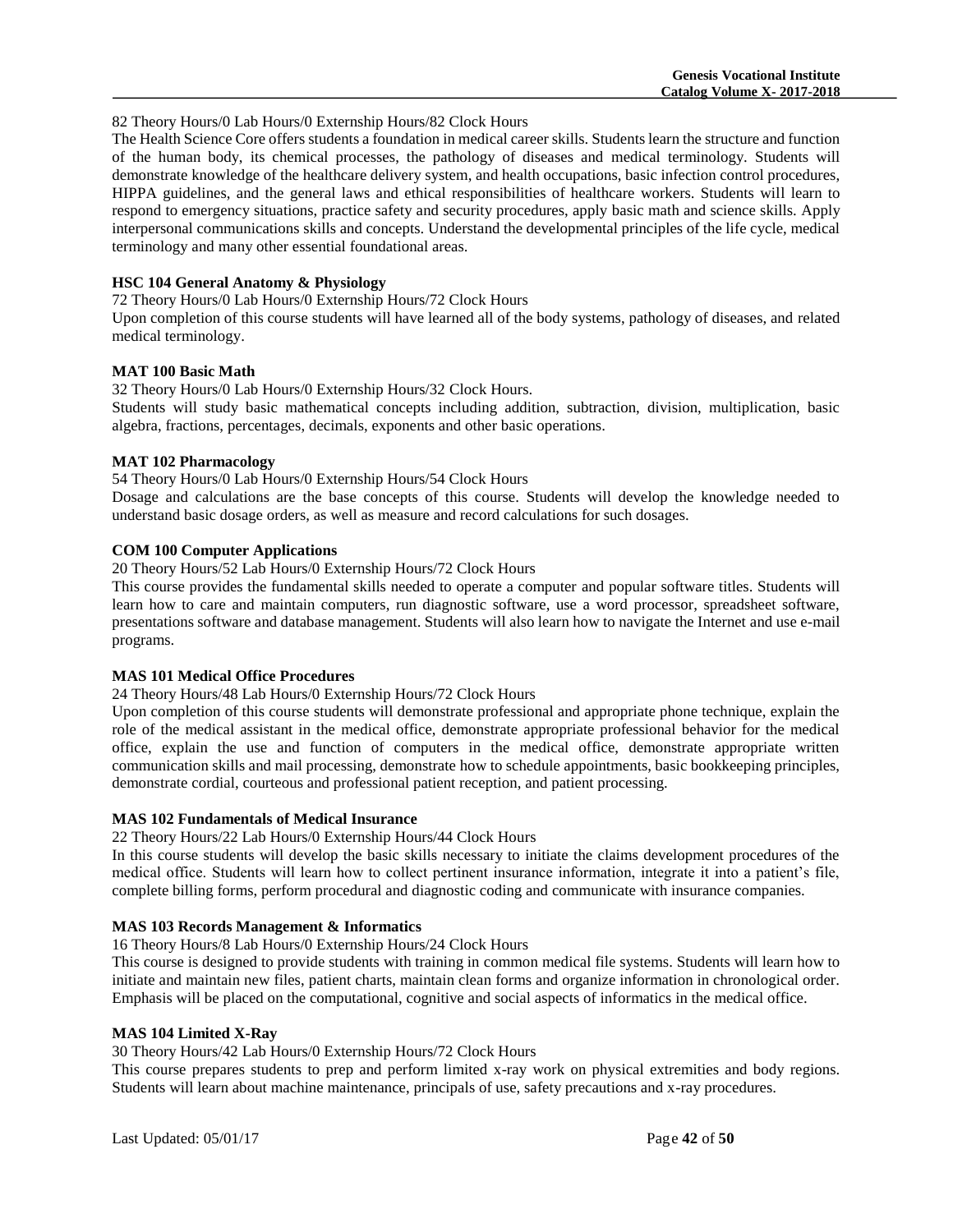82 Theory Hours/0 Lab Hours/0 Externship Hours/82 Clock Hours

The Health Science Core offers students a foundation in medical career skills. Students learn the structure and function of the human body, its chemical processes, the pathology of diseases and medical terminology. Students will demonstrate knowledge of the healthcare delivery system, and health occupations, basic infection control procedures, HIPPA guidelines, and the general laws and ethical responsibilities of healthcare workers. Students will learn to respond to emergency situations, practice safety and security procedures, apply basic math and science skills. Apply interpersonal communications skills and concepts. Understand the developmental principles of the life cycle, medical terminology and many other essential foundational areas.

**HSC 104 General Anatomy & Physiology**

72 Theory Hours/0 Lab Hours/0 Externship Hours/72 Clock Hours

Upon completion of this course students will have learned all of the body systems, pathology of diseases, and related medical terminology.

**MAT 100 Basic Math**

32 Theory Hours/0 Lab Hours/0 Externship Hours/32 Clock Hours.

Students will study basic mathematical concepts including addition, subtraction, division, multiplication, basic algebra, fractions, percentages, decimals, exponents and other basic operations.

**MAT 102 Pharmacology**

54 Theory Hours/0 Lab Hours/0 Externship Hours/54 Clock Hours

Dosage and calculations are the base concepts of this course. Students will develop the knowledge needed to understand basic dosage orders, as well as measure and record calculations for such dosages.

**COM 100 Computer Applications**

20 Theory Hours/52 Lab Hours/0 Externship Hours/72 Clock Hours

This course provides the fundamental skills needed to operate a computer and popular software titles. Students will learn how to care and maintain computers, run diagnostic software, use a word processor, spreadsheet software, presentations software and database management. Students will also learn how to navigate the Internet and use e-mail programs.

**MAS 101 Medical Office Procedures**

24 Theory Hours/48 Lab Hours/0 Externship Hours/72 Clock Hours

Upon completion of this course students will demonstrate professional and appropriate phone technique, explain the role of the medical assistant in the medical office, demonstrate appropriate professional behavior for the medical office, explain the use and function of computers in the medical office, demonstrate appropriate written communication skills and mail processing, demonstrate how to schedule appointments, basic bookkeeping principles, demonstrate cordial, courteous and professional patient reception, and patient processing.

**MAS 102 Fundamentals of Medical Insurance**

22 Theory Hours/22 Lab Hours/0 Externship Hours/44 Clock Hours

In this course students will develop the basic skills necessary to initiate the claims development procedures of the medical office. Students will learn how to collect pertinent insurance information, integrate it into a patient's file, complete billing forms, perform procedural and diagnostic coding and communicate with insurance companies.

**MAS 103 Records Management & Informatics**

16 Theory Hours/8 Lab Hours/0 Externship Hours/24 Clock Hours

This course is designed to provide students with training in common medical file systems. Students will learn how to initiate and maintain new files, patient charts, maintain clean forms and organize information in chronological order. Emphasis will be placed on the computational, cognitive and social aspects of informatics in the medical office.

**MAS 104 Limited X-Ray**

30 Theory Hours/42 Lab Hours/0 Externship Hours/72 Clock Hours

This course prepares students to prep and perform limited x-ray work on physical extremities and body regions. Students will learn about machine maintenance, principals of use, safety precautions and x-ray procedures.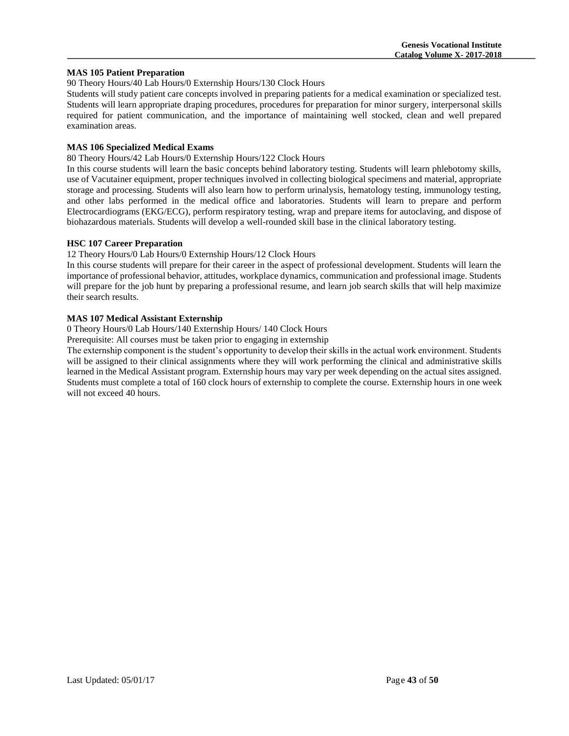**MAS 105 Patient Preparation**

90 Theory Hours/40 Lab Hours/0 Externship Hours/130 Clock Hours

Students will study patient care concepts involved in preparing patients for a medical examination or specialized test. Students will learn appropriate draping procedures, procedures for preparation for minor surgery, interpersonal skills required for patient communication, and the importance of maintaining well stocked, clean and well prepared examination areas.

**MAS 106 Specialized Medical Exams**

80 Theory Hours/42 Lab Hours/0 Externship Hours/122 Clock Hours

In this course students will learn the basic concepts behind laboratory testing. Students will learn phlebotomy skills, use of Vacutainer equipment, proper techniques involved in collecting biological specimens and material, appropriate storage and processing. Students will also learn how to perform urinalysis, hematology testing, immunology testing, and other labs performed in the medical office and laboratories. Students will learn to prepare and perform Electrocardiograms (EKG/ECG), perform respiratory testing, wrap and prepare items for autoclaving, and dispose of biohazardous materials. Students will develop a well-rounded skill base in the clinical laboratory testing.

**HSC 107 Career Preparation**

12 Theory Hours/0 Lab Hours/0 Externship Hours/12 Clock Hours

In this course students will prepare for their career in the aspect of professional development. Students will learn the importance of professional behavior, attitudes, workplace dynamics, communication and professional image. Students will prepare for the job hunt by preparing a professional resume, and learn job search skills that will help maximize their search results.

**MAS 107 Medical Assistant Externship**

0 Theory Hours/0 Lab Hours/140 Externship Hours/ 140 Clock Hours

Prerequisite: All courses must be taken prior to engaging in externship

The externship component is the student's opportunity to develop their skills in the actual work environment. Students will be assigned to their clinical assignments where they will work performing the clinical and administrative skills learned in the Medical Assistant program. Externship hours may vary per week depending on the actual sites assigned. Students must complete a total of 160 clock hours of externship to complete the course. Externship hours in one week will not exceed 40 hours.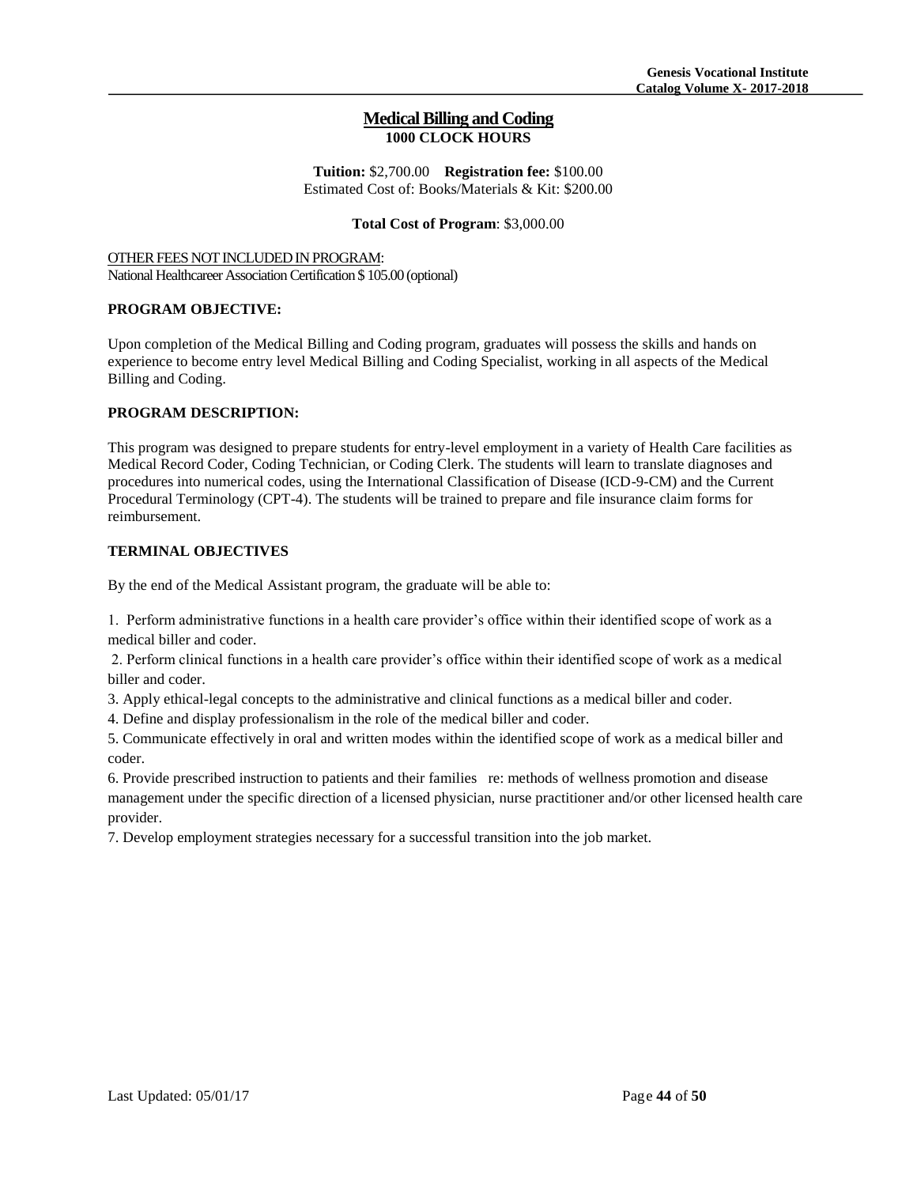## Medical Billing and Coding

**1000 CLOCK HOURS**

**Tuition:** $2,700.00 **Registration fee:** $100.00
Estimated Cost of: Books/Materials & Kit: $200.00

**Total Cost of Program**: $3,000.00

OTHER FEES NOT INCLUDED IN PROGRAM:
National Healthcareer Association Certification $ 105.00 (optional)

**PROGRAM OBJECTIVE:**

Upon completion of the Medical Billing and Coding program, graduates will possess the skills and hands on experience to become entry level Medical Billing and Coding Specialist, working in all aspects of the Medical Billing and Coding.

**PROGRAM DESCRIPTION:**

This program was designed to prepare students for entry-level employment in a variety of Health Care facilities as Medical Record Coder, Coding Technician, or Coding Clerk. The students will learn to translate diagnoses and procedures into numerical codes, using the International Classification of Disease (ICD-9-CM) and the Current Procedural Terminology (CPT-4). The students will be trained to prepare and file insurance claim forms for reimbursement.

**TERMINAL OBJECTIVES**

By the end of the Medical Assistant program, the graduate will be able to:

1. Perform administrative functions in a health care provider's office within their identified scope of work as a medical biller and coder.
2. Perform clinical functions in a health care provider's office within their identified scope of work as a medical biller and coder.
3. Apply ethical-legal concepts to the administrative and clinical functions as a medical biller and coder.
4. Define and display professionalism in the role of the medical biller and coder.
5. Communicate effectively in oral and written modes within the identified scope of work as a medical biller and coder.
6. Provide prescribed instruction to patients and their families re: methods of wellness promotion and disease management under the specific direction of a licensed physician, nurse practitioner and/or other licensed health care provider.
7. Develop employment strategies necessary for a successful transition into the job market.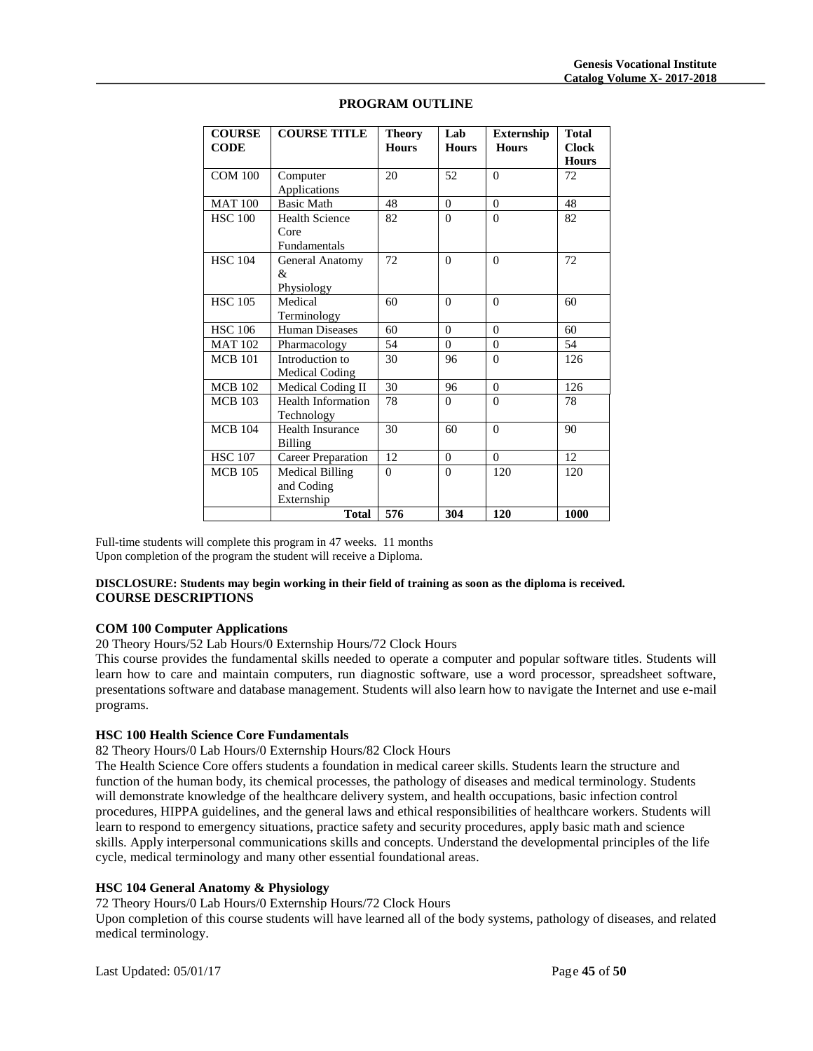## PROGRAM OUTLINE

| COURSE CODE | COURSE TITLE | Theory Hours | Lab Hours | Externship Hours | Total Clock Hours |
|---|---|---|---|---|---|
| COM 100 | Computer Applications | 20 | 52 | 0 | 72 |
| MAT 100 | Basic Math | 48 | 0 | 0 | 48 |
| HSC 100 | Health Science Core Fundamentals | 82 | 0 | 0 | 82 |
| HSC 104 | General Anatomy & Physiology | 72 | 0 | 0 | 72 |
| HSC 105 | Medical Terminology | 60 | 0 | 0 | 60 |
| HSC 106 | Human Diseases | 60 | 0 | 0 | 60 |
| MAT 102 | Pharmacology | 54 | 0 | 0 | 54 |
| MCB 101 | Introduction to Medical Coding | 30 | 96 | 0 | 126 |
| MCB 102 | Medical Coding II | 30 | 96 | 0 | 126 |
| MCB 103 | Health Information Technology | 78 | 0 | 0 | 78 |
| MCB 104 | Health Insurance Billing | 30 | 60 | 0 | 90 |
| HSC 107 | Career Preparation | 12 | 0 | 0 | 12 |
| MCB 105 | Medical Billing and Coding Externship | 0 | 0 | 120 | 120 |
| | **Total** | **576** | **304** | **120** | **1000** |

Full-time students will complete this program in 47 weeks. 11 months
Upon completion of the program the student will receive a Diploma.

**DISCLOSURE: Students may begin working in their field of training as soon as the diploma is received.**

## COURSE DESCRIPTIONS

**COM 100 Computer Applications**

20 Theory Hours/52 Lab Hours/0 Externship Hours/72 Clock Hours

This course provides the fundamental skills needed to operate a computer and popular software titles. Students will learn how to care and maintain computers, run diagnostic software, use a word processor, spreadsheet software, presentations software and database management. Students will also learn how to navigate the Internet and use e-mail programs.

**HSC 100 Health Science Core Fundamentals**

82 Theory Hours/0 Lab Hours/0 Externship Hours/82 Clock Hours

The Health Science Core offers students a foundation in medical career skills. Students learn the structure and function of the human body, its chemical processes, the pathology of diseases and medical terminology. Students will demonstrate knowledge of the healthcare delivery system, and health occupations, basic infection control procedures, HIPPA guidelines, and the general laws and ethical responsibilities of healthcare workers. Students will learn to respond to emergency situations, practice safety and security procedures, apply basic math and science skills. Apply interpersonal communications skills and concepts. Understand the developmental principles of the life cycle, medical terminology and many other essential foundational areas.

**HSC 104 General Anatomy & Physiology**

72 Theory Hours/0 Lab Hours/0 Externship Hours/72 Clock Hours

Upon completion of this course students will have learned all of the body systems, pathology of diseases, and related medical terminology.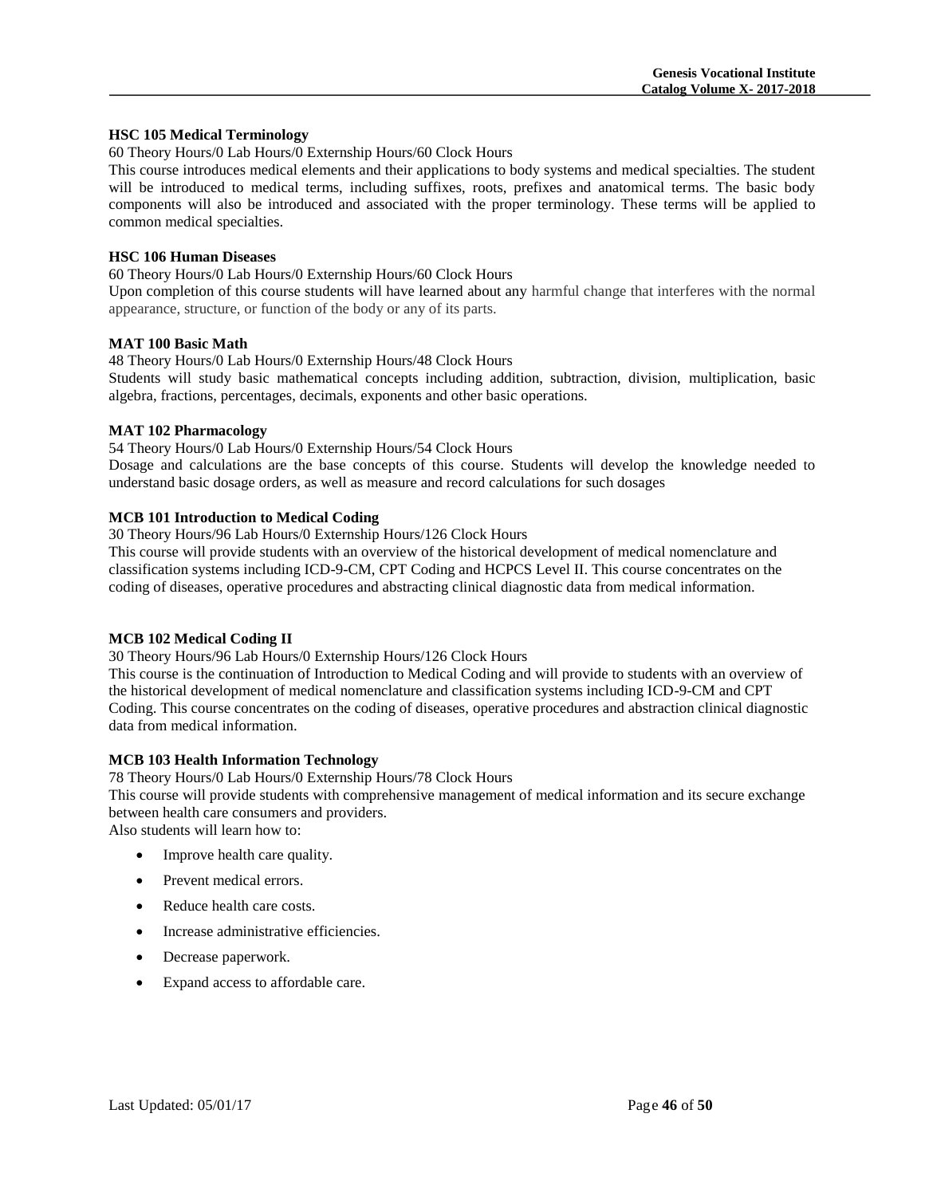**HSC 105 Medical Terminology**

60 Theory Hours/0 Lab Hours/0 Externship Hours/60 Clock Hours

This course introduces medical elements and their applications to body systems and medical specialties. The student will be introduced to medical terms, including suffixes, roots, prefixes and anatomical terms. The basic body components will also be introduced and associated with the proper terminology. These terms will be applied to common medical specialties.

**HSC 106 Human Diseases**

60 Theory Hours/0 Lab Hours/0 Externship Hours/60 Clock Hours

Upon completion of this course students will have learned about any harmful change that interferes with the normal appearance, structure, or function of the body or any of its parts.

**MAT 100 Basic Math**

48 Theory Hours/0 Lab Hours/0 Externship Hours/48 Clock Hours

Students will study basic mathematical concepts including addition, subtraction, division, multiplication, basic algebra, fractions, percentages, decimals, exponents and other basic operations.

**MAT 102 Pharmacology**

54 Theory Hours/0 Lab Hours/0 Externship Hours/54 Clock Hours

Dosage and calculations are the base concepts of this course. Students will develop the knowledge needed to understand basic dosage orders, as well as measure and record calculations for such dosages

**MCB 101 Introduction to Medical Coding**

30 Theory Hours/96 Lab Hours/0 Externship Hours/126 Clock Hours

This course will provide students with an overview of the historical development of medical nomenclature and classification systems including ICD-9-CM, CPT Coding and HCPCS Level II. This course concentrates on the coding of diseases, operative procedures and abstracting clinical diagnostic data from medical information.

**MCB 102 Medical Coding II**

30 Theory Hours/96 Lab Hours/0 Externship Hours/126 Clock Hours

This course is the continuation of Introduction to Medical Coding and will provide to students with an overview of the historical development of medical nomenclature and classification systems including ICD-9-CM and CPT Coding. This course concentrates on the coding of diseases, operative procedures and abstraction clinical diagnostic data from medical information.

**MCB 103 Health Information Technology**

78 Theory Hours/0 Lab Hours/0 Externship Hours/78 Clock Hours

This course will provide students with comprehensive management of medical information and its secure exchange between health care consumers and providers.

Also students will learn how to:

- Improve health care quality.
- Prevent medical errors.
- Reduce health care costs.
- Increase administrative efficiencies.
- Decrease paperwork.
- Expand access to affordable care.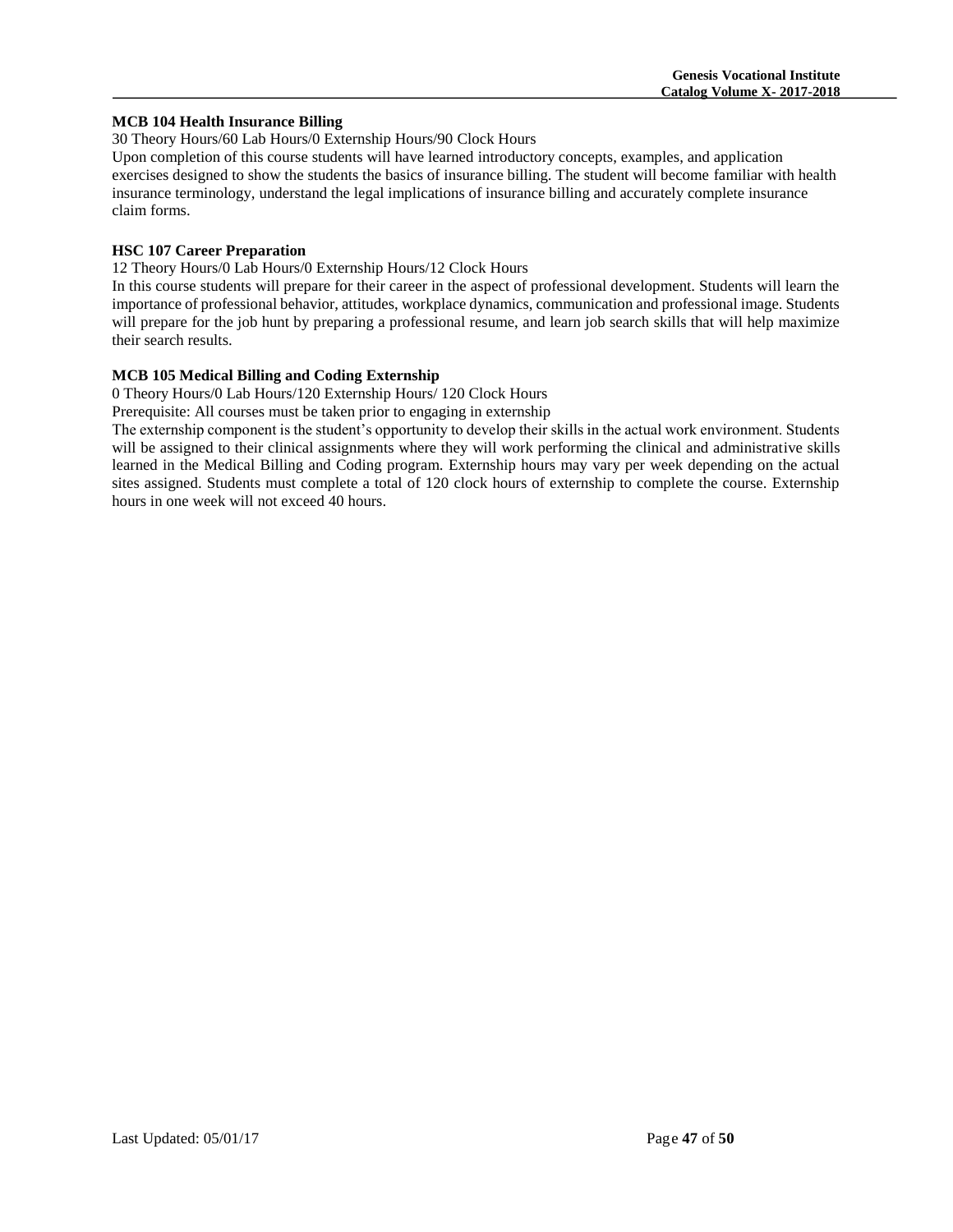**MCB 104 Health Insurance Billing**

30 Theory Hours/60 Lab Hours/0 Externship Hours/90 Clock Hours

Upon completion of this course students will have learned introductory concepts, examples, and application exercises designed to show the students the basics of insurance billing. The student will become familiar with health insurance terminology, understand the legal implications of insurance billing and accurately complete insurance claim forms.

**HSC 107 Career Preparation**

12 Theory Hours/0 Lab Hours/0 Externship Hours/12 Clock Hours

In this course students will prepare for their career in the aspect of professional development. Students will learn the importance of professional behavior, attitudes, workplace dynamics, communication and professional image. Students will prepare for the job hunt by preparing a professional resume, and learn job search skills that will help maximize their search results.

**MCB 105 Medical Billing and Coding Externship**

0 Theory Hours/0 Lab Hours/120 Externship Hours/ 120 Clock Hours

Prerequisite: All courses must be taken prior to engaging in externship

The externship component is the student's opportunity to develop their skills in the actual work environment. Students will be assigned to their clinical assignments where they will work performing the clinical and administrative skills learned in the Medical Billing and Coding program. Externship hours may vary per week depending on the actual sites assigned. Students must complete a total of 120 clock hours of externship to complete the course. Externship hours in one week will not exceed 40 hours.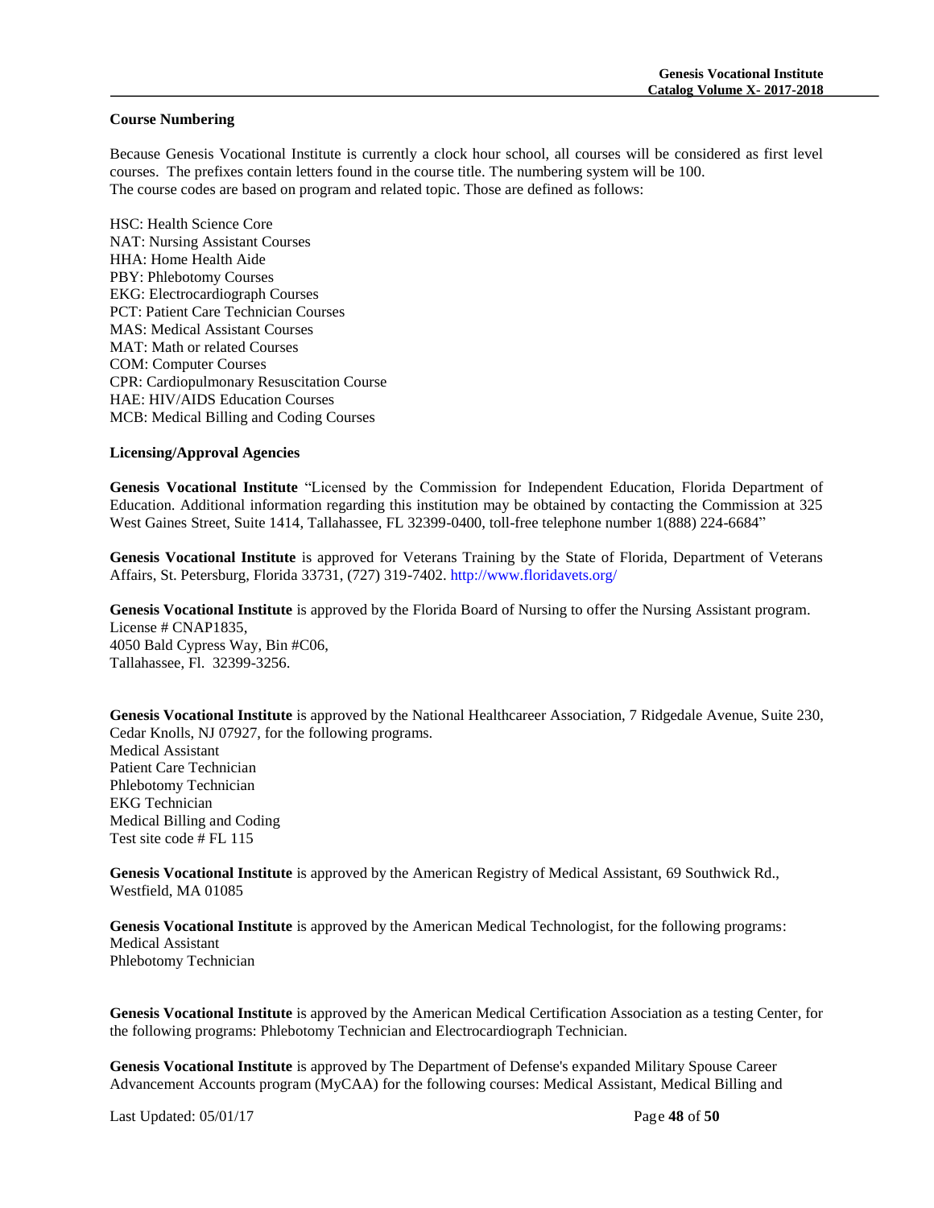### Course Numbering

Because Genesis Vocational Institute is currently a clock hour school, all courses will be considered as first level courses. The prefixes contain letters found in the course title. The numbering system will be 100.
The course codes are based on program and related topic. Those are defined as follows:

HSC: Health Science Core
NAT: Nursing Assistant Courses
HHA: Home Health Aide
PBY: Phlebotomy Courses
EKG: Electrocardiograph Courses
PCT: Patient Care Technician Courses
MAS: Medical Assistant Courses
MAT: Math or related Courses
COM: Computer Courses
CPR: Cardiopulmonary Resuscitation Course
HAE: HIV/AIDS Education Courses
MCB: Medical Billing and Coding Courses

### Licensing/Approval Agencies

**Genesis Vocational Institute** "Licensed by the Commission for Independent Education, Florida Department of Education. Additional information regarding this institution may be obtained by contacting the Commission at 325 West Gaines Street, Suite 1414, Tallahassee, FL 32399-0400, toll-free telephone number 1(888) 224-6684"

**Genesis Vocational Institute** is approved for Veterans Training by the State of Florida, Department of Veterans Affairs, St. Petersburg, Florida 33731, (727) 319-7402. http://www.floridavets.org/

**Genesis Vocational Institute** is approved by the Florida Board of Nursing to offer the Nursing Assistant program.
License # CNAP1835,
4050 Bald Cypress Way, Bin #C06,
Tallahassee, Fl. 32399-3256.

**Genesis Vocational Institute** is approved by the National Healthcareer Association, 7 Ridgedale Avenue, Suite 230, Cedar Knolls, NJ 07927, for the following programs.
Medical Assistant
Patient Care Technician
Phlebotomy Technician
EKG Technician
Medical Billing and Coding
Test site code # FL 115

**Genesis Vocational Institute** is approved by the American Registry of Medical Assistant, 69 Southwick Rd., Westfield, MA 01085

**Genesis Vocational Institute** is approved by the American Medical Technologist, for the following programs:
Medical Assistant
Phlebotomy Technician

**Genesis Vocational Institute** is approved by the American Medical Certification Association as a testing Center, for the following programs: Phlebotomy Technician and Electrocardiograph Technician.

**Genesis Vocational Institute** is approved by The Department of Defense's expanded Military Spouse Career Advancement Accounts program (MyCAA) for the following courses: Medical Assistant, Medical Billing and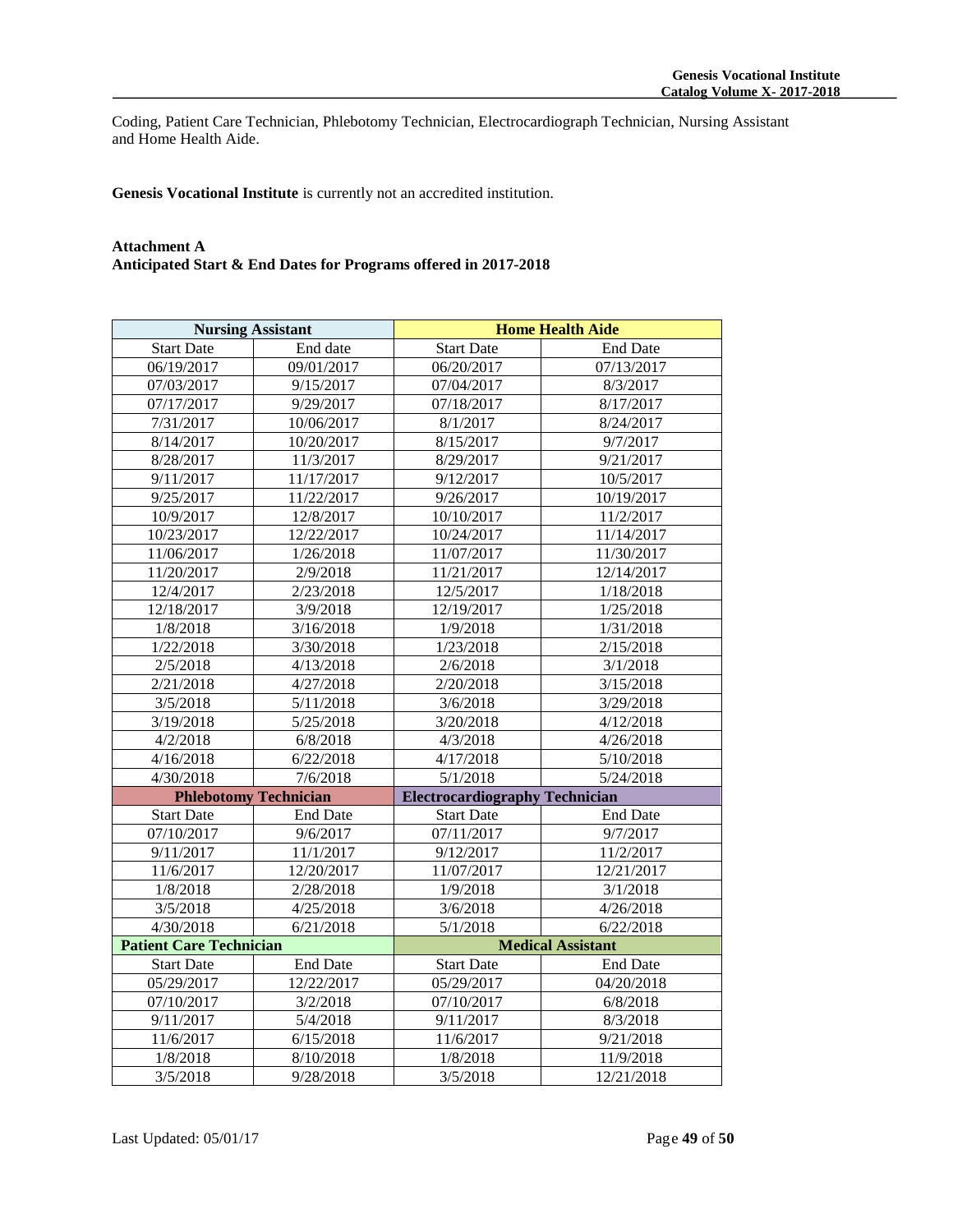Coding, Patient Care Technician, Phlebotomy Technician, Electrocardiograph Technician, Nursing Assistant and Home Health Aide.

**Genesis Vocational Institute** is currently not an accredited institution.

**Attachment A**
**Anticipated Start & End Dates for Programs offered in 2017-2018**

| **Nursing Assistant** | | **Home Health Aide** | |
|---|---|---|---|
| Start Date | End date | Start Date | End Date |
| 06/19/2017 | 09/01/2017 | 06/20/2017 | 07/13/2017 |
| 07/03/2017 | 9/15/2017 | 07/04/2017 | 8/3/2017 |
| 07/17/2017 | 9/29/2017 | 07/18/2017 | 8/17/2017 |
| 7/31/2017 | 10/06/2017 | 8/1/2017 | 8/24/2017 |
| 8/14/2017 | 10/20/2017 | 8/15/2017 | 9/7/2017 |
| 8/28/2017 | 11/3/2017 | 8/29/2017 | 9/21/2017 |
| 9/11/2017 | 11/17/2017 | 9/12/2017 | 10/5/2017 |
| 9/25/2017 | 11/22/2017 | 9/26/2017 | 10/19/2017 |
| 10/9/2017 | 12/8/2017 | 10/10/2017 | 11/2/2017 |
| 10/23/2017 | 12/22/2017 | 10/24/2017 | 11/14/2017 |
| 11/06/2017 | 1/26/2018 | 11/07/2017 | 11/30/2017 |
| 11/20/2017 | 2/9/2018 | 11/21/2017 | 12/14/2017 |
| 12/4/2017 | 2/23/2018 | 12/5/2017 | 1/18/2018 |
| 12/18/2017 | 3/9/2018 | 12/19/2017 | 1/25/2018 |
| 1/8/2018 | 3/16/2018 | 1/9/2018 | 1/31/2018 |
| 1/22/2018 | 3/30/2018 | 1/23/2018 | 2/15/2018 |
| 2/5/2018 | 4/13/2018 | 2/6/2018 | 3/1/2018 |
| 2/21/2018 | 4/27/2018 | 2/20/2018 | 3/15/2018 |
| 3/5/2018 | 5/11/2018 | 3/6/2018 | 3/29/2018 |
| 3/19/2018 | 5/25/2018 | 3/20/2018 | 4/12/2018 |
| 4/2/2018 | 6/8/2018 | 4/3/2018 | 4/26/2018 |
| 4/16/2018 | 6/22/2018 | 4/17/2018 | 5/10/2018 |
| 4/30/2018 | 7/6/2018 | 5/1/2018 | 5/24/2018 |
| **Phlebotomy Technician** | | **Electrocardiography Technician** | |
| Start Date | End Date | Start Date | End Date |
| 07/10/2017 | 9/6/2017 | 07/11/2017 | 9/7/2017 |
| 9/11/2017 | 11/1/2017 | 9/12/2017 | 11/2/2017 |
| 11/6/2017 | 12/20/2017 | 11/07/2017 | 12/21/2017 |
| 1/8/2018 | 2/28/2018 | 1/9/2018 | 3/1/2018 |
| 3/5/2018 | 4/25/2018 | 3/6/2018 | 4/26/2018 |
| 4/30/2018 | 6/21/2018 | 5/1/2018 | 6/22/2018 |
| **Patient Care Technician** | | **Medical Assistant** | |
| Start Date | End Date | Start Date | End Date |
| 05/29/2017 | 12/22/2017 | 05/29/2017 | 04/20/2018 |
| 07/10/2017 | 3/2/2018 | 07/10/2017 | 6/8/2018 |
| 9/11/2017 | 5/4/2018 | 9/11/2017 | 8/3/2018 |
| 11/6/2017 | 6/15/2018 | 11/6/2017 | 9/21/2018 |
| 1/8/2018 | 8/10/2018 | 1/8/2018 | 11/9/2018 |
| 3/5/2018 | 9/28/2018 | 3/5/2018 | 12/21/2018 |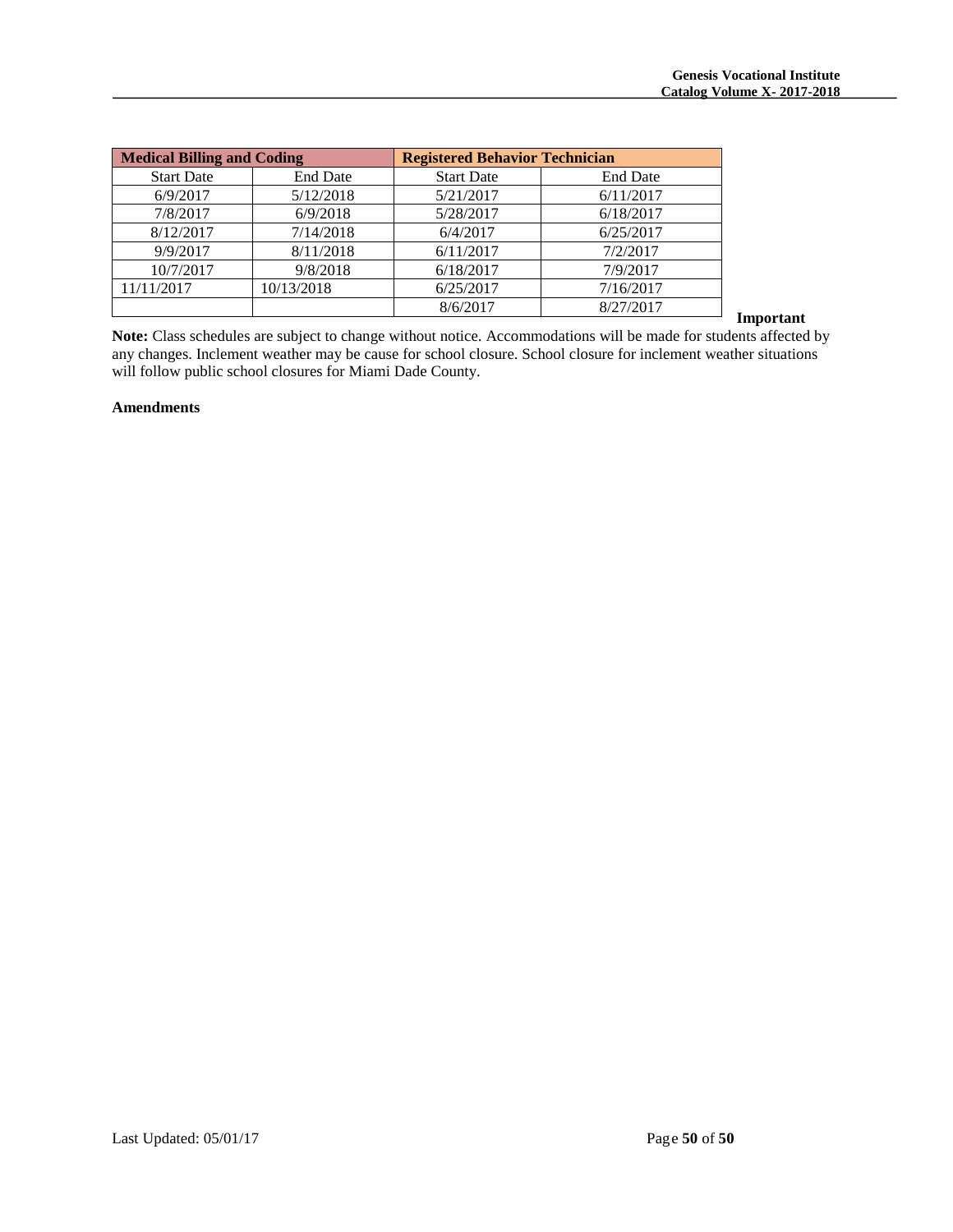| Medical Billing and Coding | | Registered Behavior Technician | |
|---|---|---|---|
| Start Date | End Date | Start Date | End Date |
| 6/9/2017 | 5/12/2018 | 5/21/2017 | 6/11/2017 |
| 7/8/2017 | 6/9/2018 | 5/28/2017 | 6/18/2017 |
| 8/12/2017 | 7/14/2018 | 6/4/2017 | 6/25/2017 |
| 9/9/2017 | 8/11/2018 | 6/11/2017 | 7/2/2017 |
| 10/7/2017 | 9/8/2018 | 6/18/2017 | 7/9/2017 |
| 11/11/2017 | 10/13/2018 | 6/25/2017 | 7/16/2017 |
| | | 8/6/2017 | 8/27/2017 |

**Important Note:** Class schedules are subject to change without notice. Accommodations will be made for students affected by any changes. Inclement weather may be cause for school closure. School closure for inclement weather situations will follow public school closures for Miami Dade County.

**Amendments**